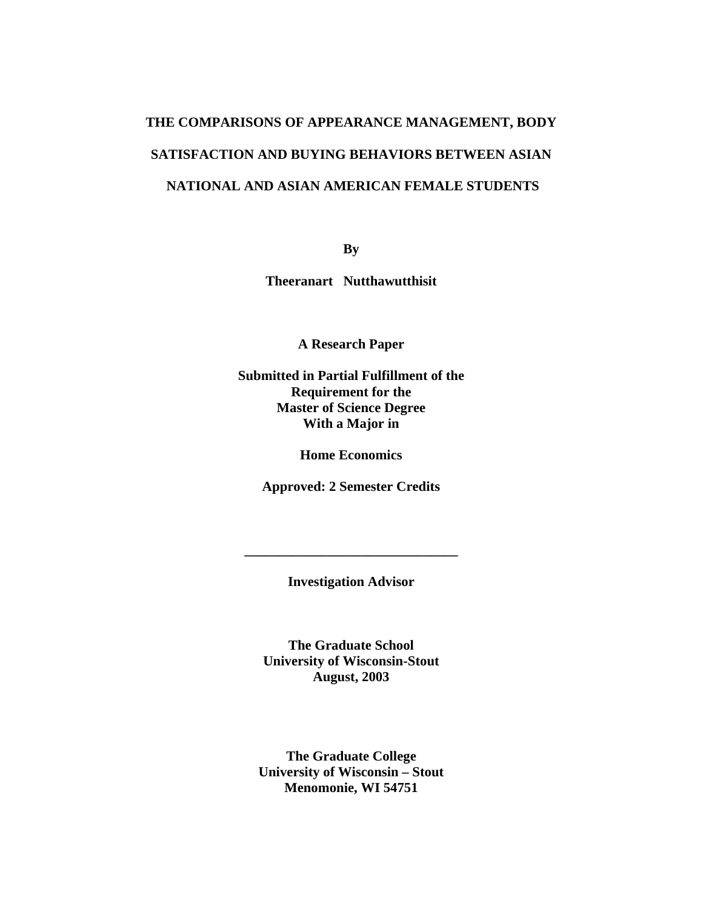# THE COMPARISONS OF APPEARANCE MANAGEMENT, BODY SATISFACTION AND BUYING BEHAVIORS BETWEEN ASIAN NATIONAL AND ASIAN AMERICAN FEMALE STUDENTS

**By**

**Theeranart Nutthawutthisit**

**A Research Paper**

**Submitted in Partial Fulfillment of the Requirement for the Master of Science Degree With a Major in**

**Home Economics**

**Approved: 2 Semester Credits**

\_\_\_\_\_\_\_\_\_\_\_\_\_\_\_\_\_\_\_\_\_\_\_\_\_\_\_\_\_\_\_\_\_\_

**Investigation Advisor**

**The Graduate School**
**University of Wisconsin-Stout**
**August, 2003**

**The Graduate College**
**University of Wisconsin – Stout**
**Menomonie, WI 54751**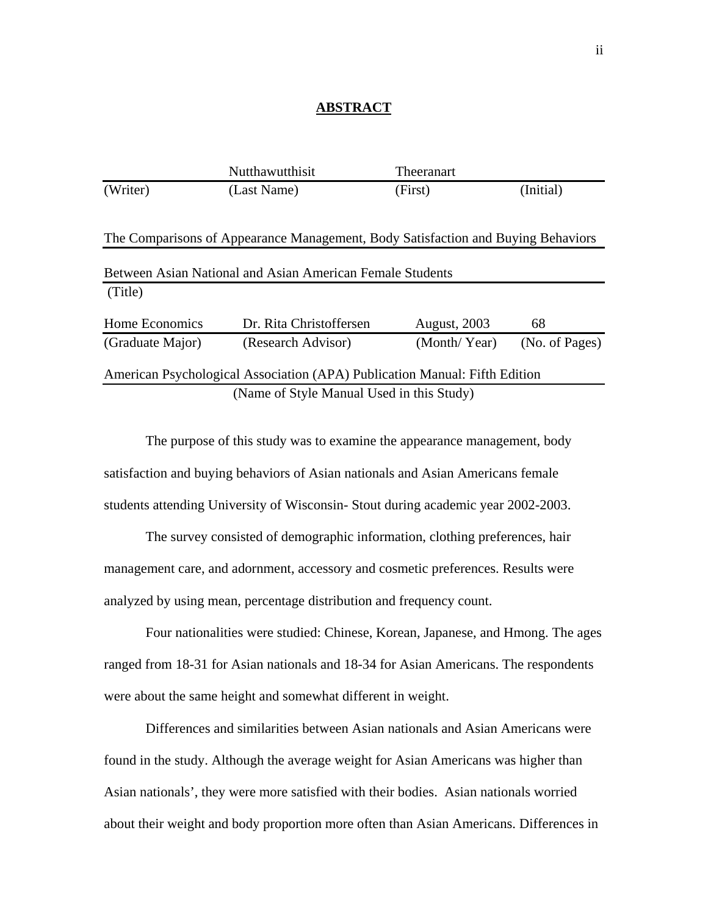# ABSTRACT

| | Nutthawutthisit | Theeranart | |
|---|---|---|---|
| (Writer) | (Last Name) | (First) | (Initial) |

The Comparisons of Appearance Management, Body Satisfaction and Buying Behaviors Between Asian National and Asian American Female Students
(Title)

| Home Economics | Dr. Rita Christoffersen | August, 2003 | 68 |
|---|---|---|---|
| (Graduate Major) | (Research Advisor) | (Month/ Year) | (No. of Pages) |

American Psychological Association (APA) Publication Manual: Fifth Edition
(Name of Style Manual Used in this Study)

The purpose of this study was to examine the appearance management, body satisfaction and buying behaviors of Asian nationals and Asian Americans female students attending University of Wisconsin- Stout during academic year 2002-2003.

The survey consisted of demographic information, clothing preferences, hair management care, and adornment, accessory and cosmetic preferences. Results were analyzed by using mean, percentage distribution and frequency count.

Four nationalities were studied: Chinese, Korean, Japanese, and Hmong. The ages ranged from 18-31 for Asian nationals and 18-34 for Asian Americans. The respondents were about the same height and somewhat different in weight.

Differences and similarities between Asian nationals and Asian Americans were found in the study. Although the average weight for Asian Americans was higher than Asian nationals', they were more satisfied with their bodies. Asian nationals worried about their weight and body proportion more often than Asian Americans. Differences in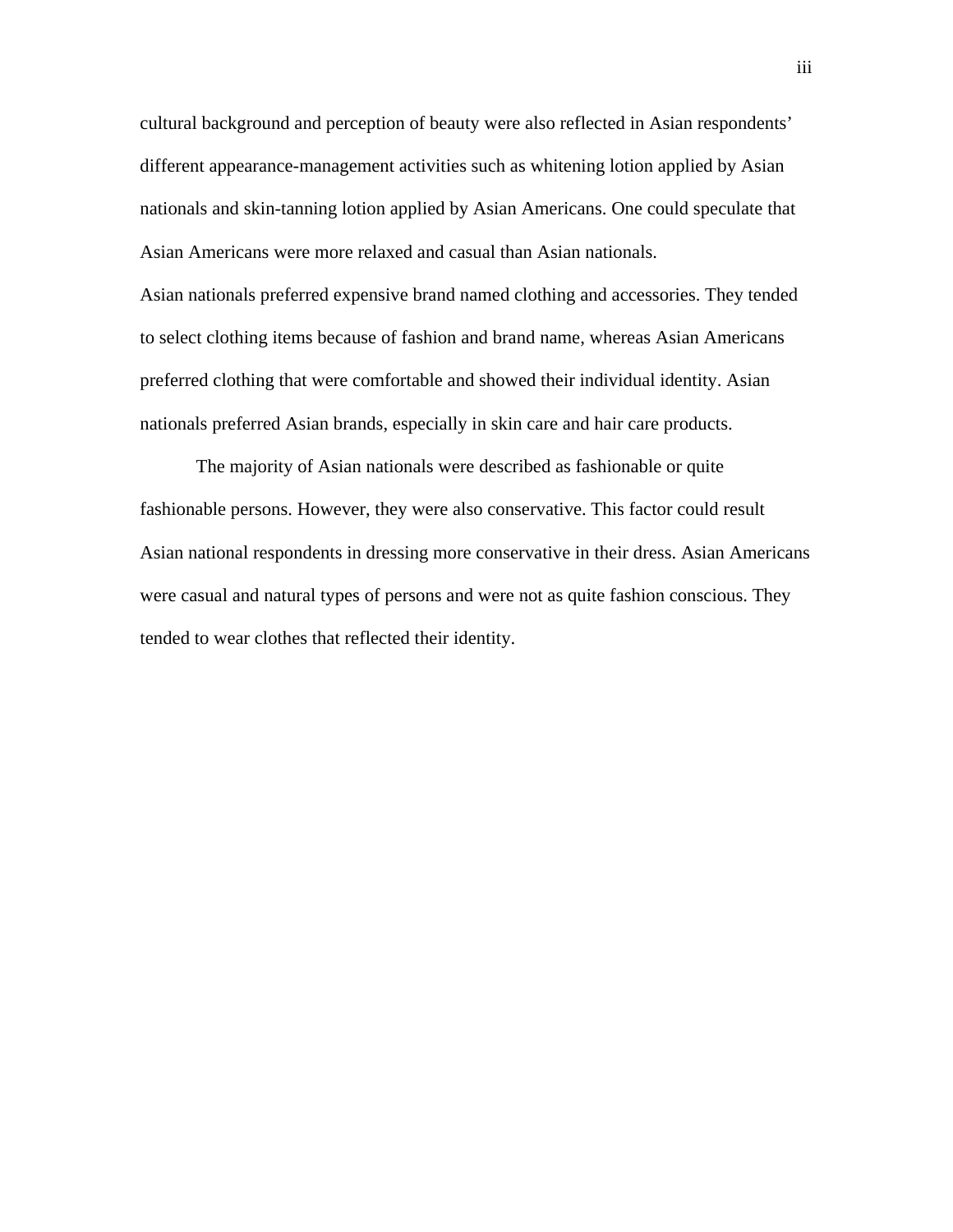cultural background and perception of beauty were also reflected in Asian respondents' different appearance-management activities such as whitening lotion applied by Asian nationals and skin-tanning lotion applied by Asian Americans. One could speculate that Asian Americans were more relaxed and casual than Asian nationals.

Asian nationals preferred expensive brand named clothing and accessories. They tended to select clothing items because of fashion and brand name, whereas Asian Americans preferred clothing that were comfortable and showed their individual identity. Asian nationals preferred Asian brands, especially in skin care and hair care products.

The majority of Asian nationals were described as fashionable or quite fashionable persons. However, they were also conservative. This factor could result Asian national respondents in dressing more conservative in their dress. Asian Americans were casual and natural types of persons and were not as quite fashion conscious. They tended to wear clothes that reflected their identity.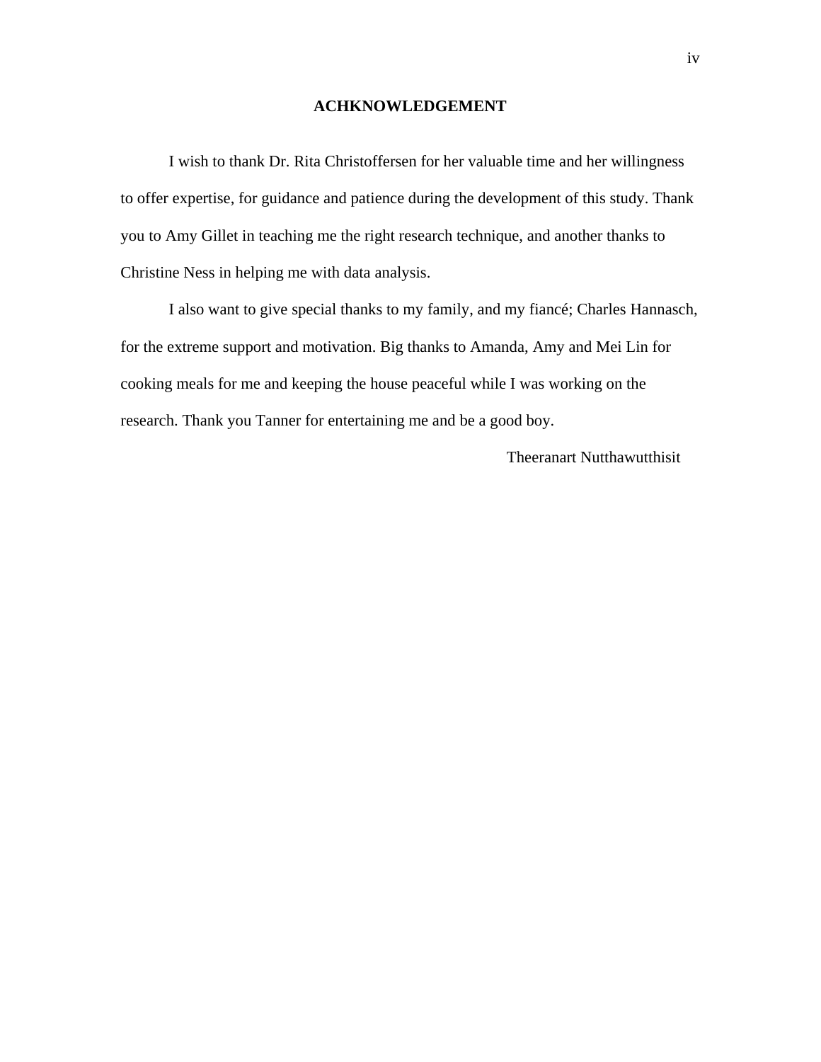# ACHKNOWLEDGEMENT

I wish to thank Dr. Rita Christoffersen for her valuable time and her willingness to offer expertise, for guidance and patience during the development of this study. Thank you to Amy Gillet in teaching me the right research technique, and another thanks to Christine Ness in helping me with data analysis.

I also want to give special thanks to my family, and my fiancé; Charles Hannasch, for the extreme support and motivation. Big thanks to Amanda, Amy and Mei Lin for cooking meals for me and keeping the house peaceful while I was working on the research. Thank you Tanner for entertaining me and be a good boy.

Theeranart Nutthawutthisit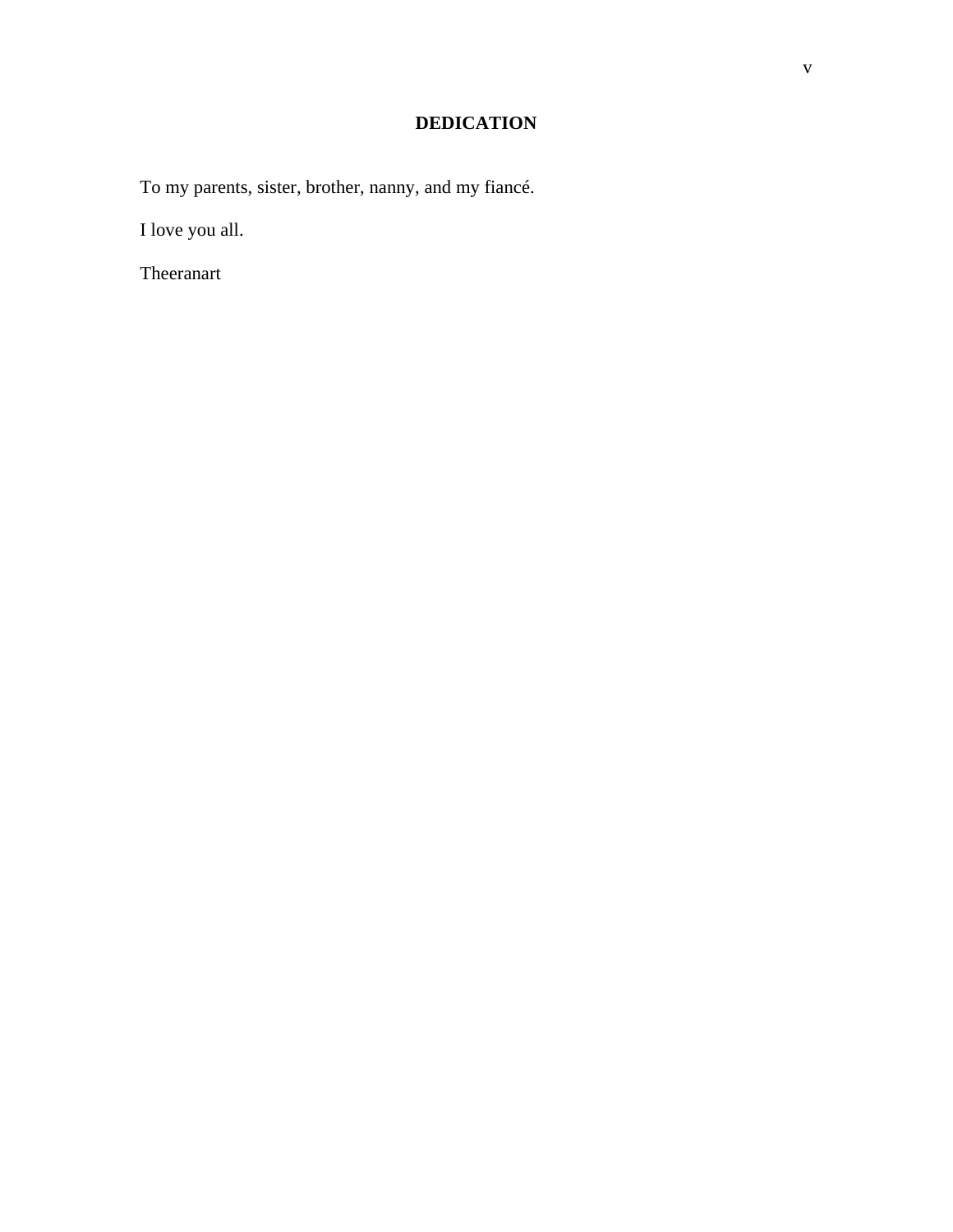# DEDICATION

To my parents, sister, brother, nanny, and my fiancé.

I love you all.

Theeranart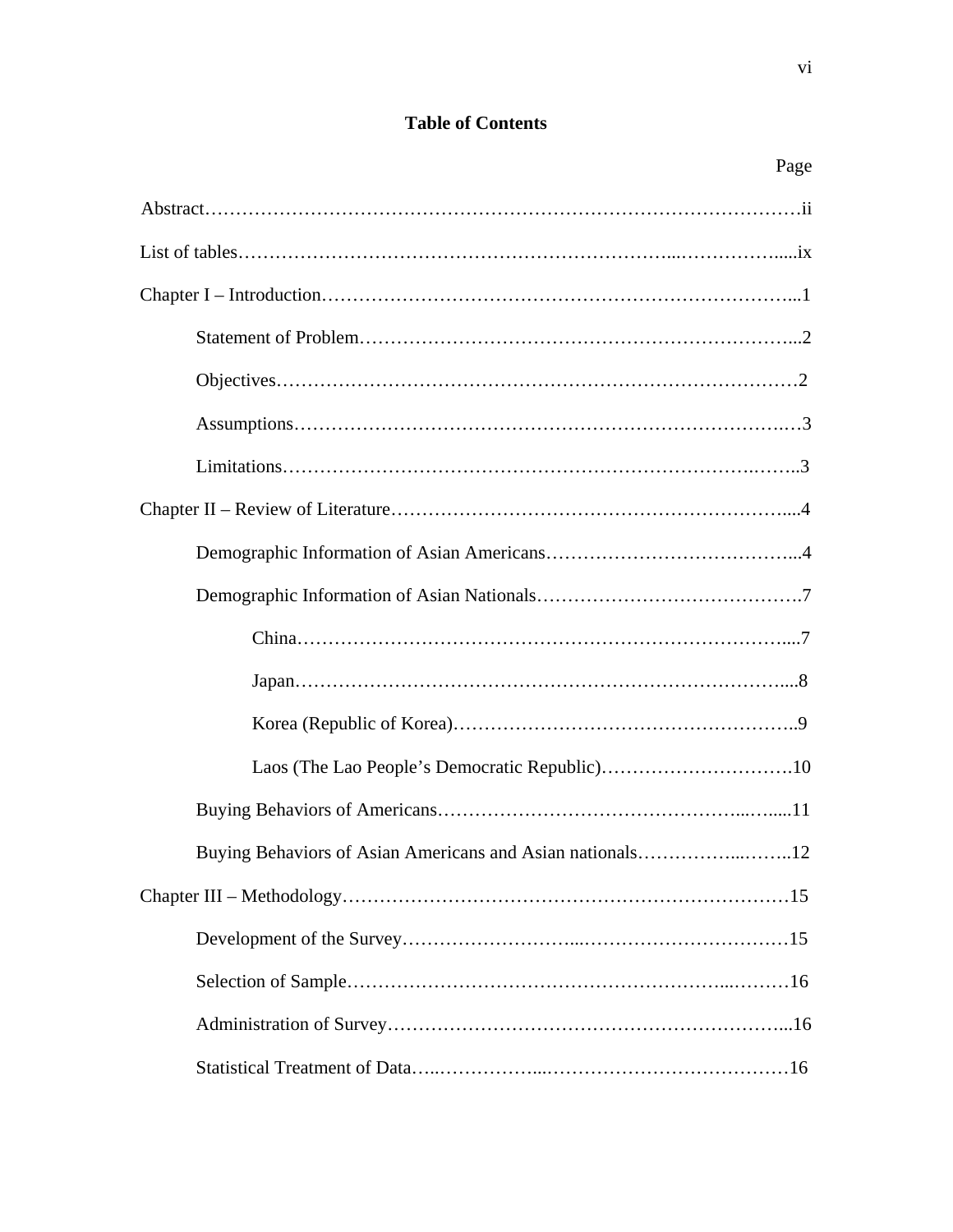# Table of Contents

| | Page |
|---|---|
| Abstract | ii |
| List of tables | ix |
| Chapter I – Introduction | 1 |
| Statement of Problem | 2 |
| Objectives | 2 |
| Assumptions | 3 |
| Limitations | 3 |
| Chapter II – Review of Literature | 4 |
| Demographic Information of Asian Americans | 4 |
| Demographic Information of Asian Nationals | 7 |
| China | 7 |
| Japan | 8 |
| Korea (Republic of Korea) | 9 |
| Laos (The Lao People's Democratic Republic) | 10 |
| Buying Behaviors of Americans | 11 |
| Buying Behaviors of Asian Americans and Asian nationals | 12 |
| Chapter III – Methodology | 15 |
| Development of the Survey | 15 |
| Selection of Sample | 16 |
| Administration of Survey | 16 |
| Statistical Treatment of Data | 16 |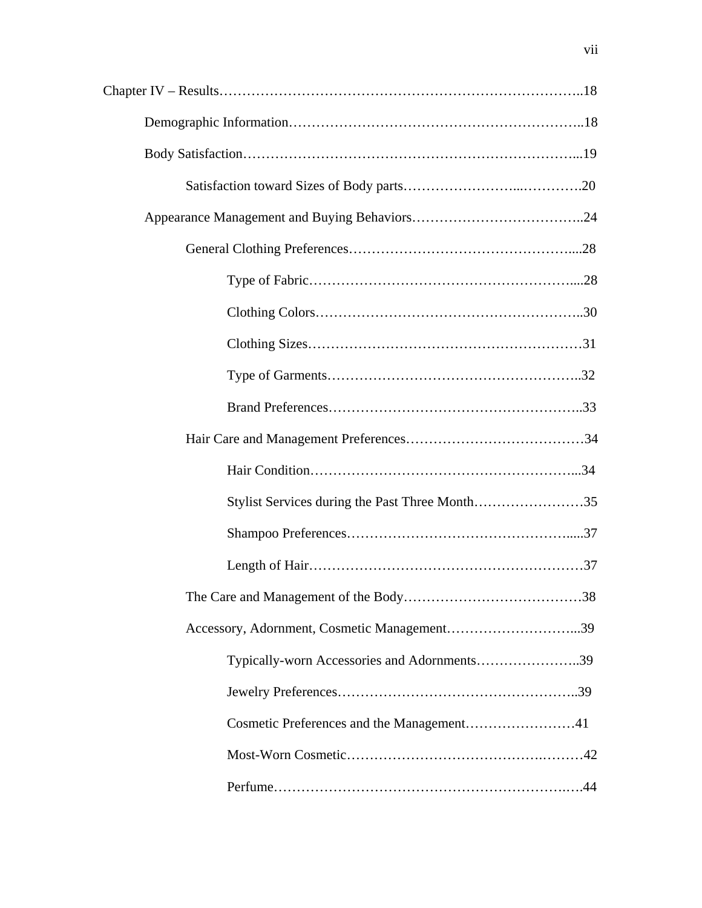Chapter IV – Results……………………………………………………………………..18

Demographic Information………………………………………………………..18

Body Satisfaction…………………………………………………………………...19

Satisfaction toward Sizes of Body parts…………………...………….20

Appearance Management and Buying Behaviors……………………………….24

General Clothing Preferences…………………………………………....28

Type of Fabric…………………………………………………....28

Clothing Colors…………………………………………………..30

Clothing Sizes……………………………………………………31

Type of Garments………………………………………………..32

Brand Preferences………………………………………………..33

Hair Care and Management Preferences…………………………………34

Hair Condition…………………………………………………...34

Stylist Services during the Past Three Month……………………35

Shampoo Preferences…………………………………………....37

Length of Hair……………………………………………………37

The Care and Management of the Body…………………………………38

Accessory, Adornment, Cosmetic Management………………………...39

Typically-worn Accessories and Adornments…………………..39

Jewelry Preferences……………………………………………..39

Cosmetic Preferences and the Management……………………41

Most-Worn Cosmetic…………………………………….………42

Perfume……………………………………………………….….44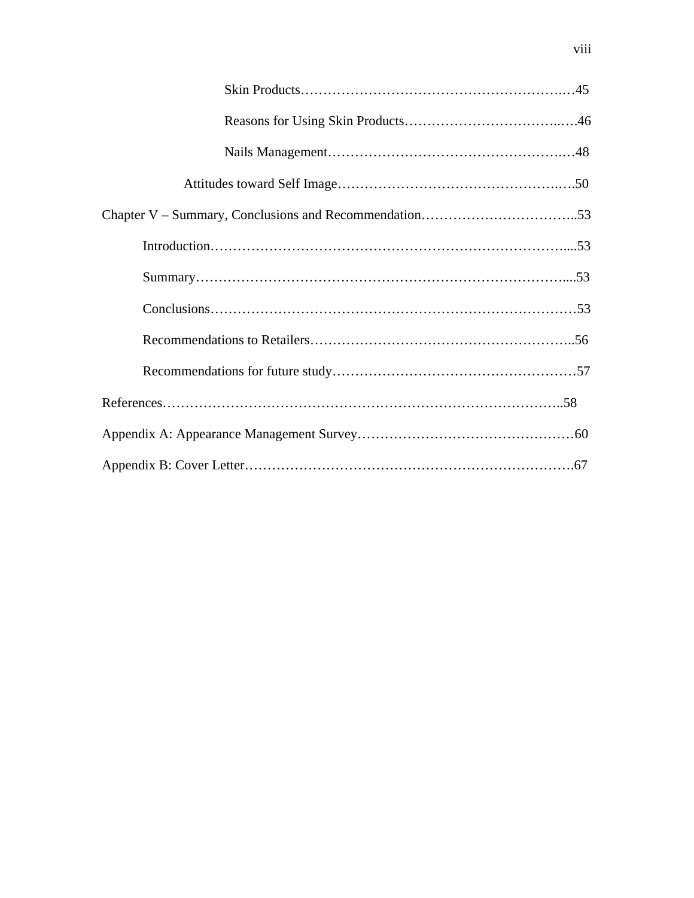Skin Products……………………………………………………….…45

Reasons for Using Skin Products……………………………..….46

Nails Management…………………………………………….…48

Attitudes toward Self Image…………………………………………….….50

Chapter V – Summary, Conclusions and Recommendation……………………………..53

Introduction…………………………………………………………………....53

Summary……………………………………………………………………....53

Conclusions…………………………………………………………………………53

Recommendations to Retailers…………………………………………………..56

Recommendations for future study………………………………………………57

References…………………………………………………………………………..58

Appendix A: Appearance Management Survey…………………………………………60

Appendix B: Cover Letter……………………………………………………………….67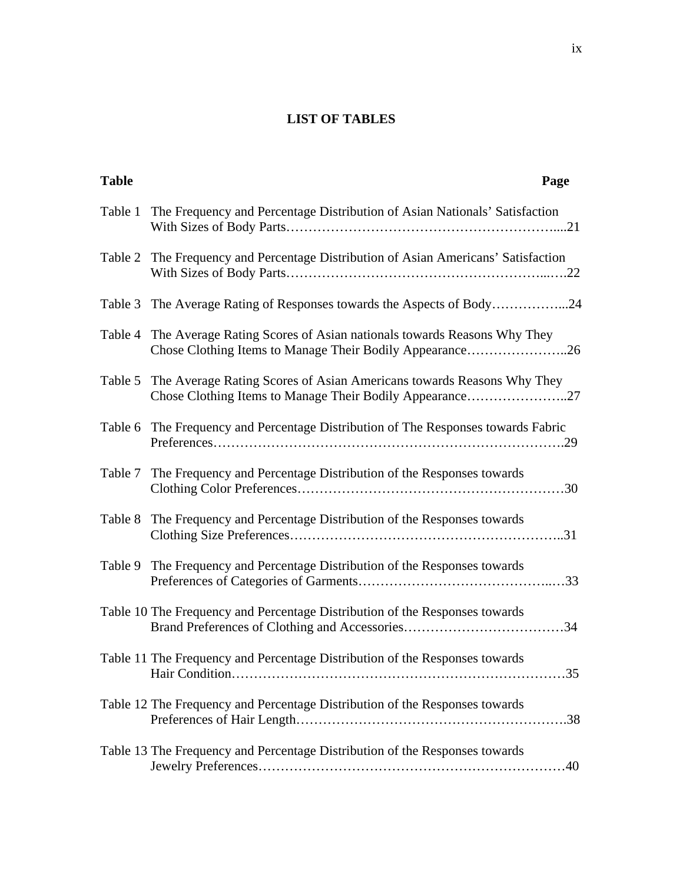# LIST OF TABLES

| Table | | Page |
|---|---|---|
| Table 1 | The Frequency and Percentage Distribution of Asian Nationals' Satisfaction With Sizes of Body Parts | 21 |
| Table 2 | The Frequency and Percentage Distribution of Asian Americans' Satisfaction With Sizes of Body Parts | 22 |
| Table 3 | The Average Rating of Responses towards the Aspects of Body | 24 |
| Table 4 | The Average Rating Scores of Asian nationals towards Reasons Why They Chose Clothing Items to Manage Their Bodily Appearance | 26 |
| Table 5 | The Average Rating Scores of Asian Americans towards Reasons Why They Chose Clothing Items to Manage Their Bodily Appearance | 27 |
| Table 6 | The Frequency and Percentage Distribution of The Responses towards Fabric Preferences | 29 |
| Table 7 | The Frequency and Percentage Distribution of the Responses towards Clothing Color Preferences | 30 |
| Table 8 | The Frequency and Percentage Distribution of the Responses towards Clothing Size Preferences | 31 |
| Table 9 | The Frequency and Percentage Distribution of the Responses towards Preferences of Categories of Garments | 33 |
| Table 10 | The Frequency and Percentage Distribution of the Responses towards Brand Preferences of Clothing and Accessories | 34 |
| Table 11 | The Frequency and Percentage Distribution of the Responses towards Hair Condition | 35 |
| Table 12 | The Frequency and Percentage Distribution of the Responses towards Preferences of Hair Length | 38 |
| Table 13 | The Frequency and Percentage Distribution of the Responses towards Jewelry Preferences | 40 |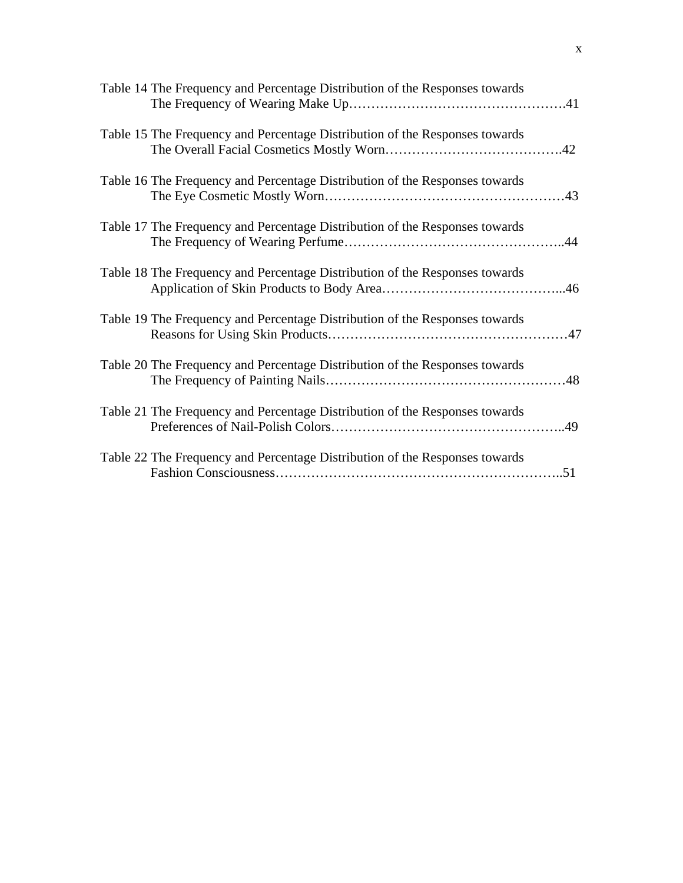Table 14 The Frequency and Percentage Distribution of the Responses towards The Frequency of Wearing Make Up………………………………………….41

Table 15 The Frequency and Percentage Distribution of the Responses towards The Overall Facial Cosmetics Mostly Worn………………………………….42

Table 16 The Frequency and Percentage Distribution of the Responses towards The Eye Cosmetic Mostly Worn……………………………………………43

Table 17 The Frequency and Percentage Distribution of the Responses towards The Frequency of Wearing Perfume…………………………………………..44

Table 18 The Frequency and Percentage Distribution of the Responses towards Application of Skin Products to Body Area…………………………………...46

Table 19 The Frequency and Percentage Distribution of the Responses towards Reasons for Using Skin Products………………………………………………47

Table 20 The Frequency and Percentage Distribution of the Responses towards The Frequency of Painting Nails……………………………………………48

Table 21 The Frequency and Percentage Distribution of the Responses towards Preferences of Nail-Polish Colors……………………………………………..49

Table 22 The Frequency and Percentage Distribution of the Responses towards Fashion Consciousness………………………………………………………..51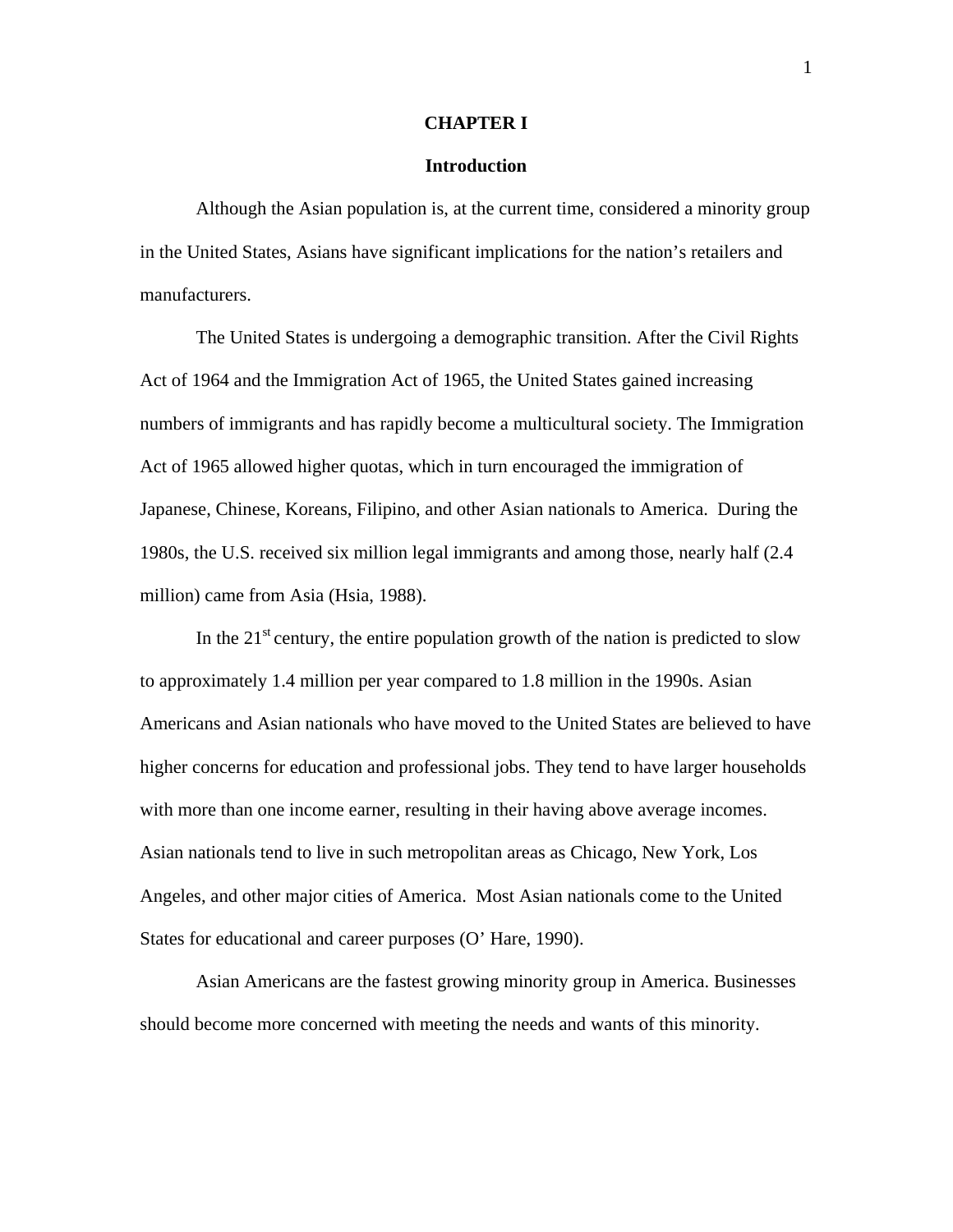# CHAPTER I

## Introduction

Although the Asian population is, at the current time, considered a minority group in the United States, Asians have significant implications for the nation's retailers and manufacturers.

The United States is undergoing a demographic transition. After the Civil Rights Act of 1964 and the Immigration Act of 1965, the United States gained increasing numbers of immigrants and has rapidly become a multicultural society. The Immigration Act of 1965 allowed higher quotas, which in turn encouraged the immigration of Japanese, Chinese, Koreans, Filipino, and other Asian nationals to America. During the 1980s, the U.S. received six million legal immigrants and among those, nearly half (2.4 million) came from Asia (Hsia, 1988).

In the 21st century, the entire population growth of the nation is predicted to slow to approximately 1.4 million per year compared to 1.8 million in the 1990s. Asian Americans and Asian nationals who have moved to the United States are believed to have higher concerns for education and professional jobs. They tend to have larger households with more than one income earner, resulting in their having above average incomes. Asian nationals tend to live in such metropolitan areas as Chicago, New York, Los Angeles, and other major cities of America. Most Asian nationals come to the United States for educational and career purposes (O' Hare, 1990).

Asian Americans are the fastest growing minority group in America. Businesses should become more concerned with meeting the needs and wants of this minority.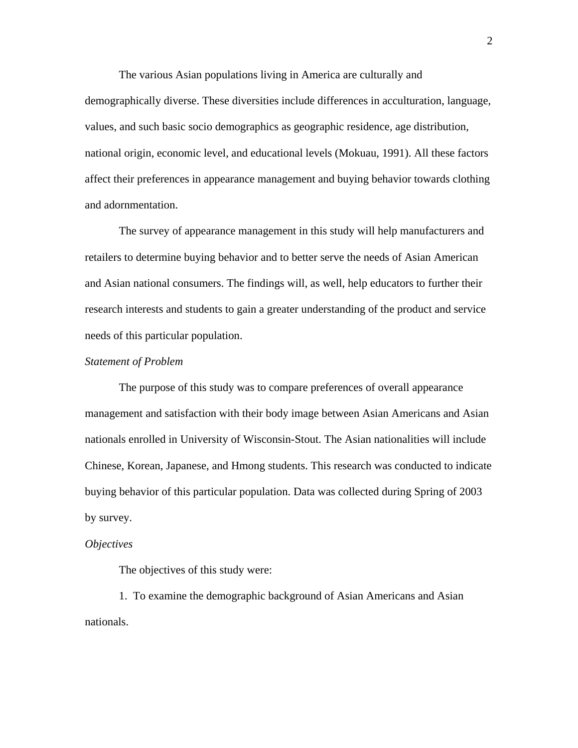The various Asian populations living in America are culturally and demographically diverse. These diversities include differences in acculturation, language, values, and such basic socio demographics as geographic residence, age distribution, national origin, economic level, and educational levels (Mokuau, 1991). All these factors affect their preferences in appearance management and buying behavior towards clothing and adornmentation.

The survey of appearance management in this study will help manufacturers and retailers to determine buying behavior and to better serve the needs of Asian American and Asian national consumers. The findings will, as well, help educators to further their research interests and students to gain a greater understanding of the product and service needs of this particular population.

*Statement of Problem*

The purpose of this study was to compare preferences of overall appearance management and satisfaction with their body image between Asian Americans and Asian nationals enrolled in University of Wisconsin-Stout. The Asian nationalities will include Chinese, Korean, Japanese, and Hmong students. This research was conducted to indicate buying behavior of this particular population. Data was collected during Spring of 2003 by survey.

*Objectives*

The objectives of this study were:

1. To examine the demographic background of Asian Americans and Asian nationals.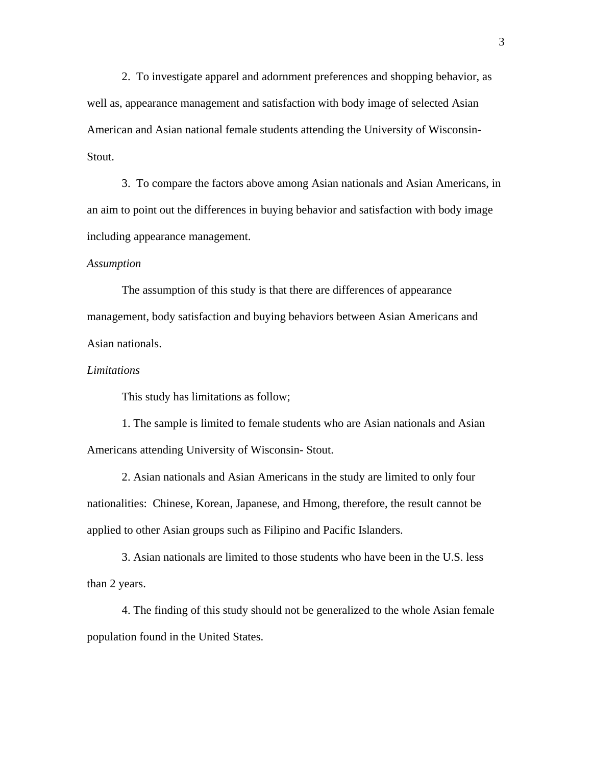2. To investigate apparel and adornment preferences and shopping behavior, as well as, appearance management and satisfaction with body image of selected Asian American and Asian national female students attending the University of Wisconsin-Stout.

3. To compare the factors above among Asian nationals and Asian Americans, in an aim to point out the differences in buying behavior and satisfaction with body image including appearance management.

*Assumption*

The assumption of this study is that there are differences of appearance management, body satisfaction and buying behaviors between Asian Americans and Asian nationals.

*Limitations*

This study has limitations as follow;

1. The sample is limited to female students who are Asian nationals and Asian Americans attending University of Wisconsin- Stout.

2. Asian nationals and Asian Americans in the study are limited to only four nationalities: Chinese, Korean, Japanese, and Hmong, therefore, the result cannot be applied to other Asian groups such as Filipino and Pacific Islanders.

3. Asian nationals are limited to those students who have been in the U.S. less than 2 years.

4. The finding of this study should not be generalized to the whole Asian female population found in the United States.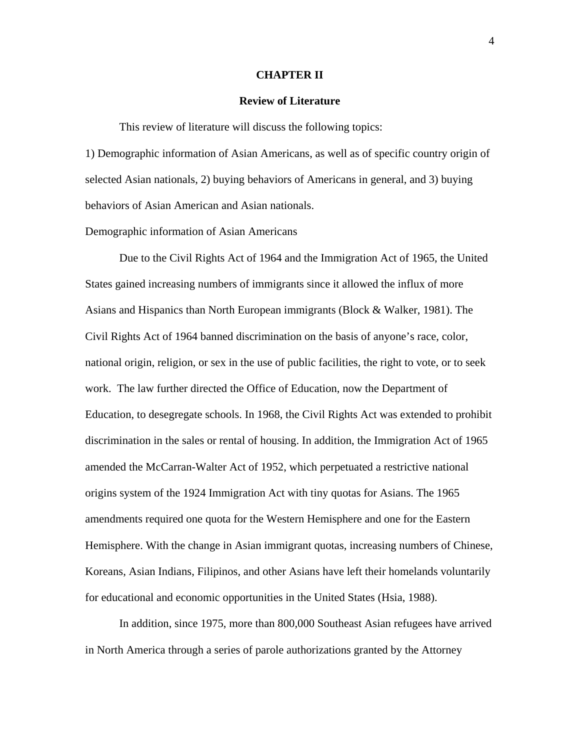# CHAPTER II

## Review of Literature

This review of literature will discuss the following topics:

1) Demographic information of Asian Americans, as well as of specific country origin of selected Asian nationals, 2) buying behaviors of Americans in general, and 3) buying behaviors of Asian American and Asian nationals.

### Demographic information of Asian Americans

Due to the Civil Rights Act of 1964 and the Immigration Act of 1965, the United States gained increasing numbers of immigrants since it allowed the influx of more Asians and Hispanics than North European immigrants (Block & Walker, 1981). The Civil Rights Act of 1964 banned discrimination on the basis of anyone's race, color, national origin, religion, or sex in the use of public facilities, the right to vote, or to seek work. The law further directed the Office of Education, now the Department of Education, to desegregate schools. In 1968, the Civil Rights Act was extended to prohibit discrimination in the sales or rental of housing. In addition, the Immigration Act of 1965 amended the McCarran-Walter Act of 1952, which perpetuated a restrictive national origins system of the 1924 Immigration Act with tiny quotas for Asians. The 1965 amendments required one quota for the Western Hemisphere and one for the Eastern Hemisphere. With the change in Asian immigrant quotas, increasing numbers of Chinese, Koreans, Asian Indians, Filipinos, and other Asians have left their homelands voluntarily for educational and economic opportunities in the United States (Hsia, 1988).

In addition, since 1975, more than 800,000 Southeast Asian refugees have arrived in North America through a series of parole authorizations granted by the Attorney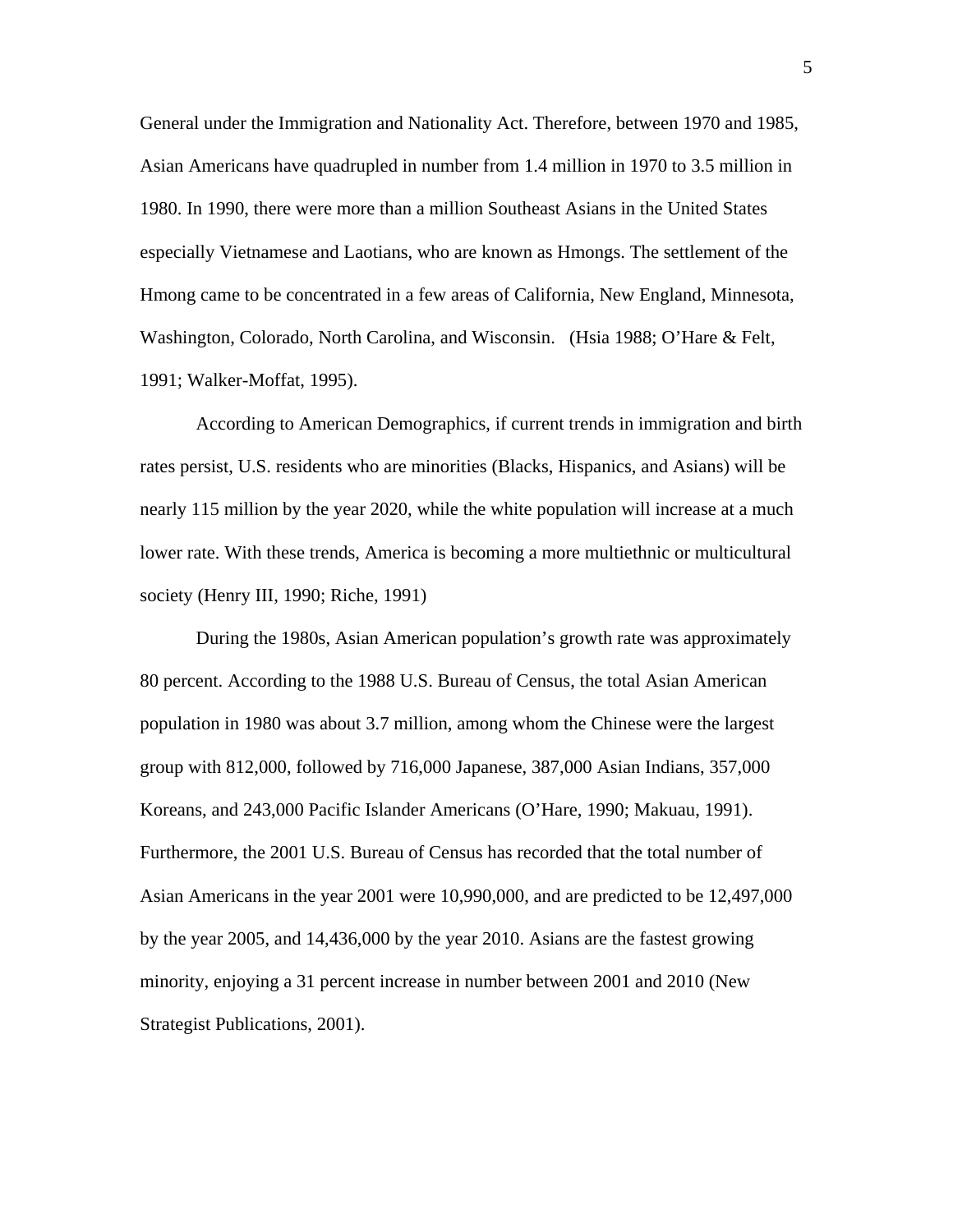General under the Immigration and Nationality Act. Therefore, between 1970 and 1985, Asian Americans have quadrupled in number from 1.4 million in 1970 to 3.5 million in 1980. In 1990, there were more than a million Southeast Asians in the United States especially Vietnamese and Laotians, who are known as Hmongs. The settlement of the Hmong came to be concentrated in a few areas of California, New England, Minnesota, Washington, Colorado, North Carolina, and Wisconsin. (Hsia 1988; O'Hare & Felt, 1991; Walker-Moffat, 1995).

According to American Demographics, if current trends in immigration and birth rates persist, U.S. residents who are minorities (Blacks, Hispanics, and Asians) will be nearly 115 million by the year 2020, while the white population will increase at a much lower rate. With these trends, America is becoming a more multiethnic or multicultural society (Henry III, 1990; Riche, 1991)

During the 1980s, Asian American population's growth rate was approximately 80 percent. According to the 1988 U.S. Bureau of Census, the total Asian American population in 1980 was about 3.7 million, among whom the Chinese were the largest group with 812,000, followed by 716,000 Japanese, 387,000 Asian Indians, 357,000 Koreans, and 243,000 Pacific Islander Americans (O'Hare, 1990; Makuau, 1991). Furthermore, the 2001 U.S. Bureau of Census has recorded that the total number of Asian Americans in the year 2001 were 10,990,000, and are predicted to be 12,497,000 by the year 2005, and 14,436,000 by the year 2010. Asians are the fastest growing minority, enjoying a 31 percent increase in number between 2001 and 2010 (New Strategist Publications, 2001).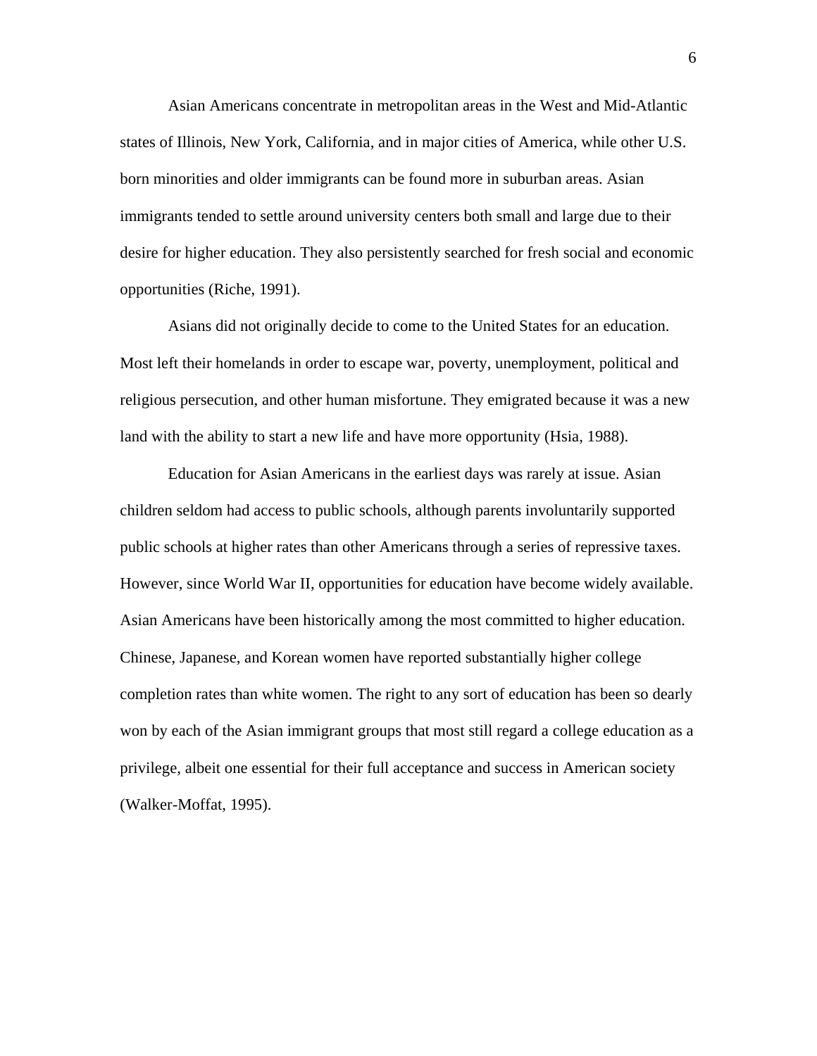Asian Americans concentrate in metropolitan areas in the West and Mid-Atlantic states of Illinois, New York, California, and in major cities of America, while other U.S. born minorities and older immigrants can be found more in suburban areas. Asian immigrants tended to settle around university centers both small and large due to their desire for higher education. They also persistently searched for fresh social and economic opportunities (Riche, 1991).

Asians did not originally decide to come to the United States for an education. Most left their homelands in order to escape war, poverty, unemployment, political and religious persecution, and other human misfortune. They emigrated because it was a new land with the ability to start a new life and have more opportunity (Hsia, 1988).

Education for Asian Americans in the earliest days was rarely at issue. Asian children seldom had access to public schools, although parents involuntarily supported public schools at higher rates than other Americans through a series of repressive taxes. However, since World War II, opportunities for education have become widely available. Asian Americans have been historically among the most committed to higher education. Chinese, Japanese, and Korean women have reported substantially higher college completion rates than white women. The right to any sort of education has been so dearly won by each of the Asian immigrant groups that most still regard a college education as a privilege, albeit one essential for their full acceptance and success in American society (Walker-Moffat, 1995).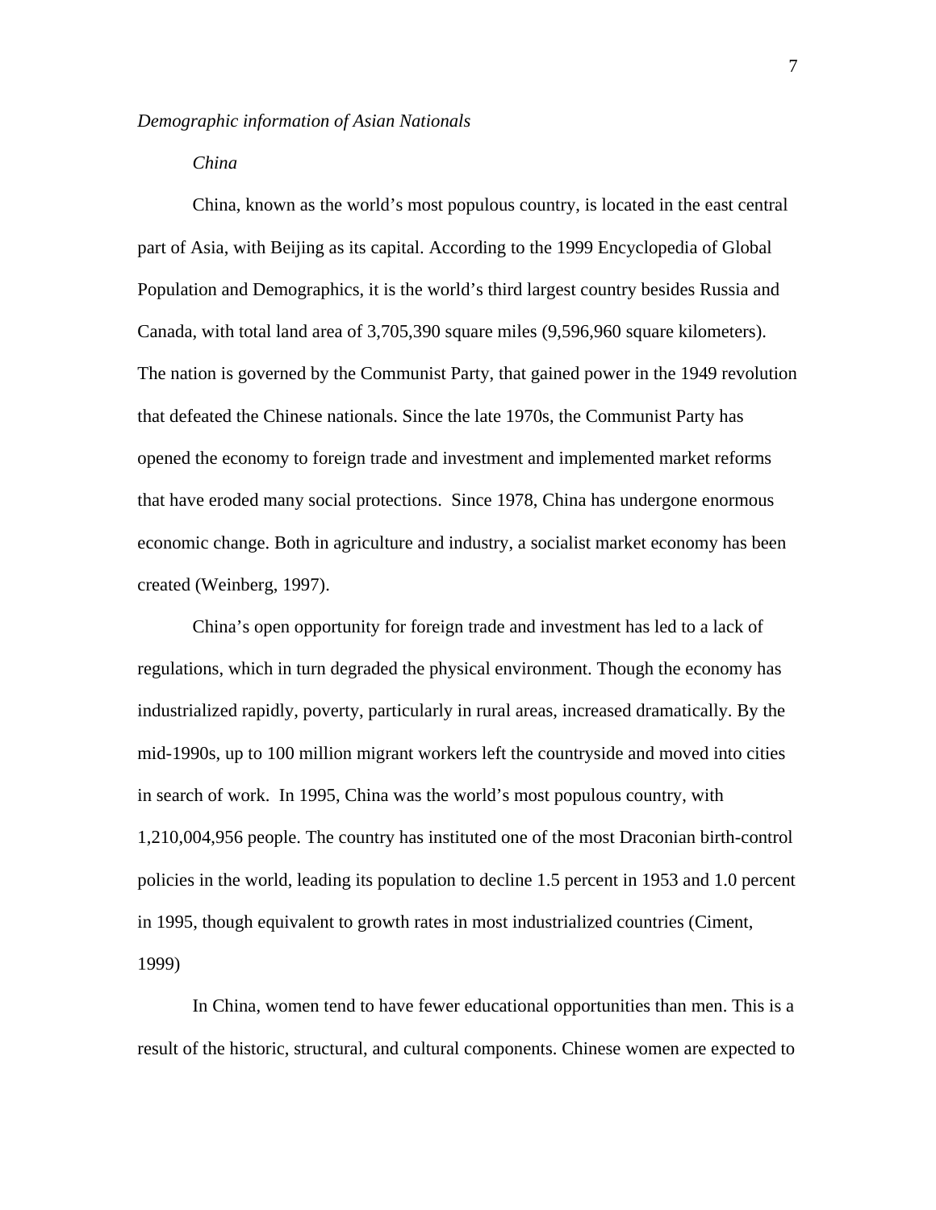*Demographic information of Asian Nationals*

*China*

China, known as the world's most populous country, is located in the east central part of Asia, with Beijing as its capital. According to the 1999 Encyclopedia of Global Population and Demographics, it is the world's third largest country besides Russia and Canada, with total land area of 3,705,390 square miles (9,596,960 square kilometers). The nation is governed by the Communist Party, that gained power in the 1949 revolution that defeated the Chinese nationals. Since the late 1970s, the Communist Party has opened the economy to foreign trade and investment and implemented market reforms that have eroded many social protections. Since 1978, China has undergone enormous economic change. Both in agriculture and industry, a socialist market economy has been created (Weinberg, 1997).

China's open opportunity for foreign trade and investment has led to a lack of regulations, which in turn degraded the physical environment. Though the economy has industrialized rapidly, poverty, particularly in rural areas, increased dramatically. By the mid-1990s, up to 100 million migrant workers left the countryside and moved into cities in search of work. In 1995, China was the world's most populous country, with 1,210,004,956 people. The country has instituted one of the most Draconian birth-control policies in the world, leading its population to decline 1.5 percent in 1953 and 1.0 percent in 1995, though equivalent to growth rates in most industrialized countries (Ciment, 1999)

In China, women tend to have fewer educational opportunities than men. This is a result of the historic, structural, and cultural components. Chinese women are expected to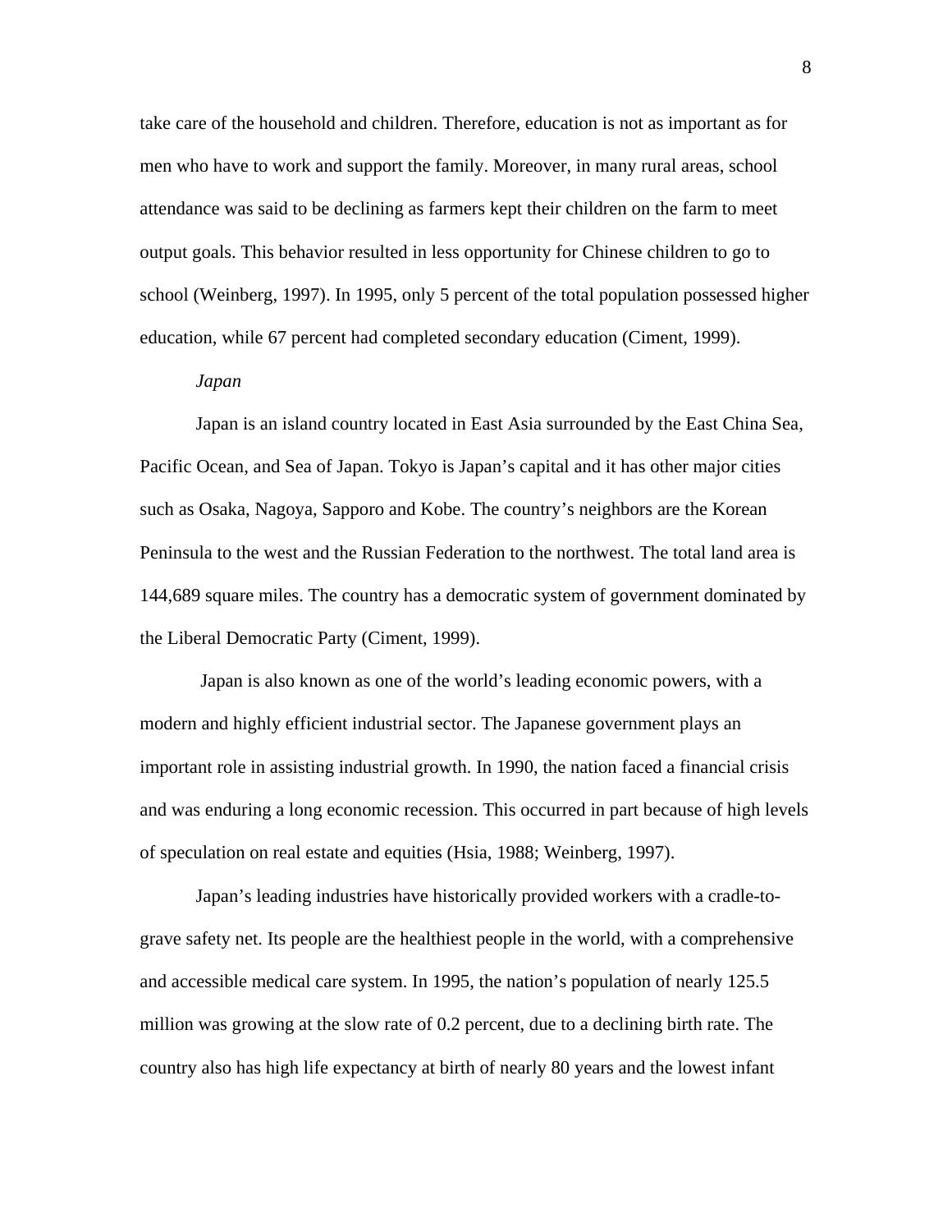take care of the household and children. Therefore, education is not as important as for men who have to work and support the family. Moreover, in many rural areas, school attendance was said to be declining as farmers kept their children on the farm to meet output goals. This behavior resulted in less opportunity for Chinese children to go to school (Weinberg, 1997). In 1995, only 5 percent of the total population possessed higher education, while 67 percent had completed secondary education (Ciment, 1999).

### *Japan*

Japan is an island country located in East Asia surrounded by the East China Sea, Pacific Ocean, and Sea of Japan. Tokyo is Japan's capital and it has other major cities such as Osaka, Nagoya, Sapporo and Kobe. The country's neighbors are the Korean Peninsula to the west and the Russian Federation to the northwest. The total land area is 144,689 square miles. The country has a democratic system of government dominated by the Liberal Democratic Party (Ciment, 1999).

Japan is also known as one of the world's leading economic powers, with a modern and highly efficient industrial sector. The Japanese government plays an important role in assisting industrial growth. In 1990, the nation faced a financial crisis and was enduring a long economic recession. This occurred in part because of high levels of speculation on real estate and equities (Hsia, 1988; Weinberg, 1997).

Japan's leading industries have historically provided workers with a cradle-to-grave safety net. Its people are the healthiest people in the world, with a comprehensive and accessible medical care system. In 1995, the nation's population of nearly 125.5 million was growing at the slow rate of 0.2 percent, due to a declining birth rate. The country also has high life expectancy at birth of nearly 80 years and the lowest infant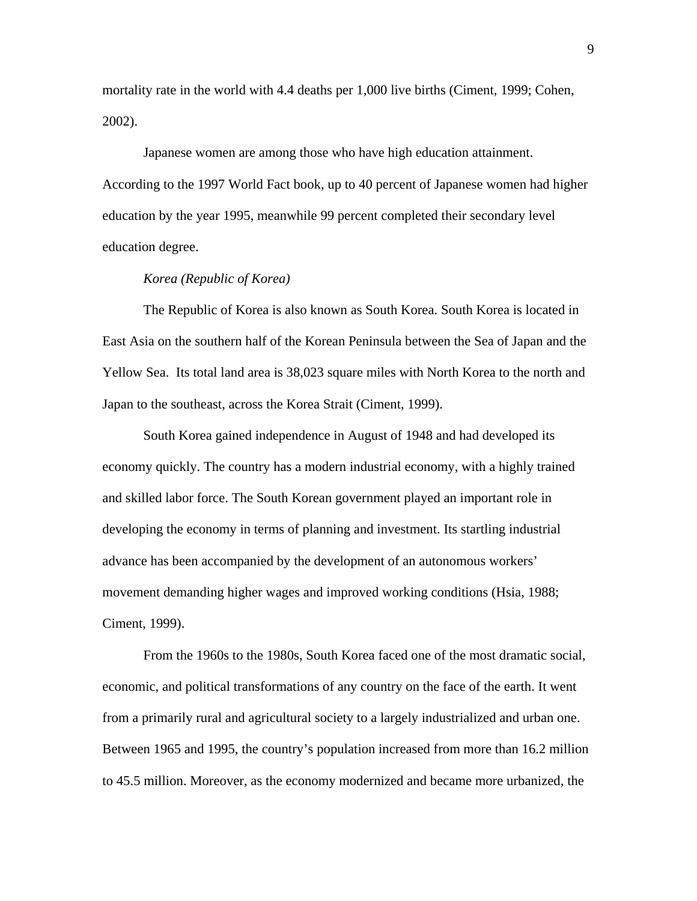mortality rate in the world with 4.4 deaths per 1,000 live births (Ciment, 1999; Cohen, 2002).

Japanese women are among those who have high education attainment. According to the 1997 World Fact book, up to 40 percent of Japanese women had higher education by the year 1995, meanwhile 99 percent completed their secondary level education degree.

*Korea (Republic of Korea)*

The Republic of Korea is also known as South Korea. South Korea is located in East Asia on the southern half of the Korean Peninsula between the Sea of Japan and the Yellow Sea. Its total land area is 38,023 square miles with North Korea to the north and Japan to the southeast, across the Korea Strait (Ciment, 1999).

South Korea gained independence in August of 1948 and had developed its economy quickly. The country has a modern industrial economy, with a highly trained and skilled labor force. The South Korean government played an important role in developing the economy in terms of planning and investment. Its startling industrial advance has been accompanied by the development of an autonomous workers' movement demanding higher wages and improved working conditions (Hsia, 1988; Ciment, 1999).

From the 1960s to the 1980s, South Korea faced one of the most dramatic social, economic, and political transformations of any country on the face of the earth. It went from a primarily rural and agricultural society to a largely industrialized and urban one. Between 1965 and 1995, the country's population increased from more than 16.2 million to 45.5 million. Moreover, as the economy modernized and became more urbanized, the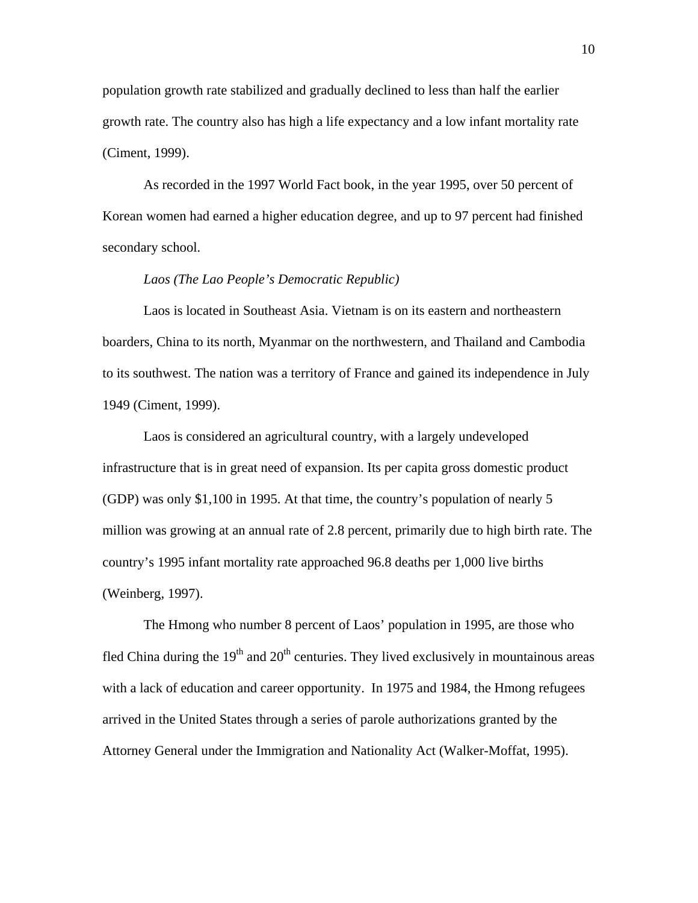population growth rate stabilized and gradually declined to less than half the earlier growth rate. The country also has high a life expectancy and a low infant mortality rate (Ciment, 1999).

As recorded in the 1997 World Fact book, in the year 1995, over 50 percent of Korean women had earned a higher education degree, and up to 97 percent had finished secondary school.

*Laos (The Lao People's Democratic Republic)*

Laos is located in Southeast Asia. Vietnam is on its eastern and northeastern boarders, China to its north, Myanmar on the northwestern, and Thailand and Cambodia to its southwest. The nation was a territory of France and gained its independence in July 1949 (Ciment, 1999).

Laos is considered an agricultural country, with a largely undeveloped infrastructure that is in great need of expansion. Its per capita gross domestic product (GDP) was only $1,100 in 1995. At that time, the country's population of nearly 5 million was growing at an annual rate of 2.8 percent, primarily due to high birth rate. The country's 1995 infant mortality rate approached 96.8 deaths per 1,000 live births (Weinberg, 1997).

The Hmong who number 8 percent of Laos' population in 1995, are those who fled China during the 19th and 20th centuries. They lived exclusively in mountainous areas with a lack of education and career opportunity. In 1975 and 1984, the Hmong refugees arrived in the United States through a series of parole authorizations granted by the Attorney General under the Immigration and Nationality Act (Walker-Moffat, 1995).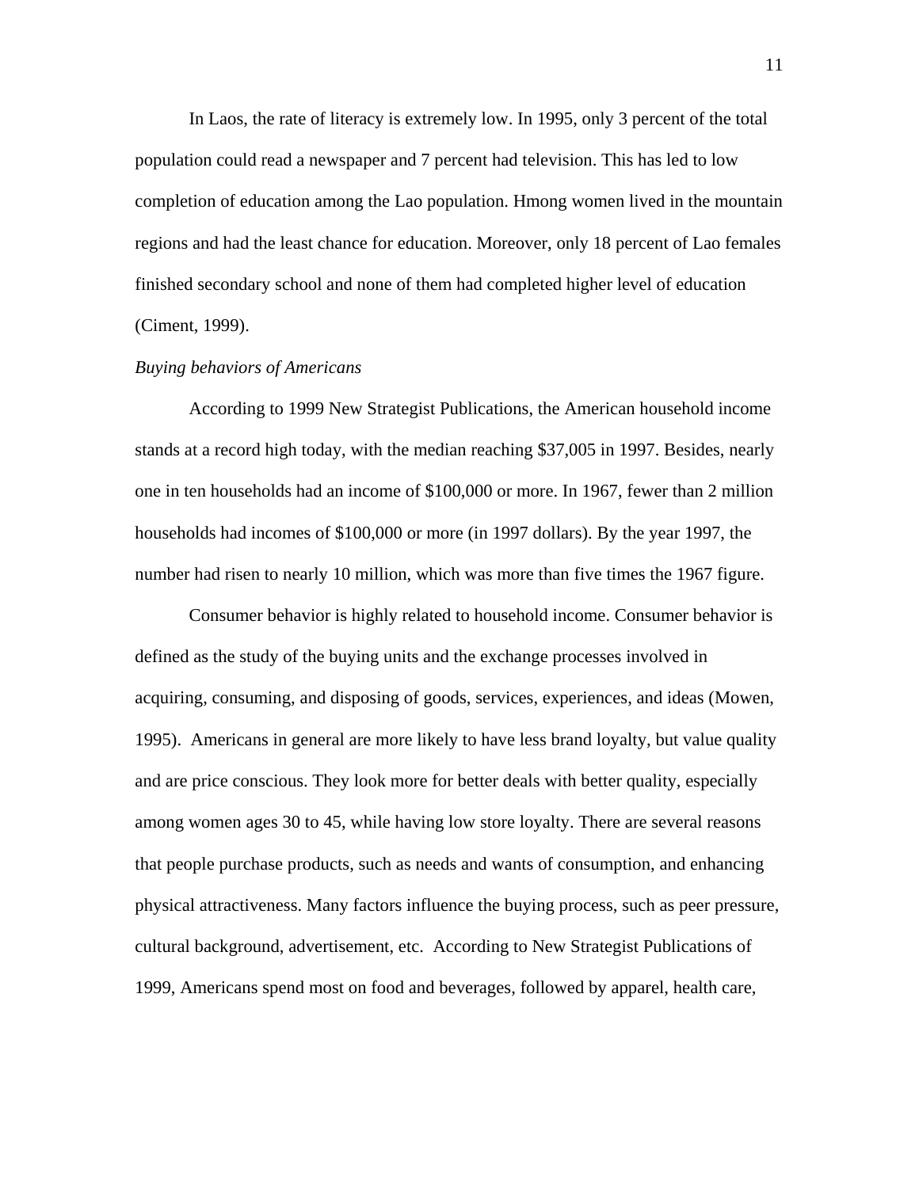In Laos, the rate of literacy is extremely low. In 1995, only 3 percent of the total population could read a newspaper and 7 percent had television. This has led to low completion of education among the Lao population. Hmong women lived in the mountain regions and had the least chance for education. Moreover, only 18 percent of Lao females finished secondary school and none of them had completed higher level of education (Ciment, 1999).

*Buying behaviors of Americans*

According to 1999 New Strategist Publications, the American household income stands at a record high today, with the median reaching $37,005 in 1997. Besides, nearly one in ten households had an income of $100,000 or more. In 1967, fewer than 2 million households had incomes of $100,000 or more (in 1997 dollars). By the year 1997, the number had risen to nearly 10 million, which was more than five times the 1967 figure.

Consumer behavior is highly related to household income. Consumer behavior is defined as the study of the buying units and the exchange processes involved in acquiring, consuming, and disposing of goods, services, experiences, and ideas (Mowen, 1995). Americans in general are more likely to have less brand loyalty, but value quality and are price conscious. They look more for better deals with better quality, especially among women ages 30 to 45, while having low store loyalty. There are several reasons that people purchase products, such as needs and wants of consumption, and enhancing physical attractiveness. Many factors influence the buying process, such as peer pressure, cultural background, advertisement, etc. According to New Strategist Publications of 1999, Americans spend most on food and beverages, followed by apparel, health care,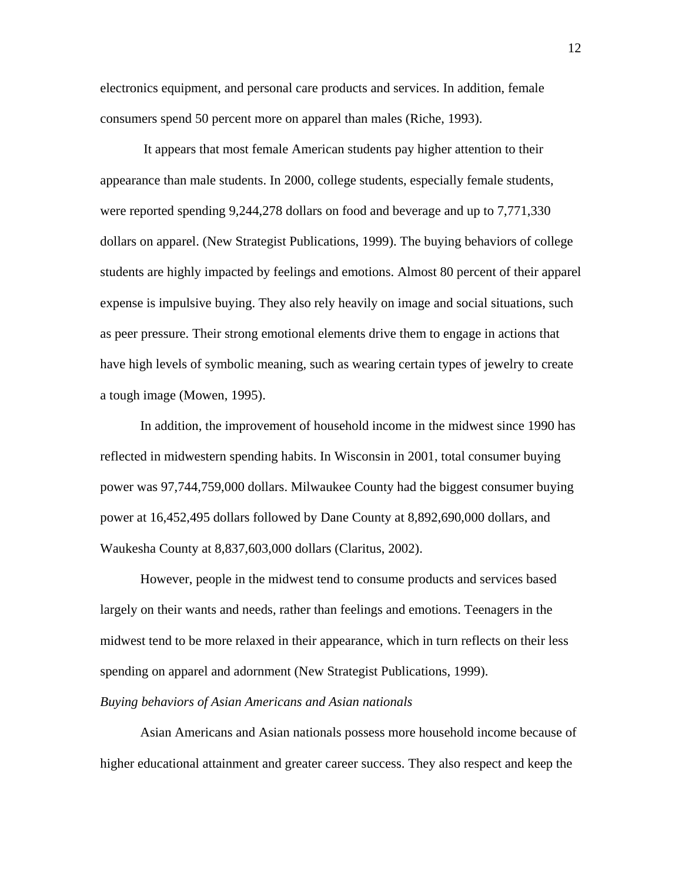electronics equipment, and personal care products and services. In addition, female consumers spend 50 percent more on apparel than males (Riche, 1993).

It appears that most female American students pay higher attention to their appearance than male students. In 2000, college students, especially female students, were reported spending 9,244,278 dollars on food and beverage and up to 7,771,330 dollars on apparel. (New Strategist Publications, 1999). The buying behaviors of college students are highly impacted by feelings and emotions. Almost 80 percent of their apparel expense is impulsive buying. They also rely heavily on image and social situations, such as peer pressure. Their strong emotional elements drive them to engage in actions that have high levels of symbolic meaning, such as wearing certain types of jewelry to create a tough image (Mowen, 1995).

In addition, the improvement of household income in the midwest since 1990 has reflected in midwestern spending habits. In Wisconsin in 2001, total consumer buying power was 97,744,759,000 dollars. Milwaukee County had the biggest consumer buying power at 16,452,495 dollars followed by Dane County at 8,892,690,000 dollars, and Waukesha County at 8,837,603,000 dollars (Claritus, 2002).

However, people in the midwest tend to consume products and services based largely on their wants and needs, rather than feelings and emotions. Teenagers in the midwest tend to be more relaxed in their appearance, which in turn reflects on their less spending on apparel and adornment (New Strategist Publications, 1999).

*Buying behaviors of Asian Americans and Asian nationals*

Asian Americans and Asian nationals possess more household income because of higher educational attainment and greater career success. They also respect and keep the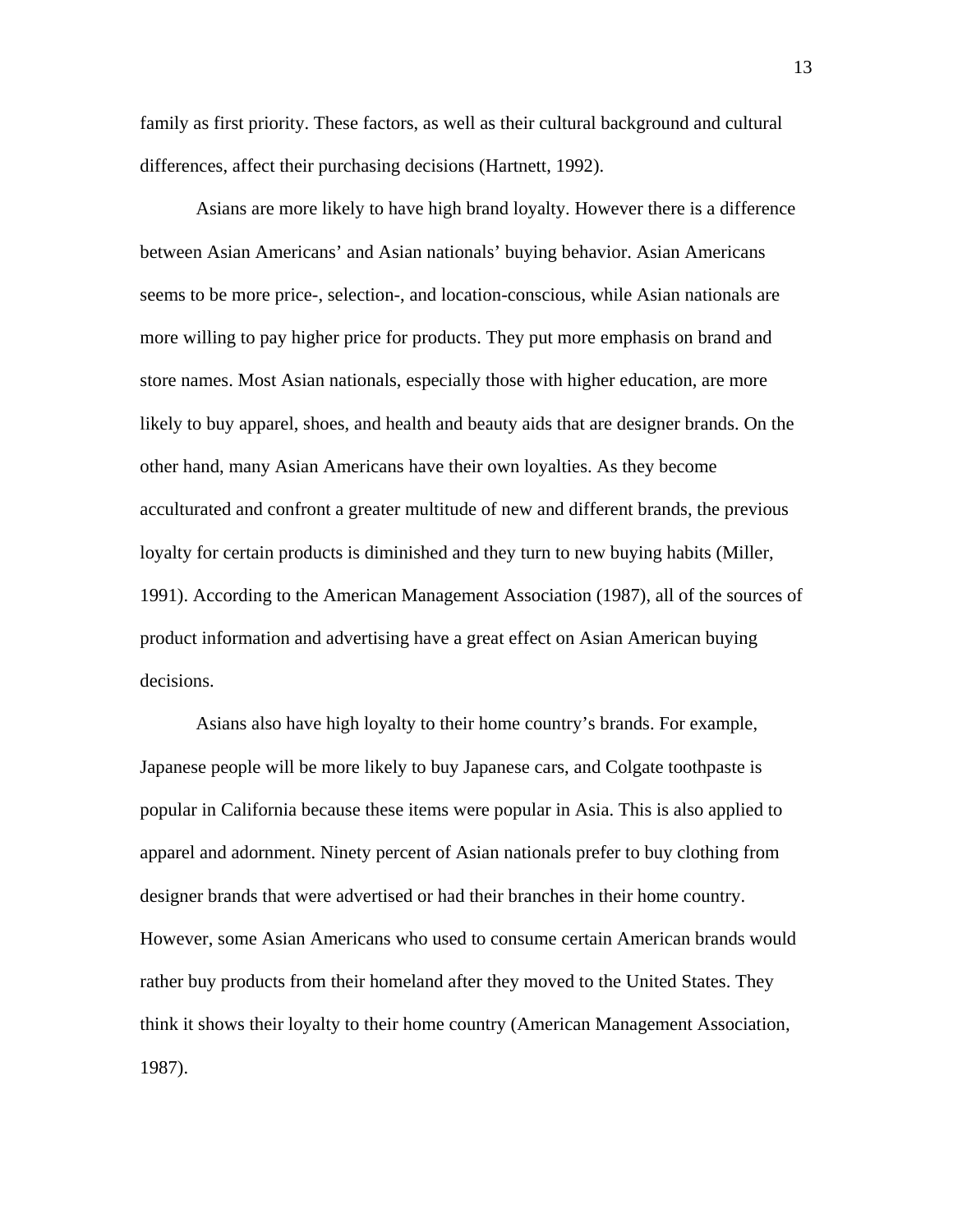family as first priority. These factors, as well as their cultural background and cultural differences, affect their purchasing decisions (Hartnett, 1992).

Asians are more likely to have high brand loyalty. However there is a difference between Asian Americans' and Asian nationals' buying behavior. Asian Americans seems to be more price-, selection-, and location-conscious, while Asian nationals are more willing to pay higher price for products. They put more emphasis on brand and store names. Most Asian nationals, especially those with higher education, are more likely to buy apparel, shoes, and health and beauty aids that are designer brands. On the other hand, many Asian Americans have their own loyalties. As they become acculturated and confront a greater multitude of new and different brands, the previous loyalty for certain products is diminished and they turn to new buying habits (Miller, 1991). According to the American Management Association (1987), all of the sources of product information and advertising have a great effect on Asian American buying decisions.

Asians also have high loyalty to their home country's brands. For example, Japanese people will be more likely to buy Japanese cars, and Colgate toothpaste is popular in California because these items were popular in Asia. This is also applied to apparel and adornment. Ninety percent of Asian nationals prefer to buy clothing from designer brands that were advertised or had their branches in their home country. However, some Asian Americans who used to consume certain American brands would rather buy products from their homeland after they moved to the United States. They think it shows their loyalty to their home country (American Management Association, 1987).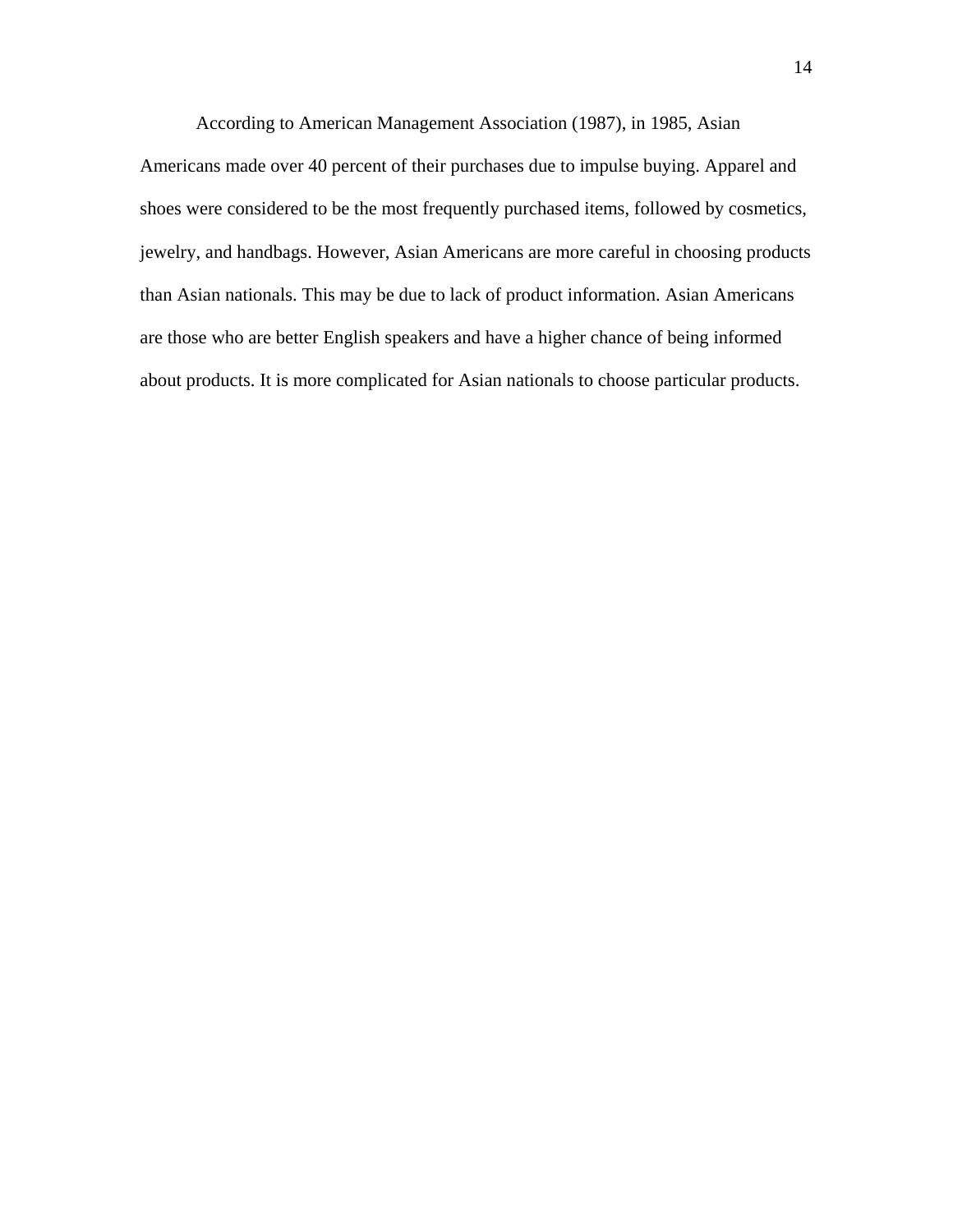According to American Management Association (1987), in 1985, Asian Americans made over 40 percent of their purchases due to impulse buying. Apparel and shoes were considered to be the most frequently purchased items, followed by cosmetics, jewelry, and handbags. However, Asian Americans are more careful in choosing products than Asian nationals. This may be due to lack of product information. Asian Americans are those who are better English speakers and have a higher chance of being informed about products. It is more complicated for Asian nationals to choose particular products.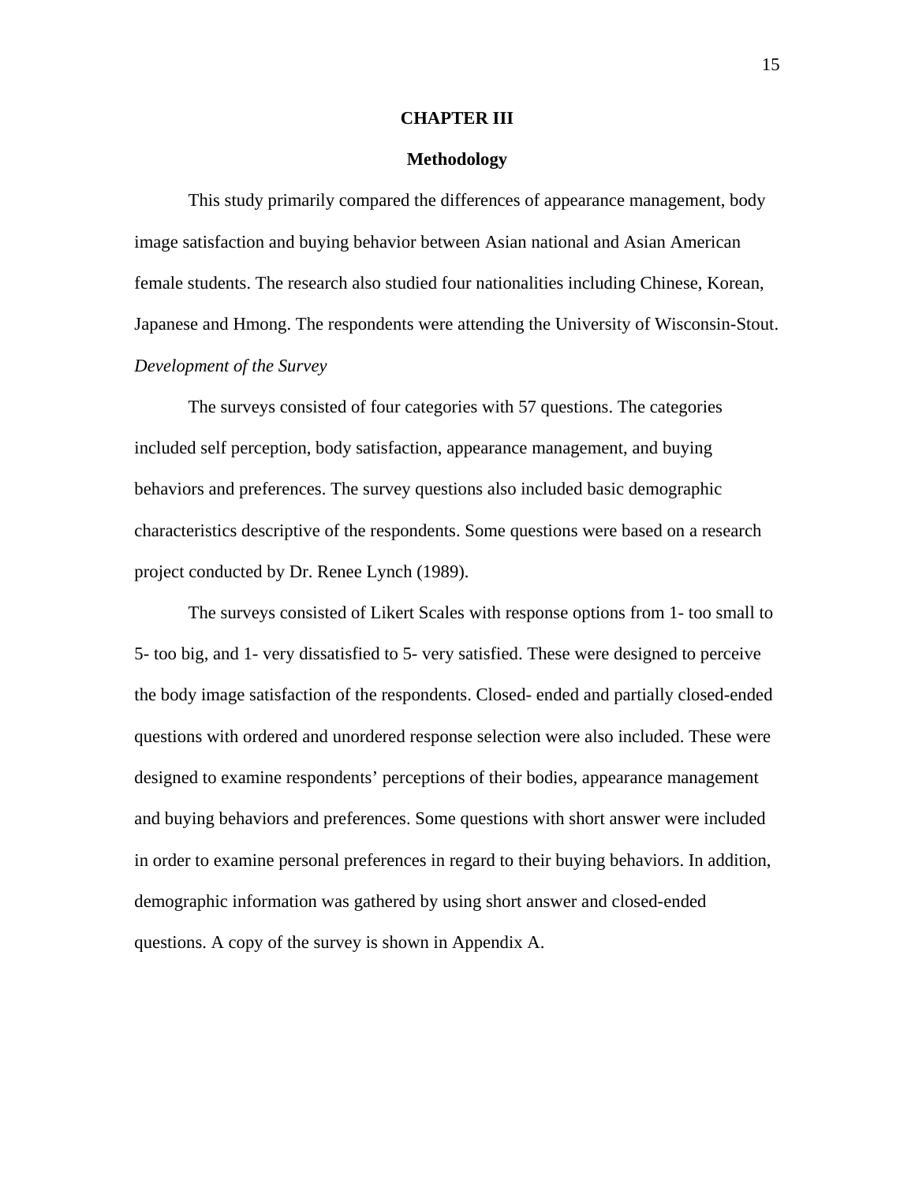# CHAPTER III

## Methodology

This study primarily compared the differences of appearance management, body image satisfaction and buying behavior between Asian national and Asian American female students. The research also studied four nationalities including Chinese, Korean, Japanese and Hmong. The respondents were attending the University of Wisconsin-Stout.

*Development of the Survey*

The surveys consisted of four categories with 57 questions. The categories included self perception, body satisfaction, appearance management, and buying behaviors and preferences. The survey questions also included basic demographic characteristics descriptive of the respondents. Some questions were based on a research project conducted by Dr. Renee Lynch (1989).

The surveys consisted of Likert Scales with response options from 1- too small to 5- too big, and 1- very dissatisfied to 5- very satisfied. These were designed to perceive the body image satisfaction of the respondents. Closed- ended and partially closed-ended questions with ordered and unordered response selection were also included. These were designed to examine respondents' perceptions of their bodies, appearance management and buying behaviors and preferences. Some questions with short answer were included in order to examine personal preferences in regard to their buying behaviors. In addition, demographic information was gathered by using short answer and closed-ended questions. A copy of the survey is shown in Appendix A.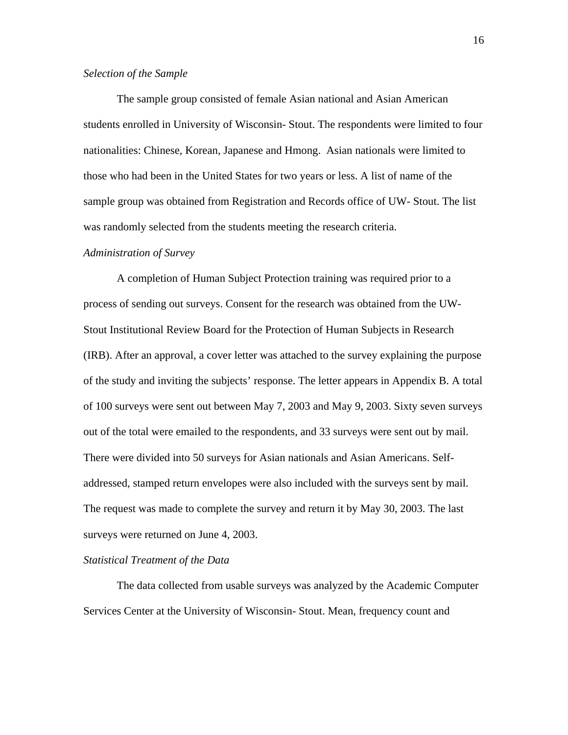*Selection of the Sample*

The sample group consisted of female Asian national and Asian American students enrolled in University of Wisconsin- Stout. The respondents were limited to four nationalities: Chinese, Korean, Japanese and Hmong.  Asian nationals were limited to those who had been in the United States for two years or less. A list of name of the sample group was obtained from Registration and Records office of UW- Stout. The list was randomly selected from the students meeting the research criteria.

*Administration of Survey*

A completion of Human Subject Protection training was required prior to a process of sending out surveys. Consent for the research was obtained from the UW-Stout Institutional Review Board for the Protection of Human Subjects in Research (IRB). After an approval, a cover letter was attached to the survey explaining the purpose of the study and inviting the subjects' response. The letter appears in Appendix B. A total of 100 surveys were sent out between May 7, 2003 and May 9, 2003. Sixty seven surveys out of the total were emailed to the respondents, and 33 surveys were sent out by mail. There were divided into 50 surveys for Asian nationals and Asian Americans. Self-addressed, stamped return envelopes were also included with the surveys sent by mail. The request was made to complete the survey and return it by May 30, 2003. The last surveys were returned on June 4, 2003.

*Statistical Treatment of the Data*

The data collected from usable surveys was analyzed by the Academic Computer Services Center at the University of Wisconsin- Stout. Mean, frequency count and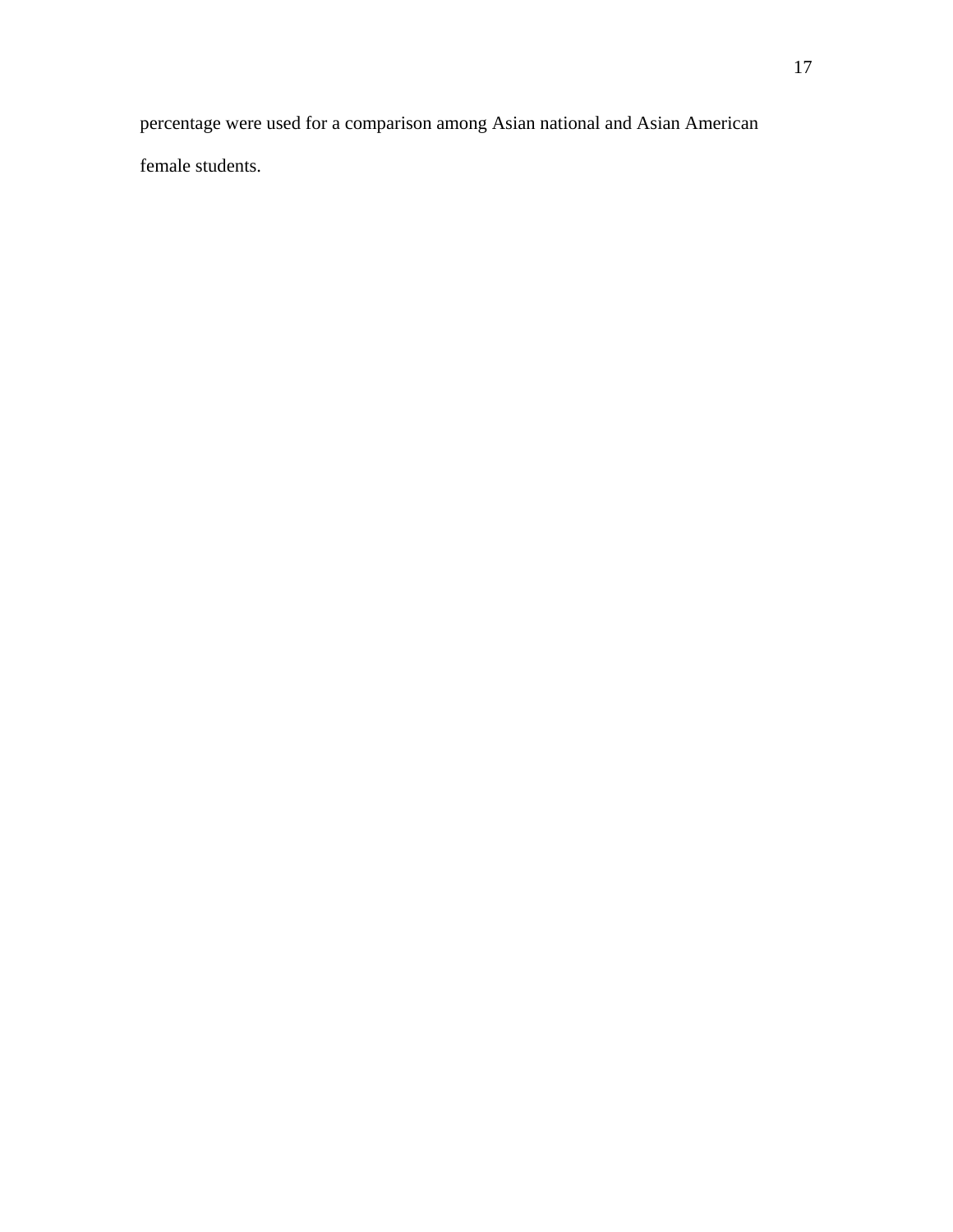percentage were used for a comparison among Asian national and Asian American female students.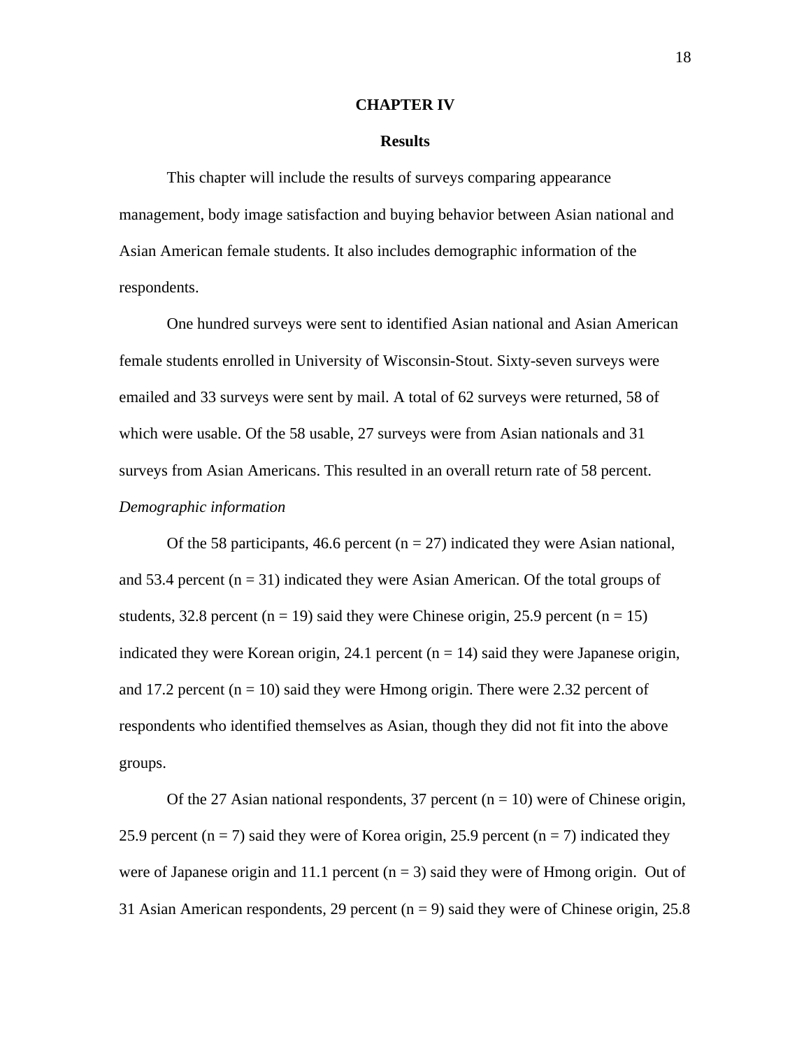# CHAPTER IV

## Results

This chapter will include the results of surveys comparing appearance management, body image satisfaction and buying behavior between Asian national and Asian American female students. It also includes demographic information of the respondents.

One hundred surveys were sent to identified Asian national and Asian American female students enrolled in University of Wisconsin-Stout. Sixty-seven surveys were emailed and 33 surveys were sent by mail. A total of 62 surveys were returned, 58 of which were usable. Of the 58 usable, 27 surveys were from Asian nationals and 31 surveys from Asian Americans. This resulted in an overall return rate of 58 percent.

*Demographic information*

Of the 58 participants, 46.6 percent ($n = 27$) indicated they were Asian national, and 53.4 percent ($n = 31$) indicated they were Asian American. Of the total groups of students, 32.8 percent ($n = 19$) said they were Chinese origin, 25.9 percent ($n = 15$) indicated they were Korean origin, 24.1 percent ($n = 14$) said they were Japanese origin, and 17.2 percent ($n = 10$) said they were Hmong origin. There were 2.32 percent of respondents who identified themselves as Asian, though they did not fit into the above groups.

Of the 27 Asian national respondents, 37 percent ($n = 10$) were of Chinese origin, 25.9 percent ($n = 7$) said they were of Korea origin, 25.9 percent ($n = 7$) indicated they were of Japanese origin and 11.1 percent ($n = 3$) said they were of Hmong origin. Out of 31 Asian American respondents, 29 percent ($n = 9$) said they were of Chinese origin, 25.8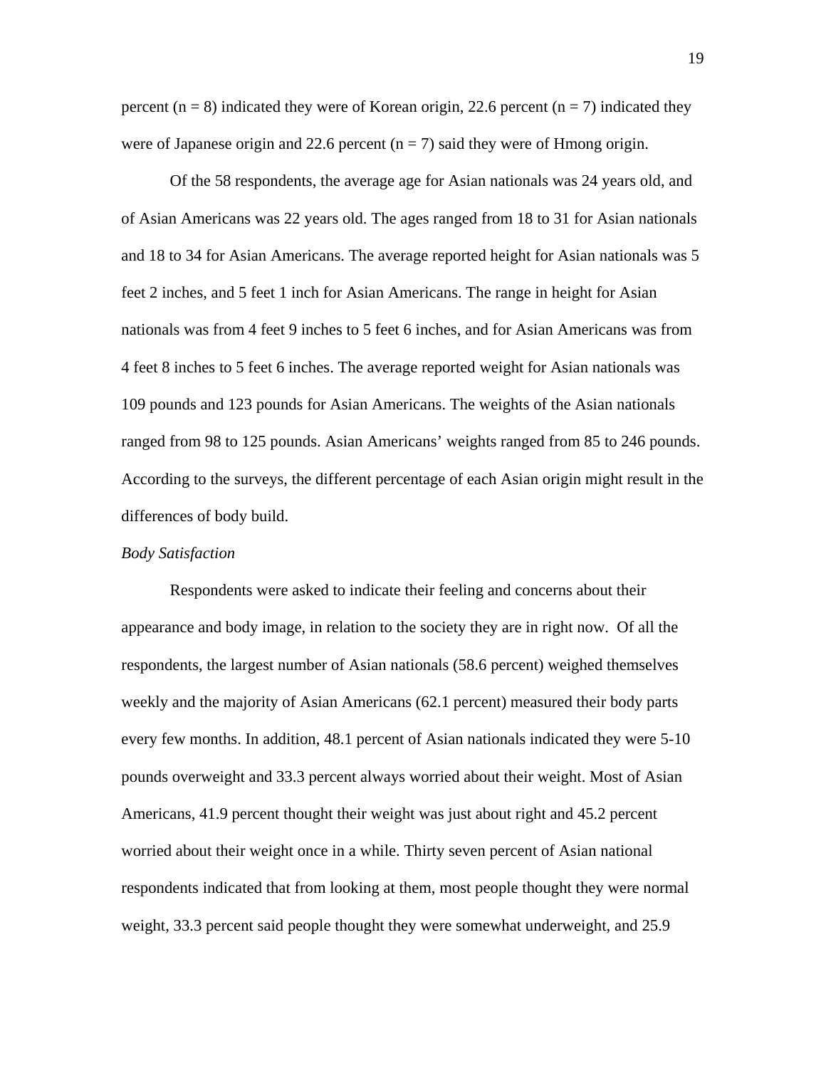percent (n = 8) indicated they were of Korean origin, 22.6 percent (n = 7) indicated they were of Japanese origin and 22.6 percent (n = 7) said they were of Hmong origin.

Of the 58 respondents, the average age for Asian nationals was 24 years old, and of Asian Americans was 22 years old. The ages ranged from 18 to 31 for Asian nationals and 18 to 34 for Asian Americans. The average reported height for Asian nationals was 5 feet 2 inches, and 5 feet 1 inch for Asian Americans. The range in height for Asian nationals was from 4 feet 9 inches to 5 feet 6 inches, and for Asian Americans was from 4 feet 8 inches to 5 feet 6 inches. The average reported weight for Asian nationals was 109 pounds and 123 pounds for Asian Americans. The weights of the Asian nationals ranged from 98 to 125 pounds. Asian Americans' weights ranged from 85 to 246 pounds. According to the surveys, the different percentage of each Asian origin might result in the differences of body build.

*Body Satisfaction*

Respondents were asked to indicate their feeling and concerns about their appearance and body image, in relation to the society they are in right now. Of all the respondents, the largest number of Asian nationals (58.6 percent) weighed themselves weekly and the majority of Asian Americans (62.1 percent) measured their body parts every few months. In addition, 48.1 percent of Asian nationals indicated they were 5-10 pounds overweight and 33.3 percent always worried about their weight. Most of Asian Americans, 41.9 percent thought their weight was just about right and 45.2 percent worried about their weight once in a while. Thirty seven percent of Asian national respondents indicated that from looking at them, most people thought they were normal weight, 33.3 percent said people thought they were somewhat underweight, and 25.9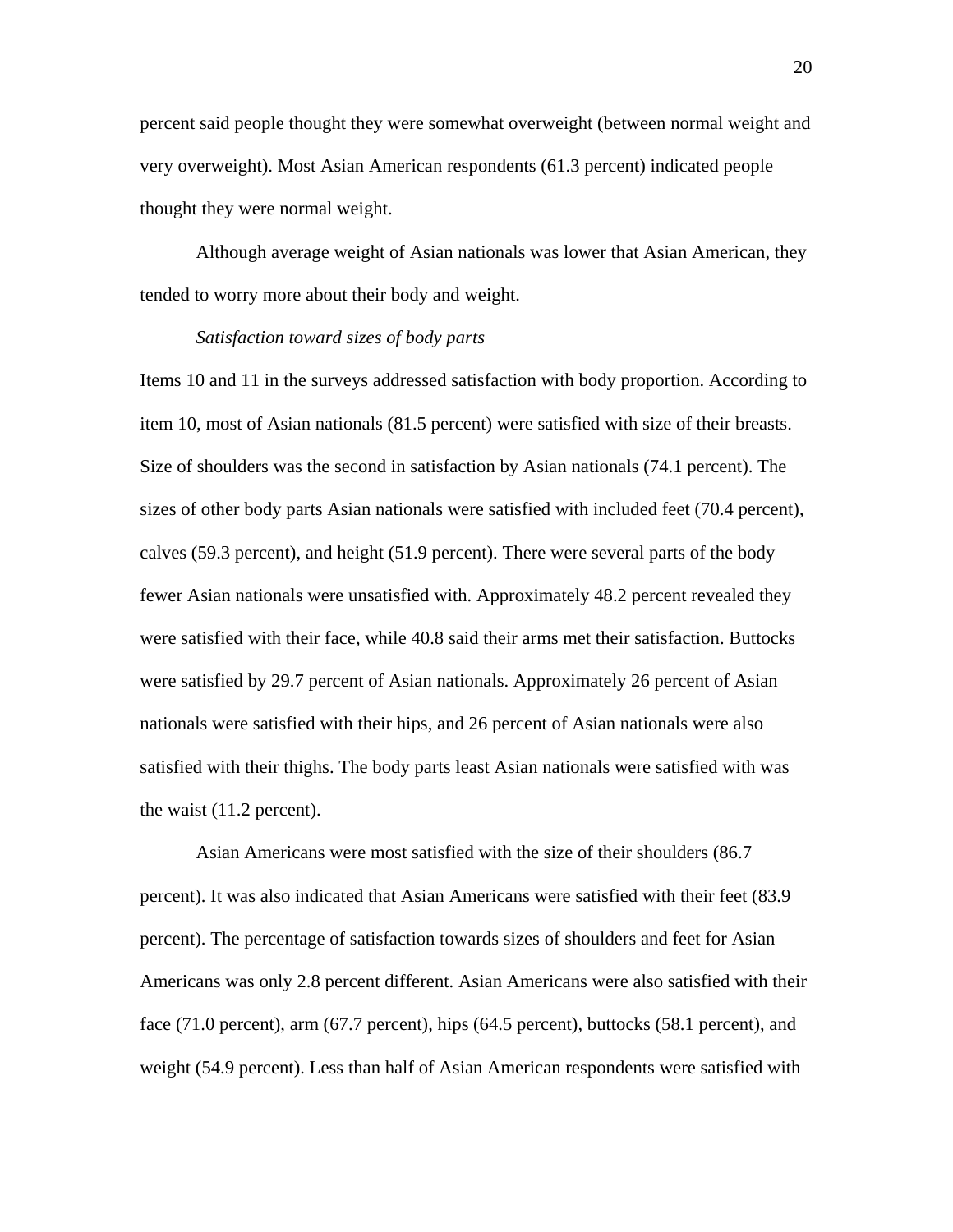percent said people thought they were somewhat overweight (between normal weight and very overweight). Most Asian American respondents (61.3 percent) indicated people thought they were normal weight.

Although average weight of Asian nationals was lower that Asian American, they tended to worry more about their body and weight.

*Satisfaction toward sizes of body parts*

Items 10 and 11 in the surveys addressed satisfaction with body proportion. According to item 10, most of Asian nationals (81.5 percent) were satisfied with size of their breasts. Size of shoulders was the second in satisfaction by Asian nationals (74.1 percent). The sizes of other body parts Asian nationals were satisfied with included feet (70.4 percent), calves (59.3 percent), and height (51.9 percent). There were several parts of the body fewer Asian nationals were unsatisfied with. Approximately 48.2 percent revealed they were satisfied with their face, while 40.8 said their arms met their satisfaction. Buttocks were satisfied by 29.7 percent of Asian nationals. Approximately 26 percent of Asian nationals were satisfied with their hips, and 26 percent of Asian nationals were also satisfied with their thighs. The body parts least Asian nationals were satisfied with was the waist (11.2 percent).

Asian Americans were most satisfied with the size of their shoulders (86.7 percent). It was also indicated that Asian Americans were satisfied with their feet (83.9 percent). The percentage of satisfaction towards sizes of shoulders and feet for Asian Americans was only 2.8 percent different. Asian Americans were also satisfied with their face (71.0 percent), arm (67.7 percent), hips (64.5 percent), buttocks (58.1 percent), and weight (54.9 percent). Less than half of Asian American respondents were satisfied with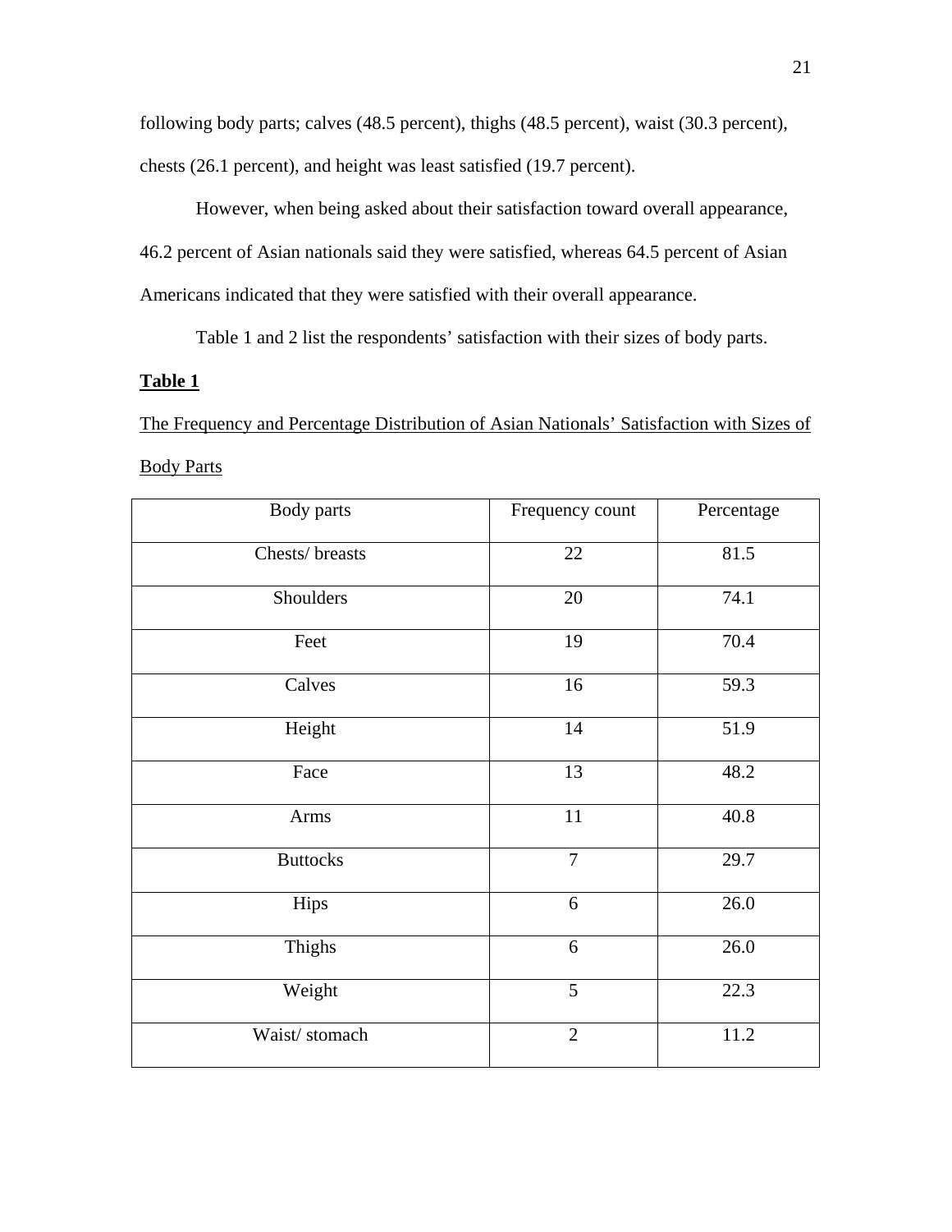following body parts; calves (48.5 percent), thighs (48.5 percent), waist (30.3 percent), chests (26.1 percent), and height was least satisfied (19.7 percent).

However, when being asked about their satisfaction toward overall appearance, 46.2 percent of Asian nationals said they were satisfied, whereas 64.5 percent of Asian Americans indicated that they were satisfied with their overall appearance.

Table 1 and 2 list the respondents' satisfaction with their sizes of body parts.

**Table 1**

The Frequency and Percentage Distribution of Asian Nationals' Satisfaction with Sizes of Body Parts

| Body parts | Frequency count | Percentage |
|---|---|---|
| Chests/ breasts | 22 | 81.5 |
| Shoulders | 20 | 74.1 |
| Feet | 19 | 70.4 |
| Calves | 16 | 59.3 |
| Height | 14 | 51.9 |
| Face | 13 | 48.2 |
| Arms | 11 | 40.8 |
| Buttocks | 7 | 29.7 |
| Hips | 6 | 26.0 |
| Thighs | 6 | 26.0 |
| Weight | 5 | 22.3 |
| Waist/ stomach | 2 | 11.2 |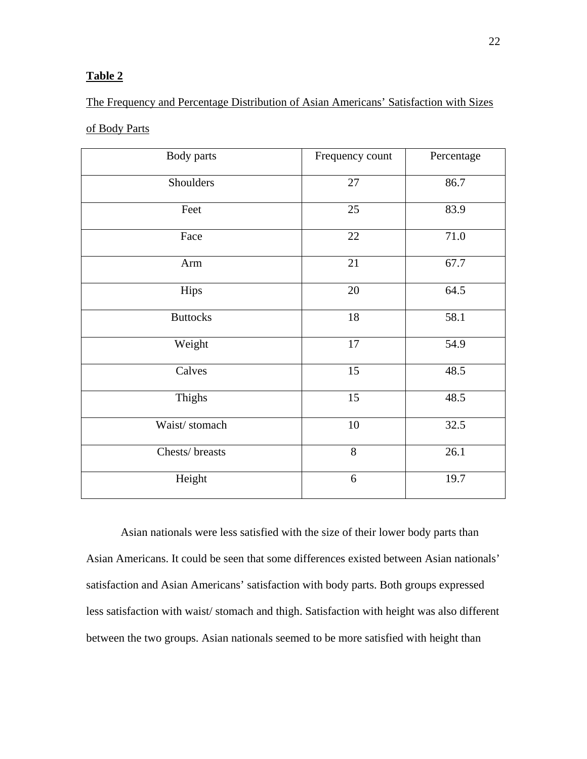**Table 2**

The Frequency and Percentage Distribution of Asian Americans' Satisfaction with Sizes of Body Parts

| Body parts | Frequency count | Percentage |
|---|---|---|
| Shoulders | 27 | 86.7 |
| Feet | 25 | 83.9 |
| Face | 22 | 71.0 |
| Arm | 21 | 67.7 |
| Hips | 20 | 64.5 |
| Buttocks | 18 | 58.1 |
| Weight | 17 | 54.9 |
| Calves | 15 | 48.5 |
| Thighs | 15 | 48.5 |
| Waist/ stomach | 10 | 32.5 |
| Chests/ breasts | 8 | 26.1 |
| Height | 6 | 19.7 |

Asian nationals were less satisfied with the size of their lower body parts than Asian Americans. It could be seen that some differences existed between Asian nationals' satisfaction and Asian Americans' satisfaction with body parts. Both groups expressed less satisfaction with waist/ stomach and thigh. Satisfaction with height was also different between the two groups. Asian nationals seemed to be more satisfied with height than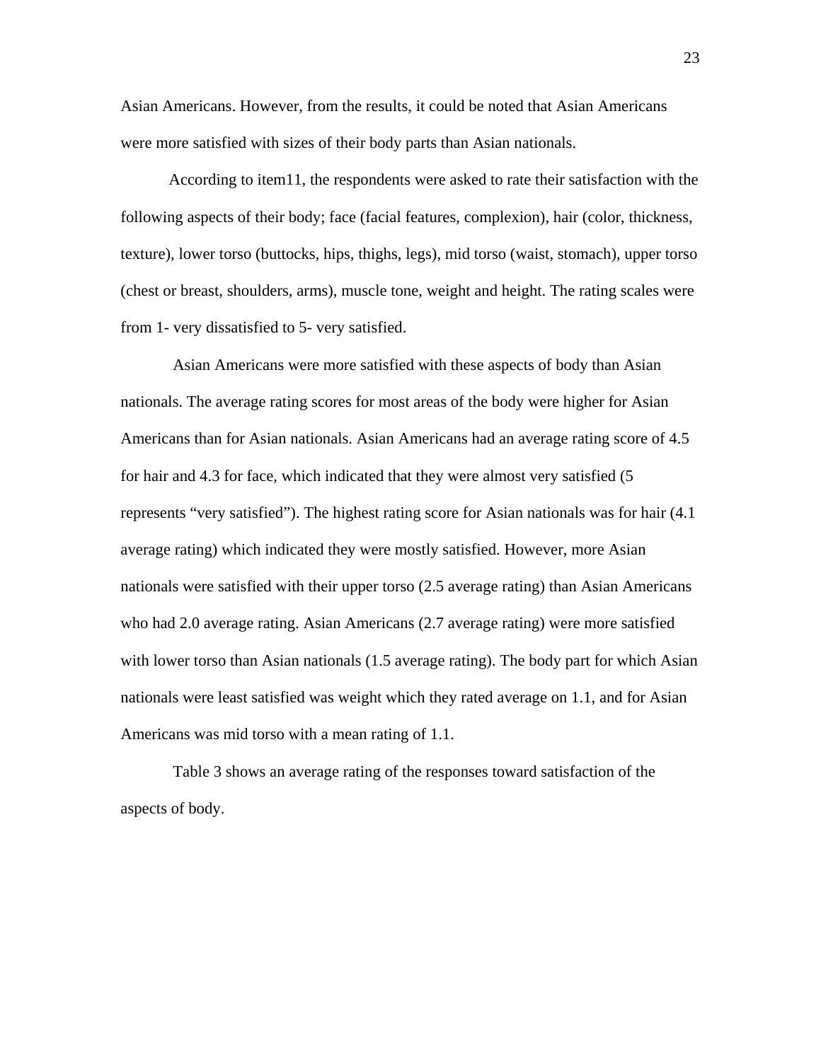Asian Americans. However, from the results, it could be noted that Asian Americans were more satisfied with sizes of their body parts than Asian nationals.

According to item11, the respondents were asked to rate their satisfaction with the following aspects of their body; face (facial features, complexion), hair (color, thickness, texture), lower torso (buttocks, hips, thighs, legs), mid torso (waist, stomach), upper torso (chest or breast, shoulders, arms), muscle tone, weight and height. The rating scales were from 1- very dissatisfied to 5- very satisfied.

Asian Americans were more satisfied with these aspects of body than Asian nationals. The average rating scores for most areas of the body were higher for Asian Americans than for Asian nationals. Asian Americans had an average rating score of 4.5 for hair and 4.3 for face, which indicated that they were almost very satisfied (5 represents "very satisfied"). The highest rating score for Asian nationals was for hair (4.1 average rating) which indicated they were mostly satisfied. However, more Asian nationals were satisfied with their upper torso (2.5 average rating) than Asian Americans who had 2.0 average rating. Asian Americans (2.7 average rating) were more satisfied with lower torso than Asian nationals (1.5 average rating). The body part for which Asian nationals were least satisfied was weight which they rated average on 1.1, and for Asian Americans was mid torso with a mean rating of 1.1.

Table 3 shows an average rating of the responses toward satisfaction of the aspects of body.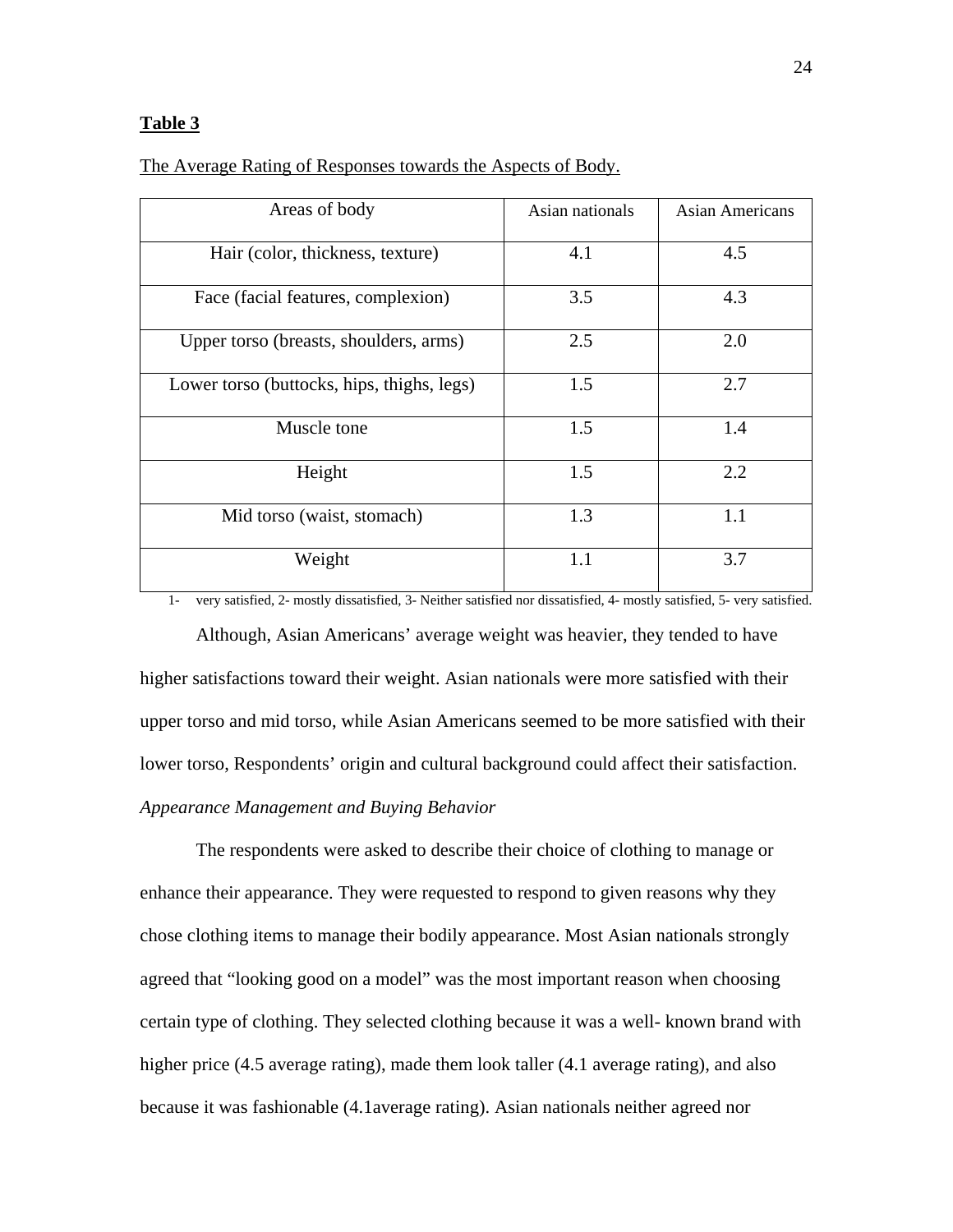**Table 3**

The Average Rating of Responses towards the Aspects of Body.

| Areas of body | Asian nationals | Asian Americans |
|---|---|---|
| Hair (color, thickness, texture) | 4.1 | 4.5 |
| Face (facial features, complexion) | 3.5 | 4.3 |
| Upper torso (breasts, shoulders, arms) | 2.5 | 2.0 |
| Lower torso (buttocks, hips, thighs, legs) | 1.5 | 2.7 |
| Muscle tone | 1.5 | 1.4 |
| Height | 1.5 | 2.2 |
| Mid torso (waist, stomach) | 1.3 | 1.1 |
| Weight | 1.1 | 3.7 |

1- very satisfied, 2- mostly dissatisfied, 3- Neither satisfied nor dissatisfied, 4- mostly satisfied, 5- very satisfied.

Although, Asian Americans' average weight was heavier, they tended to have higher satisfactions toward their weight. Asian nationals were more satisfied with their upper torso and mid torso, while Asian Americans seemed to be more satisfied with their lower torso, Respondents' origin and cultural background could affect their satisfaction.

*Appearance Management and Buying Behavior*

The respondents were asked to describe their choice of clothing to manage or enhance their appearance. They were requested to respond to given reasons why they chose clothing items to manage their bodily appearance. Most Asian nationals strongly agreed that "looking good on a model" was the most important reason when choosing certain type of clothing. They selected clothing because it was a well- known brand with higher price (4.5 average rating), made them look taller (4.1 average rating), and also because it was fashionable (4.1average rating). Asian nationals neither agreed nor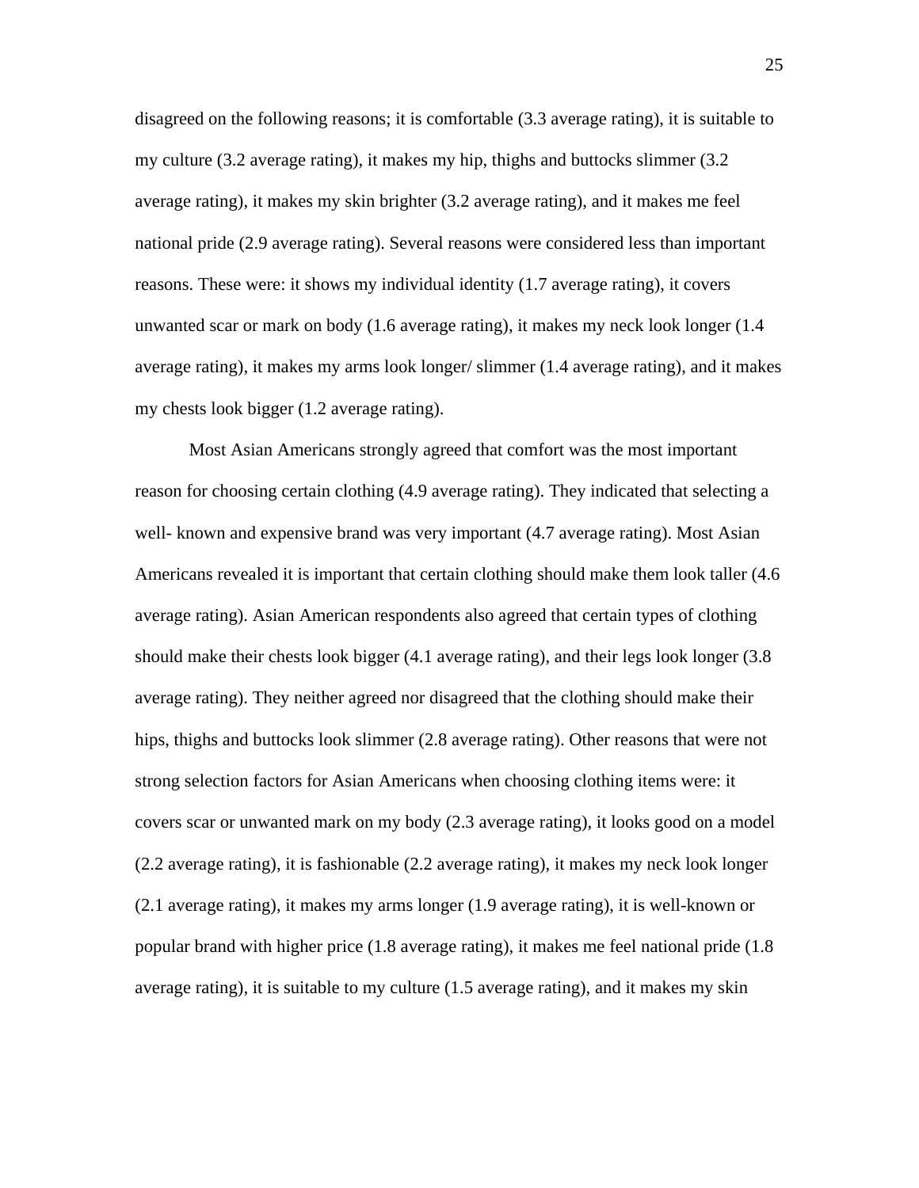disagreed on the following reasons; it is comfortable (3.3 average rating), it is suitable to my culture (3.2 average rating), it makes my hip, thighs and buttocks slimmer (3.2 average rating), it makes my skin brighter (3.2 average rating), and it makes me feel national pride (2.9 average rating). Several reasons were considered less than important reasons. These were: it shows my individual identity (1.7 average rating), it covers unwanted scar or mark on body (1.6 average rating), it makes my neck look longer (1.4 average rating), it makes my arms look longer/ slimmer (1.4 average rating), and it makes my chests look bigger (1.2 average rating).

Most Asian Americans strongly agreed that comfort was the most important reason for choosing certain clothing (4.9 average rating). They indicated that selecting a well- known and expensive brand was very important (4.7 average rating). Most Asian Americans revealed it is important that certain clothing should make them look taller (4.6 average rating). Asian American respondents also agreed that certain types of clothing should make their chests look bigger (4.1 average rating), and their legs look longer (3.8 average rating). They neither agreed nor disagreed that the clothing should make their hips, thighs and buttocks look slimmer (2.8 average rating). Other reasons that were not strong selection factors for Asian Americans when choosing clothing items were: it covers scar or unwanted mark on my body (2.3 average rating), it looks good on a model (2.2 average rating), it is fashionable (2.2 average rating), it makes my neck look longer (2.1 average rating), it makes my arms longer (1.9 average rating), it is well-known or popular brand with higher price (1.8 average rating), it makes me feel national pride (1.8 average rating), it is suitable to my culture (1.5 average rating), and it makes my skin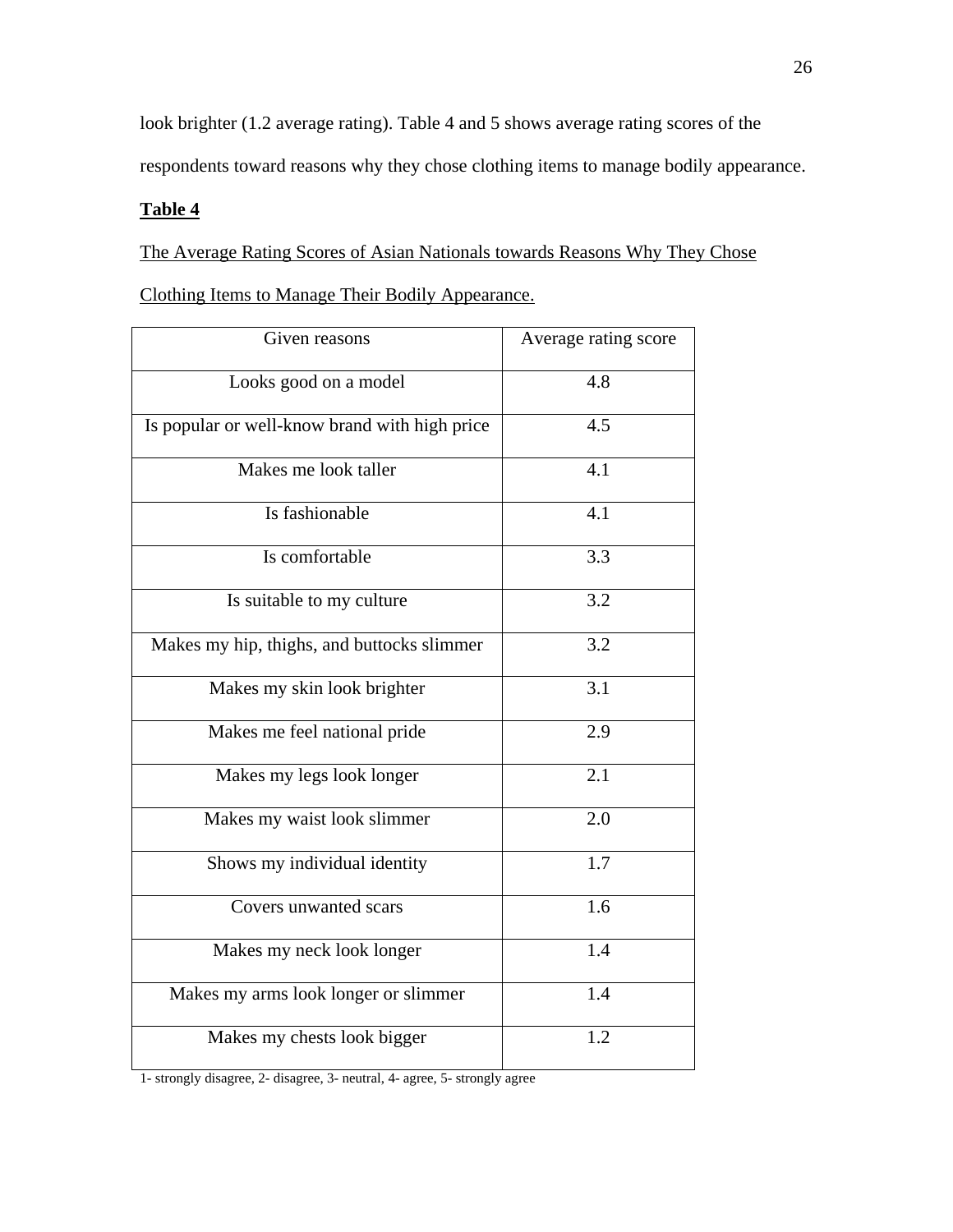look brighter (1.2 average rating). Table 4 and 5 shows average rating scores of the respondents toward reasons why they chose clothing items to manage bodily appearance.

**Table 4**

The Average Rating Scores of Asian Nationals towards Reasons Why They Chose Clothing Items to Manage Their Bodily Appearance.

| Given reasons | Average rating score |
|---|---|
| Looks good on a model | 4.8 |
| Is popular or well-know brand with high price | 4.5 |
| Makes me look taller | 4.1 |
| Is fashionable | 4.1 |
| Is comfortable | 3.3 |
| Is suitable to my culture | 3.2 |
| Makes my hip, thighs, and buttocks slimmer | 3.2 |
| Makes my skin look brighter | 3.1 |
| Makes me feel national pride | 2.9 |
| Makes my legs look longer | 2.1 |
| Makes my waist look slimmer | 2.0 |
| Shows my individual identity | 1.7 |
| Covers unwanted scars | 1.6 |
| Makes my neck look longer | 1.4 |
| Makes my arms look longer or slimmer | 1.4 |
| Makes my chests look bigger | 1.2 |

1- strongly disagree, 2- disagree, 3- neutral, 4- agree, 5- strongly agree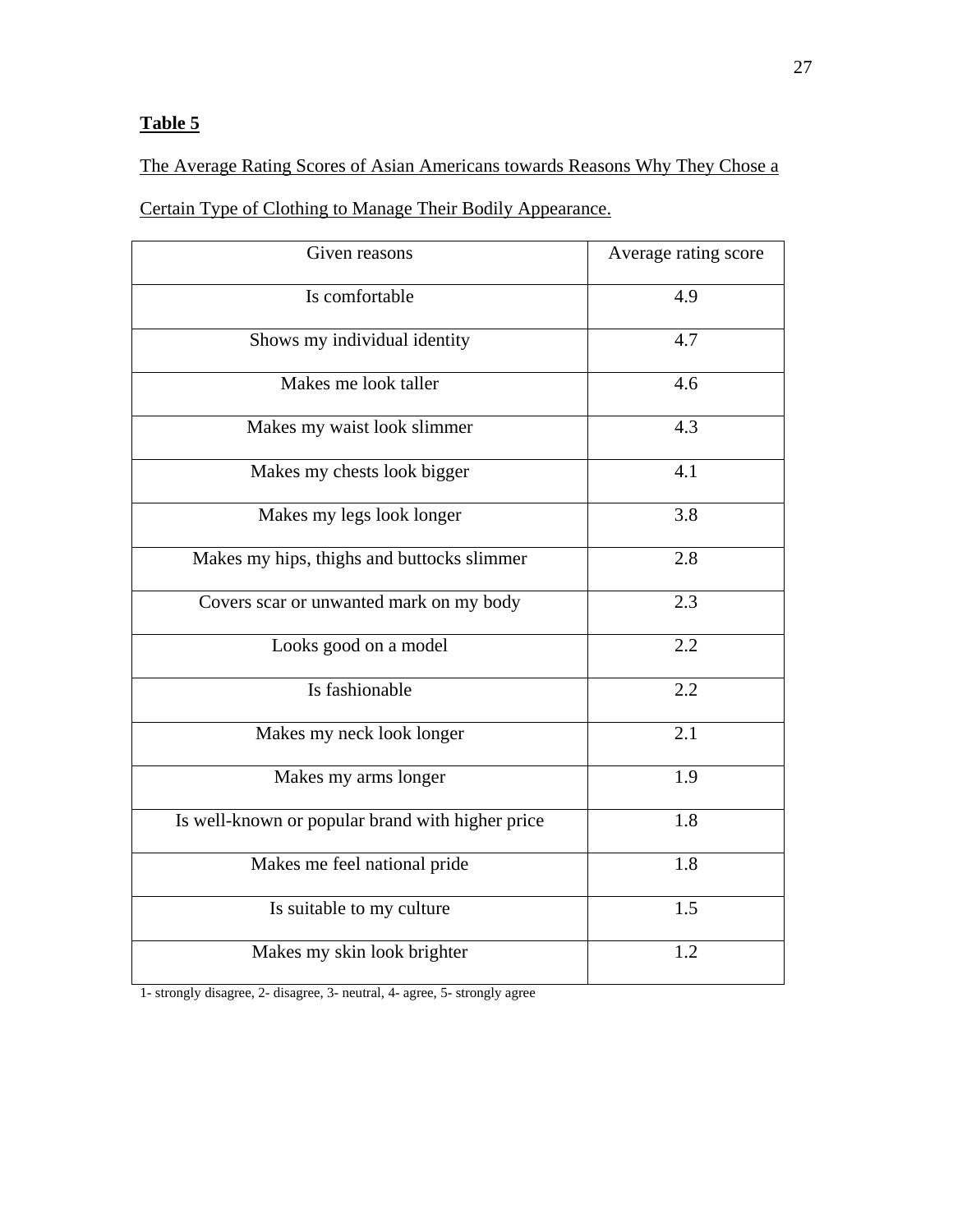**Table 5**

The Average Rating Scores of Asian Americans towards Reasons Why They Chose a Certain Type of Clothing to Manage Their Bodily Appearance.

| Given reasons | Average rating score |
|---|---|
| Is comfortable | 4.9 |
| Shows my individual identity | 4.7 |
| Makes me look taller | 4.6 |
| Makes my waist look slimmer | 4.3 |
| Makes my chests look bigger | 4.1 |
| Makes my legs look longer | 3.8 |
| Makes my hips, thighs and buttocks slimmer | 2.8 |
| Covers scar or unwanted mark on my body | 2.3 |
| Looks good on a model | 2.2 |
| Is fashionable | 2.2 |
| Makes my neck look longer | 2.1 |
| Makes my arms longer | 1.9 |
| Is well-known or popular brand with higher price | 1.8 |
| Makes me feel national pride | 1.8 |
| Is suitable to my culture | 1.5 |
| Makes my skin look brighter | 1.2 |

1- strongly disagree, 2- disagree, 3- neutral, 4- agree, 5- strongly agree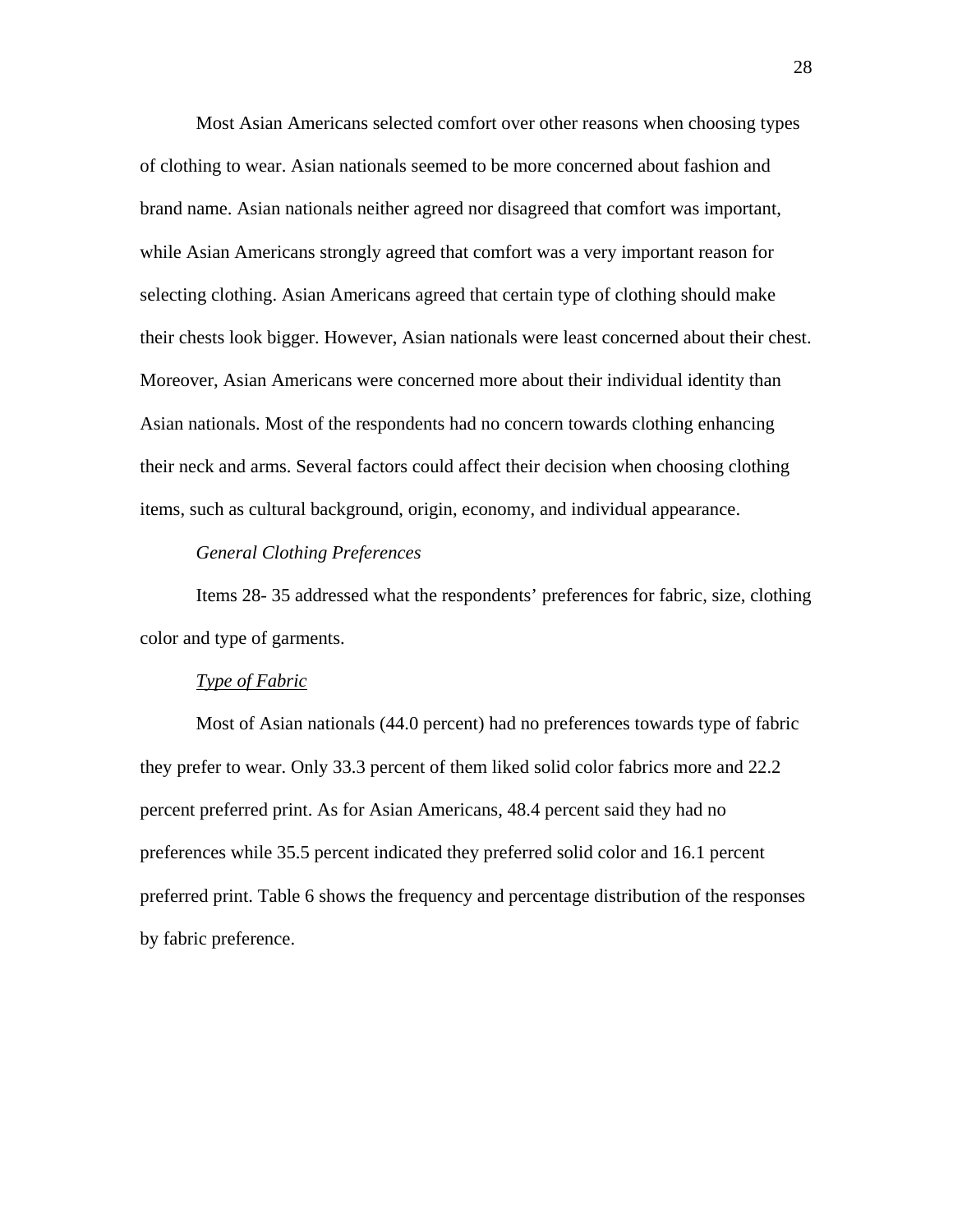Most Asian Americans selected comfort over other reasons when choosing types of clothing to wear. Asian nationals seemed to be more concerned about fashion and brand name. Asian nationals neither agreed nor disagreed that comfort was important, while Asian Americans strongly agreed that comfort was a very important reason for selecting clothing. Asian Americans agreed that certain type of clothing should make their chests look bigger. However, Asian nationals were least concerned about their chest. Moreover, Asian Americans were concerned more about their individual identity than Asian nationals. Most of the respondents had no concern towards clothing enhancing their neck and arms. Several factors could affect their decision when choosing clothing items, such as cultural background, origin, economy, and individual appearance.

### *General Clothing Preferences*

Items 28- 35 addressed what the respondents' preferences for fabric, size, clothing color and type of garments.

#### <u>Type of Fabric</u>

Most of Asian nationals (44.0 percent) had no preferences towards type of fabric they prefer to wear. Only 33.3 percent of them liked solid color fabrics more and 22.2 percent preferred print. As for Asian Americans, 48.4 percent said they had no preferences while 35.5 percent indicated they preferred solid color and 16.1 percent preferred print. Table 6 shows the frequency and percentage distribution of the responses by fabric preference.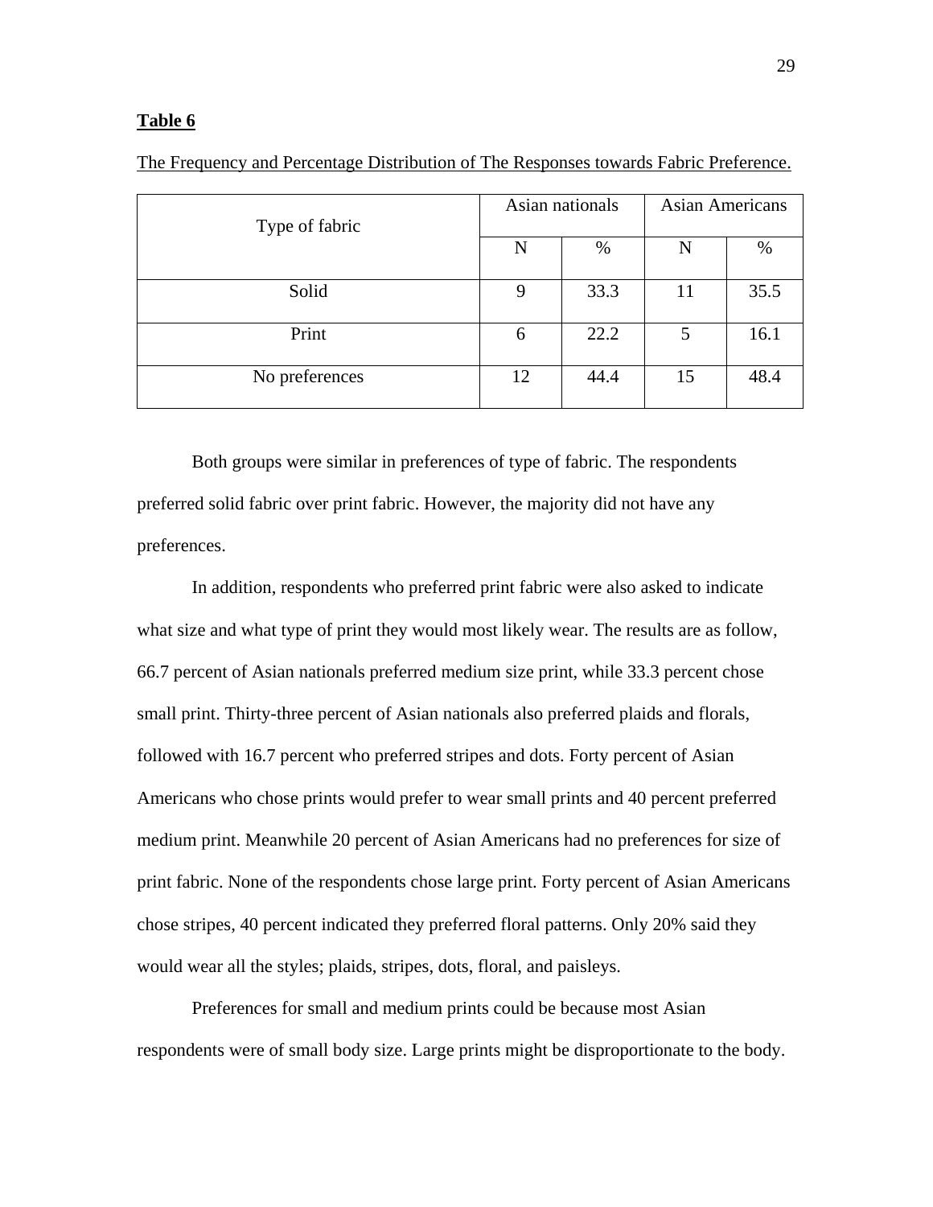**Table 6**

The Frequency and Percentage Distribution of The Responses towards Fabric Preference.

| Type of fabric | Asian nationals | | Asian Americans | |
|---|---|---|---|---|
| | N | % | N | % |
| Solid | 9 | 33.3 | 11 | 35.5 |
| Print | 6 | 22.2 | 5 | 16.1 |
| No preferences | 12 | 44.4 | 15 | 48.4 |

Both groups were similar in preferences of type of fabric. The respondents preferred solid fabric over print fabric. However, the majority did not have any preferences.

In addition, respondents who preferred print fabric were also asked to indicate what size and what type of print they would most likely wear. The results are as follow, 66.7 percent of Asian nationals preferred medium size print, while 33.3 percent chose small print. Thirty-three percent of Asian nationals also preferred plaids and florals, followed with 16.7 percent who preferred stripes and dots. Forty percent of Asian Americans who chose prints would prefer to wear small prints and 40 percent preferred medium print. Meanwhile 20 percent of Asian Americans had no preferences for size of print fabric. None of the respondents chose large print. Forty percent of Asian Americans chose stripes, 40 percent indicated they preferred floral patterns. Only 20% said they would wear all the styles; plaids, stripes, dots, floral, and paisleys.

Preferences for small and medium prints could be because most Asian respondents were of small body size. Large prints might be disproportionate to the body.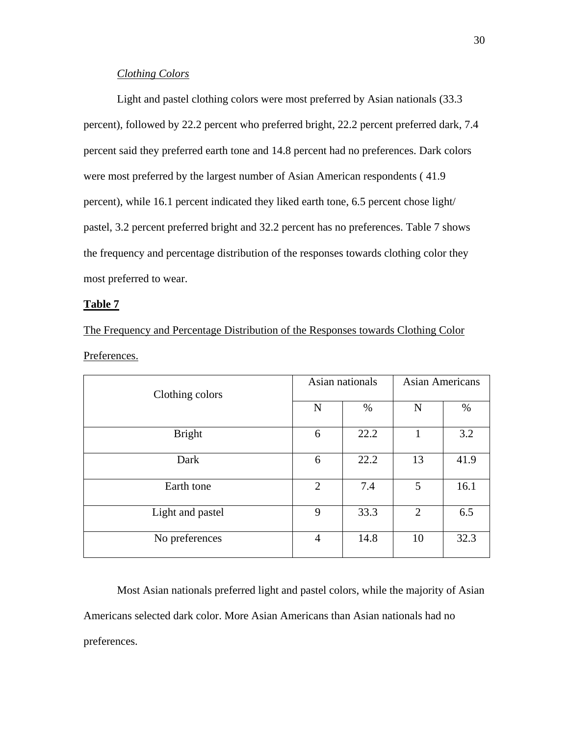*Clothing Colors*

Light and pastel clothing colors were most preferred by Asian nationals (33.3 percent), followed by 22.2 percent who preferred bright, 22.2 percent preferred dark, 7.4 percent said they preferred earth tone and 14.8 percent had no preferences. Dark colors were most preferred by the largest number of Asian American respondents ( 41.9 percent), while 16.1 percent indicated they liked earth tone, 6.5 percent chose light/ pastel, 3.2 percent preferred bright and 32.2 percent has no preferences. Table 7 shows the frequency and percentage distribution of the responses towards clothing color they most preferred to wear.

**Table 7**

The Frequency and Percentage Distribution of the Responses towards Clothing Color Preferences.

| Clothing colors | Asian nationals | | Asian Americans | |
|---|---|---|---|---|
| | N | % | N | % |
| Bright | 6 | 22.2 | 1 | 3.2 |
| Dark | 6 | 22.2 | 13 | 41.9 |
| Earth tone | 2 | 7.4 | 5 | 16.1 |
| Light and pastel | 9 | 33.3 | 2 | 6.5 |
| No preferences | 4 | 14.8 | 10 | 32.3 |

Most Asian nationals preferred light and pastel colors, while the majority of Asian Americans selected dark color. More Asian Americans than Asian nationals had no preferences.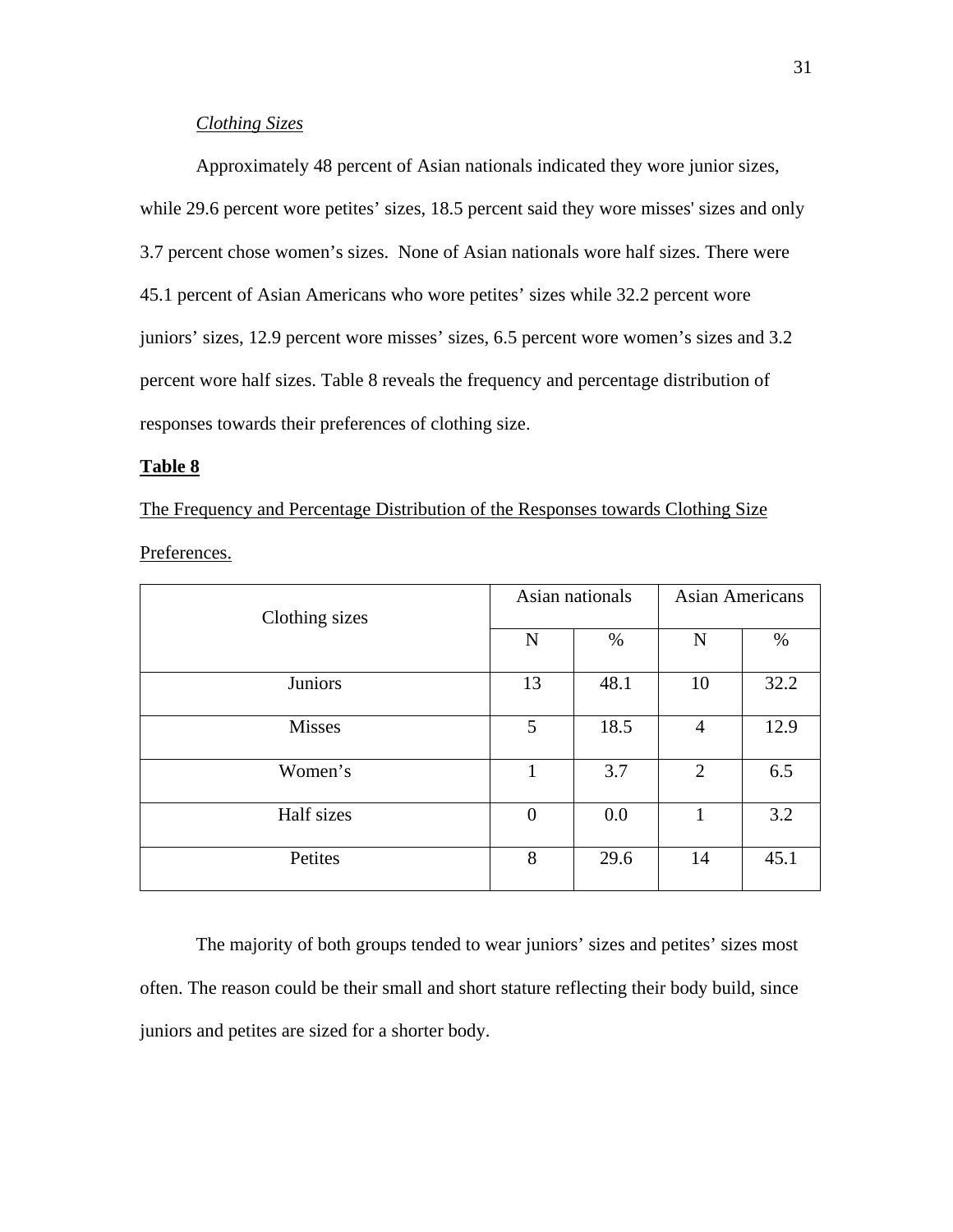*Clothing Sizes*

Approximately 48 percent of Asian nationals indicated they wore junior sizes, while 29.6 percent wore petites' sizes, 18.5 percent said they wore misses' sizes and only 3.7 percent chose women's sizes. None of Asian nationals wore half sizes. There were 45.1 percent of Asian Americans who wore petites' sizes while 32.2 percent wore juniors' sizes, 12.9 percent wore misses' sizes, 6.5 percent wore women's sizes and 3.2 percent wore half sizes. Table 8 reveals the frequency and percentage distribution of responses towards their preferences of clothing size.

**Table 8**

The Frequency and Percentage Distribution of the Responses towards Clothing Size Preferences.

| Clothing sizes | Asian nationals | | Asian Americans | |
|---|---|---|---|---|
| | N | % | N | % |
| Juniors | 13 | 48.1 | 10 | 32.2 |
| Misses | 5 | 18.5 | 4 | 12.9 |
| Women's | 1 | 3.7 | 2 | 6.5 |
| Half sizes | 0 | 0.0 | 1 | 3.2 |
| Petites | 8 | 29.6 | 14 | 45.1 |

The majority of both groups tended to wear juniors' sizes and petites' sizes most often. The reason could be their small and short stature reflecting their body build, since juniors and petites are sized for a shorter body.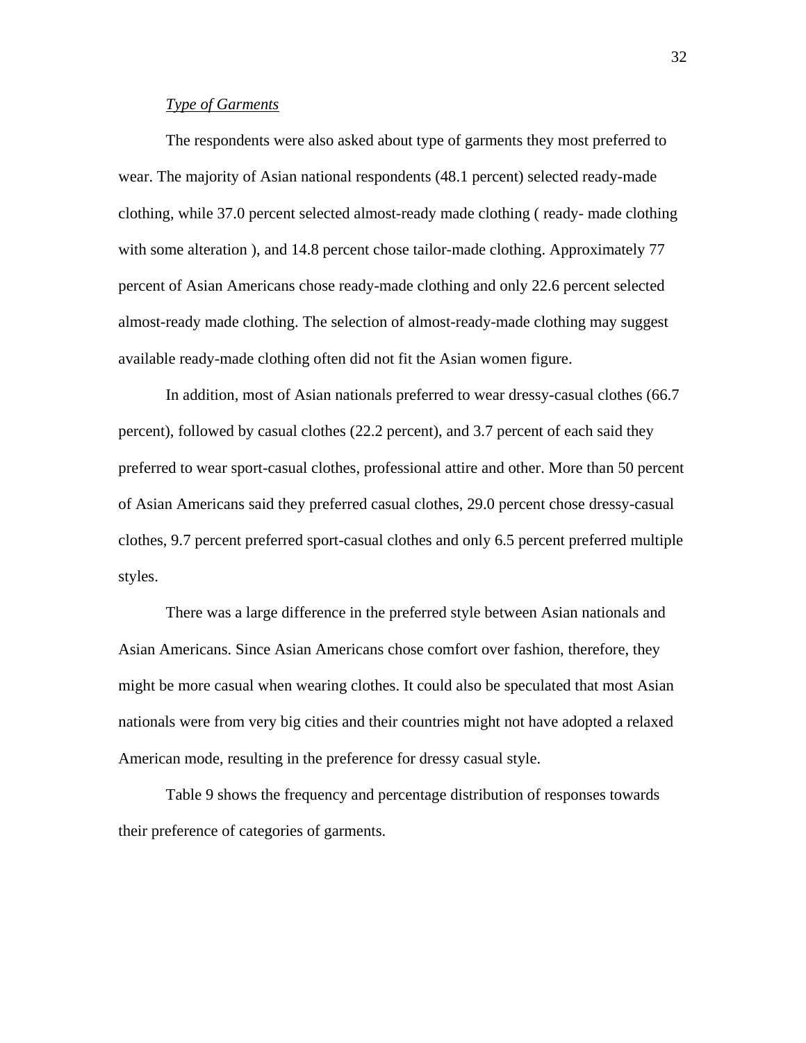*Type of Garments*

The respondents were also asked about type of garments they most preferred to wear. The majority of Asian national respondents (48.1 percent) selected ready-made clothing, while 37.0 percent selected almost-ready made clothing ( ready- made clothing with some alteration ), and 14.8 percent chose tailor-made clothing. Approximately 77 percent of Asian Americans chose ready-made clothing and only 22.6 percent selected almost-ready made clothing. The selection of almost-ready-made clothing may suggest available ready-made clothing often did not fit the Asian women figure.

In addition, most of Asian nationals preferred to wear dressy-casual clothes (66.7 percent), followed by casual clothes (22.2 percent), and 3.7 percent of each said they preferred to wear sport-casual clothes, professional attire and other. More than 50 percent of Asian Americans said they preferred casual clothes, 29.0 percent chose dressy-casual clothes, 9.7 percent preferred sport-casual clothes and only 6.5 percent preferred multiple styles.

There was a large difference in the preferred style between Asian nationals and Asian Americans. Since Asian Americans chose comfort over fashion, therefore, they might be more casual when wearing clothes. It could also be speculated that most Asian nationals were from very big cities and their countries might not have adopted a relaxed American mode, resulting in the preference for dressy casual style.

Table 9 shows the frequency and percentage distribution of responses towards their preference of categories of garments.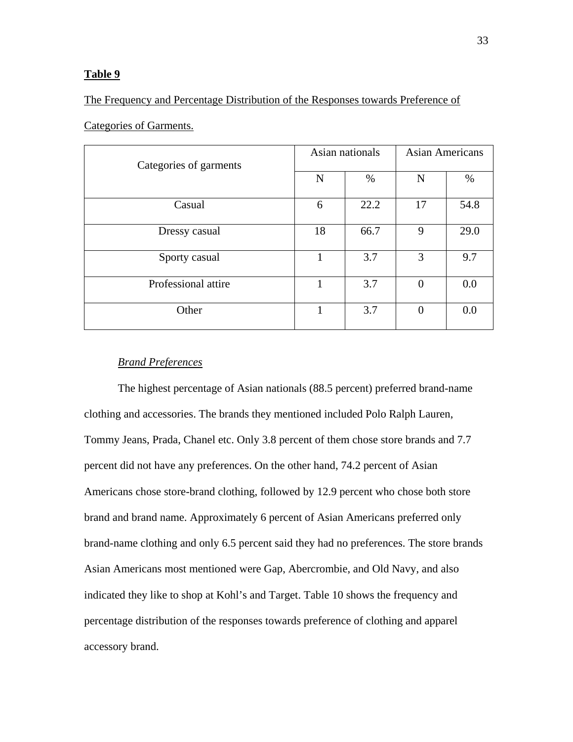**Table 9**

The Frequency and Percentage Distribution of the Responses towards Preference of Categories of Garments.

| Categories of garments | Asian nationals | | Asian Americans | |
|---|---|---|---|---|
| | N | % | N | % |
| Casual | 6 | 22.2 | 17 | 54.8 |
| Dressy casual | 18 | 66.7 | 9 | 29.0 |
| Sporty casual | 1 | 3.7 | 3 | 9.7 |
| Professional attire | 1 | 3.7 | 0 | 0.0 |
| Other | 1 | 3.7 | 0 | 0.0 |

*Brand Preferences*

The highest percentage of Asian nationals (88.5 percent) preferred brand-name clothing and accessories. The brands they mentioned included Polo Ralph Lauren, Tommy Jeans, Prada, Chanel etc. Only 3.8 percent of them chose store brands and 7.7 percent did not have any preferences. On the other hand, 74.2 percent of Asian Americans chose store-brand clothing, followed by 12.9 percent who chose both store brand and brand name. Approximately 6 percent of Asian Americans preferred only brand-name clothing and only 6.5 percent said they had no preferences. The store brands Asian Americans most mentioned were Gap, Abercrombie, and Old Navy, and also indicated they like to shop at Kohl's and Target. Table 10 shows the frequency and percentage distribution of the responses towards preference of clothing and apparel accessory brand.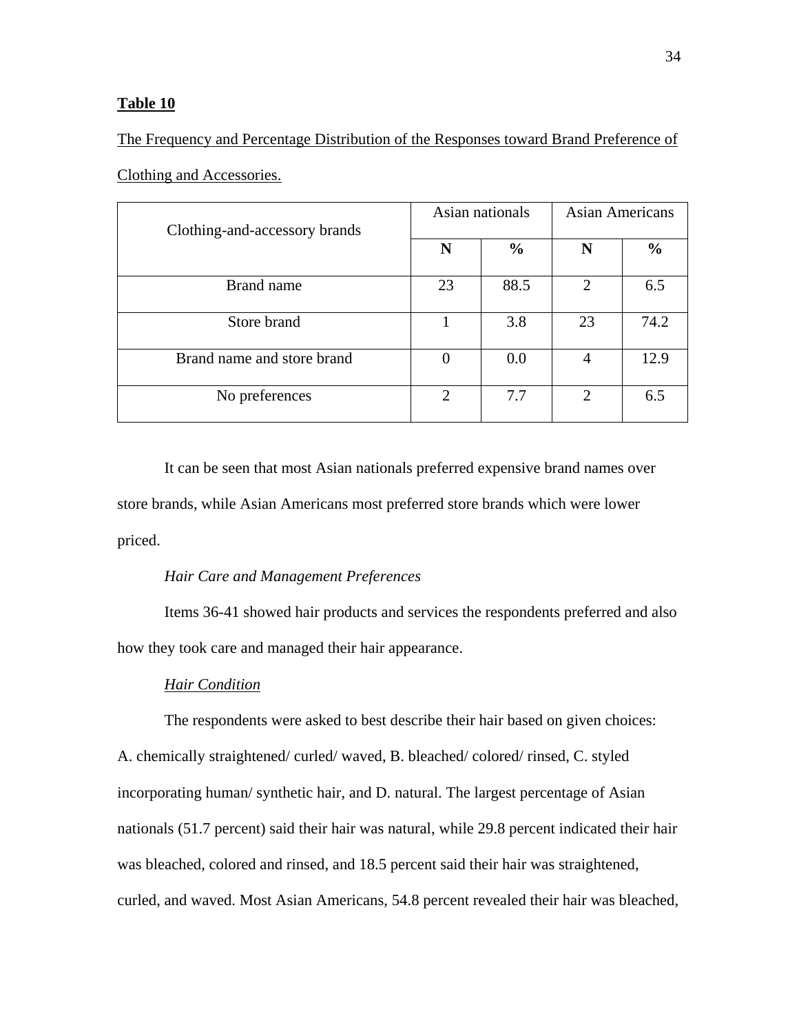**Table 10**

The Frequency and Percentage Distribution of the Responses toward Brand Preference of Clothing and Accessories.

| Clothing-and-accessory brands | Asian nationals | | Asian Americans | |
|---|---|---|---|---|
| | **N** | **%** | **N** | **%** |
| Brand name | 23 | 88.5 | 2 | 6.5 |
| Store brand | 1 | 3.8 | 23 | 74.2 |
| Brand name and store brand | 0 | 0.0 | 4 | 12.9 |
| No preferences | 2 | 7.7 | 2 | 6.5 |

It can be seen that most Asian nationals preferred expensive brand names over store brands, while Asian Americans most preferred store brands which were lower priced.

*Hair Care and Management Preferences*

Items 36-41 showed hair products and services the respondents preferred and also how they took care and managed their hair appearance.

*Hair Condition*

The respondents were asked to best describe their hair based on given choices: A. chemically straightened/ curled/ waved, B. bleached/ colored/ rinsed, C. styled incorporating human/ synthetic hair, and D. natural. The largest percentage of Asian nationals (51.7 percent) said their hair was natural, while 29.8 percent indicated their hair was bleached, colored and rinsed, and 18.5 percent said their hair was straightened, curled, and waved. Most Asian Americans, 54.8 percent revealed their hair was bleached,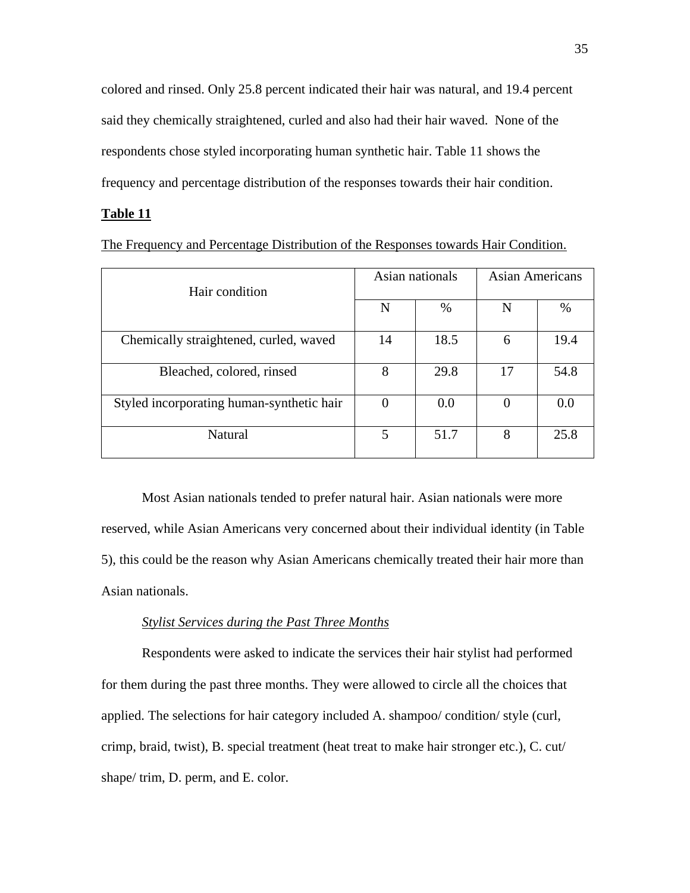colored and rinsed. Only 25.8 percent indicated their hair was natural, and 19.4 percent said they chemically straightened, curled and also had their hair waved. None of the respondents chose styled incorporating human synthetic hair. Table 11 shows the frequency and percentage distribution of the responses towards their hair condition.

**Table 11**

The Frequency and Percentage Distribution of the Responses towards Hair Condition.

| Hair condition | Asian nationals | | Asian Americans | |
|---|---|---|---|---|
| | N | % | N | % |
| Chemically straightened, curled, waved | 14 | 18.5 | 6 | 19.4 |
| Bleached, colored, rinsed | 8 | 29.8 | 17 | 54.8 |
| Styled incorporating human-synthetic hair | 0 | 0.0 | 0 | 0.0 |
| Natural | 5 | 51.7 | 8 | 25.8 |

Most Asian nationals tended to prefer natural hair. Asian nationals were more reserved, while Asian Americans very concerned about their individual identity (in Table 5), this could be the reason why Asian Americans chemically treated their hair more than Asian nationals.

*Stylist Services during the Past Three Months*

Respondents were asked to indicate the services their hair stylist had performed for them during the past three months. They were allowed to circle all the choices that applied. The selections for hair category included A. shampoo/ condition/ style (curl, crimp, braid, twist), B. special treatment (heat treat to make hair stronger etc.), C. cut/ shape/ trim, D. perm, and E. color.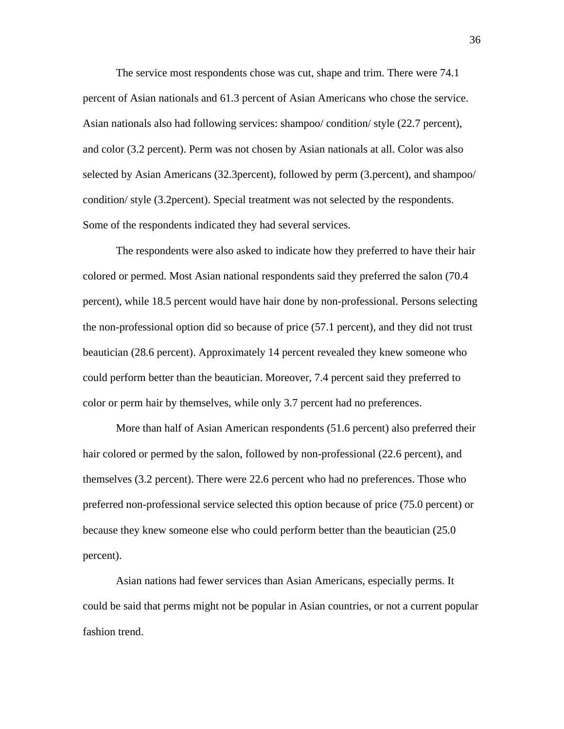The service most respondents chose was cut, shape and trim. There were 74.1 percent of Asian nationals and 61.3 percent of Asian Americans who chose the service. Asian nationals also had following services: shampoo/ condition/ style (22.7 percent), and color (3.2 percent). Perm was not chosen by Asian nationals at all. Color was also selected by Asian Americans (32.3percent), followed by perm (3.percent), and shampoo/ condition/ style (3.2percent). Special treatment was not selected by the respondents. Some of the respondents indicated they had several services.

The respondents were also asked to indicate how they preferred to have their hair colored or permed. Most Asian national respondents said they preferred the salon (70.4 percent), while 18.5 percent would have hair done by non-professional. Persons selecting the non-professional option did so because of price (57.1 percent), and they did not trust beautician (28.6 percent). Approximately 14 percent revealed they knew someone who could perform better than the beautician. Moreover, 7.4 percent said they preferred to color or perm hair by themselves, while only 3.7 percent had no preferences.

More than half of Asian American respondents (51.6 percent) also preferred their hair colored or permed by the salon, followed by non-professional (22.6 percent), and themselves (3.2 percent). There were 22.6 percent who had no preferences. Those who preferred non-professional service selected this option because of price (75.0 percent) or because they knew someone else who could perform better than the beautician (25.0 percent).

Asian nations had fewer services than Asian Americans, especially perms. It could be said that perms might not be popular in Asian countries, or not a current popular fashion trend.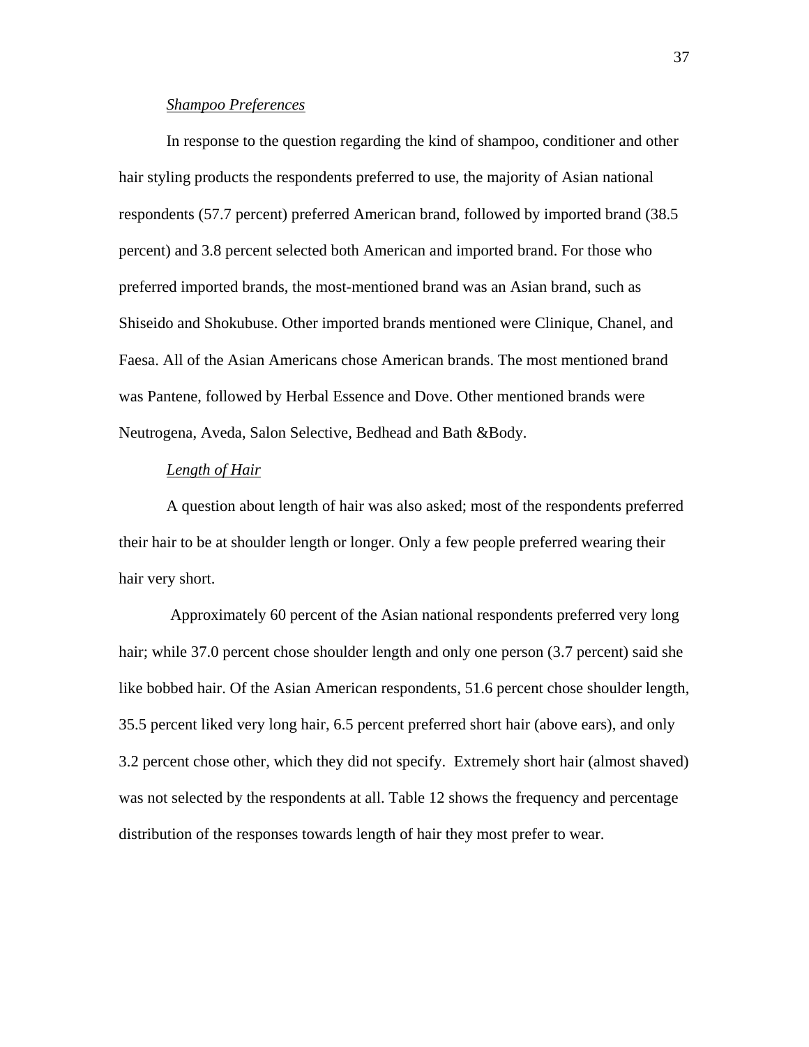*Shampoo Preferences*

In response to the question regarding the kind of shampoo, conditioner and other hair styling products the respondents preferred to use, the majority of Asian national respondents (57.7 percent) preferred American brand, followed by imported brand (38.5 percent) and 3.8 percent selected both American and imported brand. For those who preferred imported brands, the most-mentioned brand was an Asian brand, such as Shiseido and Shokubuse. Other imported brands mentioned were Clinique, Chanel, and Faesa. All of the Asian Americans chose American brands. The most mentioned brand was Pantene, followed by Herbal Essence and Dove. Other mentioned brands were Neutrogena, Aveda, Salon Selective, Bedhead and Bath &Body.

*Length of Hair*

A question about length of hair was also asked; most of the respondents preferred their hair to be at shoulder length or longer. Only a few people preferred wearing their hair very short.

Approximately 60 percent of the Asian national respondents preferred very long hair; while 37.0 percent chose shoulder length and only one person (3.7 percent) said she like bobbed hair. Of the Asian American respondents, 51.6 percent chose shoulder length, 35.5 percent liked very long hair, 6.5 percent preferred short hair (above ears), and only 3.2 percent chose other, which they did not specify. Extremely short hair (almost shaved) was not selected by the respondents at all. Table 12 shows the frequency and percentage distribution of the responses towards length of hair they most prefer to wear.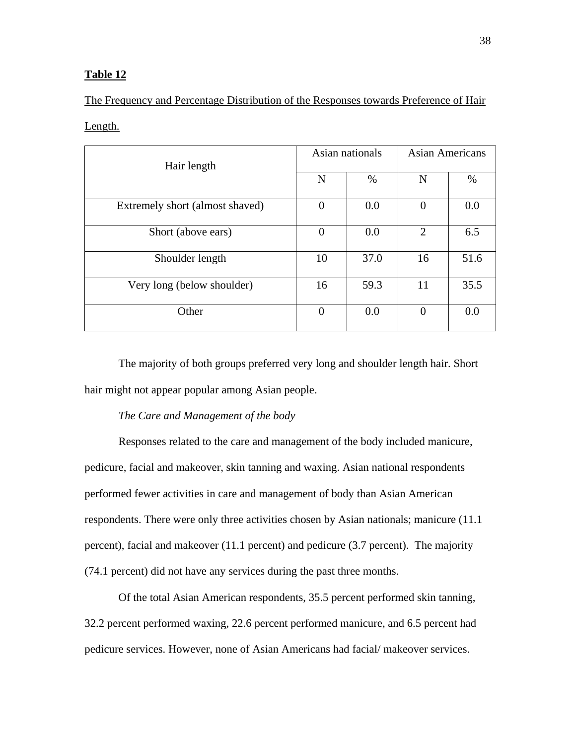**Table 12**

The Frequency and Percentage Distribution of the Responses towards Preference of Hair Length.

| Hair length | Asian nationals | | Asian Americans | |
|---|---|---|---|---|
| | N | % | N | % |
| Extremely short (almost shaved) | 0 | 0.0 | 0 | 0.0 |
| Short (above ears) | 0 | 0.0 | 2 | 6.5 |
| Shoulder length | 10 | 37.0 | 16 | 51.6 |
| Very long (below shoulder) | 16 | 59.3 | 11 | 35.5 |
| Other | 0 | 0.0 | 0 | 0.0 |

The majority of both groups preferred very long and shoulder length hair. Short hair might not appear popular among Asian people.

*The Care and Management of the body*

Responses related to the care and management of the body included manicure, pedicure, facial and makeover, skin tanning and waxing. Asian national respondents performed fewer activities in care and management of body than Asian American respondents. There were only three activities chosen by Asian nationals; manicure (11.1 percent), facial and makeover (11.1 percent) and pedicure (3.7 percent). The majority (74.1 percent) did not have any services during the past three months.

Of the total Asian American respondents, 35.5 percent performed skin tanning, 32.2 percent performed waxing, 22.6 percent performed manicure, and 6.5 percent had pedicure services. However, none of Asian Americans had facial/ makeover services.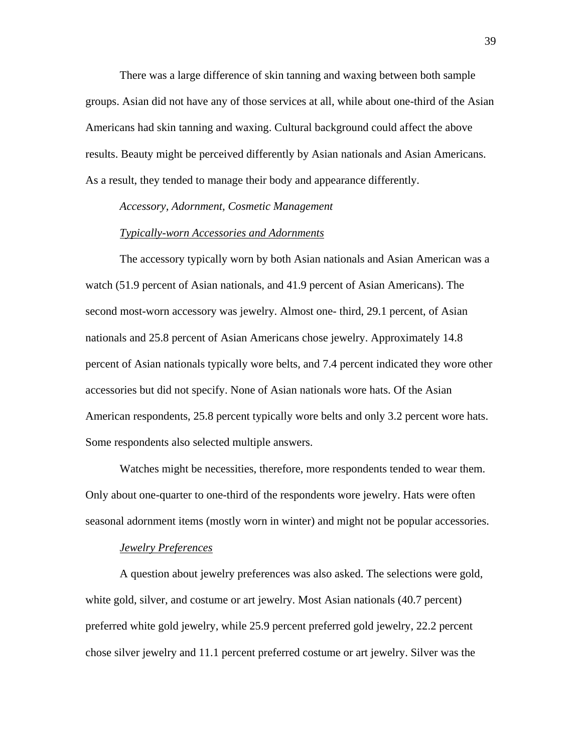There was a large difference of skin tanning and waxing between both sample groups. Asian did not have any of those services at all, while about one-third of the Asian Americans had skin tanning and waxing. Cultural background could affect the above results. Beauty might be perceived differently by Asian nationals and Asian Americans. As a result, they tended to manage their body and appearance differently.

*Accessory, Adornment, Cosmetic Management*

*Typically-worn Accessories and Adornments*

The accessory typically worn by both Asian nationals and Asian American was a watch (51.9 percent of Asian nationals, and 41.9 percent of Asian Americans). The second most-worn accessory was jewelry. Almost one- third, 29.1 percent, of Asian nationals and 25.8 percent of Asian Americans chose jewelry. Approximately 14.8 percent of Asian nationals typically wore belts, and 7.4 percent indicated they wore other accessories but did not specify. None of Asian nationals wore hats. Of the Asian American respondents, 25.8 percent typically wore belts and only 3.2 percent wore hats. Some respondents also selected multiple answers.

Watches might be necessities, therefore, more respondents tended to wear them. Only about one-quarter to one-third of the respondents wore jewelry. Hats were often seasonal adornment items (mostly worn in winter) and might not be popular accessories.

*Jewelry Preferences*

A question about jewelry preferences was also asked. The selections were gold, white gold, silver, and costume or art jewelry. Most Asian nationals (40.7 percent) preferred white gold jewelry, while 25.9 percent preferred gold jewelry, 22.2 percent chose silver jewelry and 11.1 percent preferred costume or art jewelry. Silver was the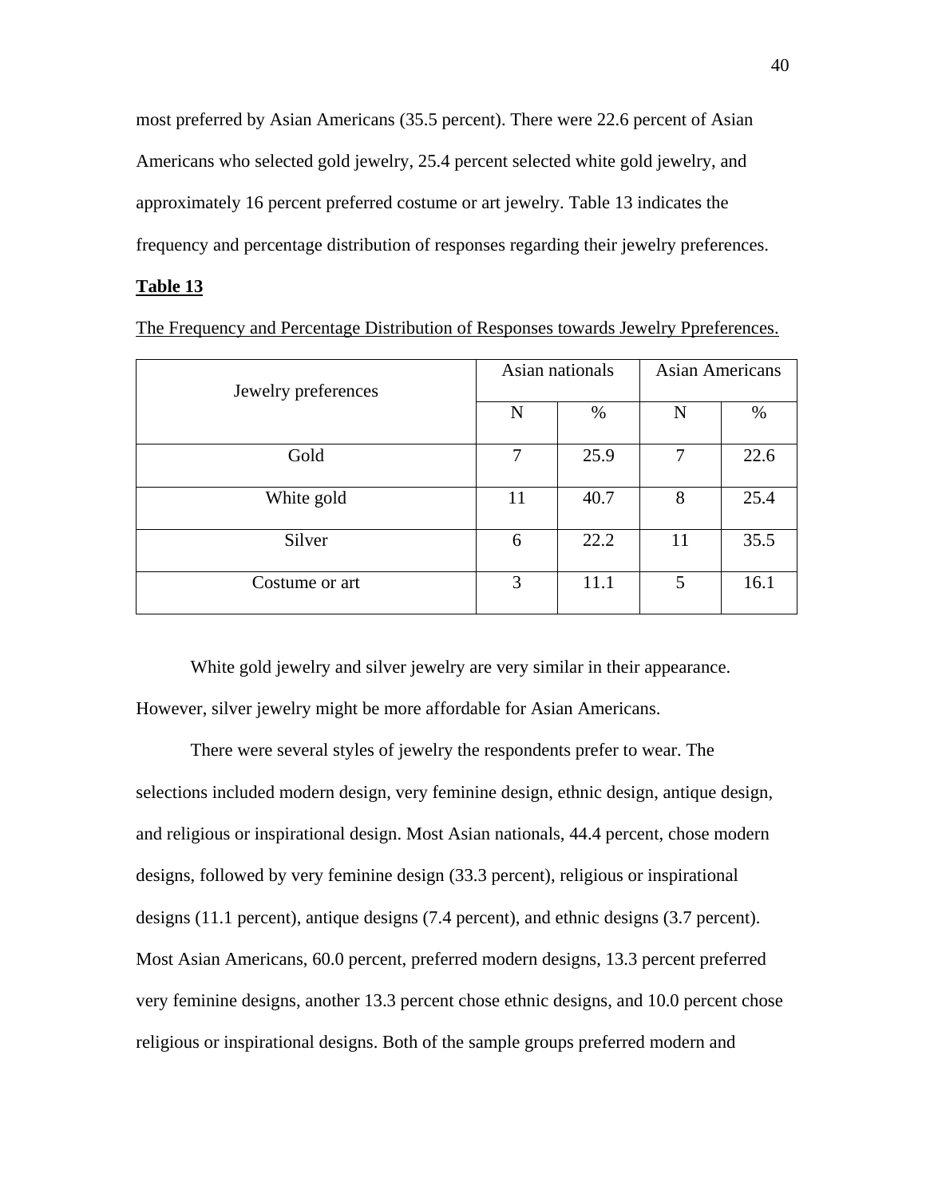most preferred by Asian Americans (35.5 percent). There were 22.6 percent of Asian Americans who selected gold jewelry, 25.4 percent selected white gold jewelry, and approximately 16 percent preferred costume or art jewelry. Table 13 indicates the frequency and percentage distribution of responses regarding their jewelry preferences.

**Table 13**

The Frequency and Percentage Distribution of Responses towards Jewelry Ppreferences.

| Jewelry preferences | Asian nationals | | Asian Americans | |
|---|---|---|---|---|
| | N | % | N | % |
| Gold | 7 | 25.9 | 7 | 22.6 |
| White gold | 11 | 40.7 | 8 | 25.4 |
| Silver | 6 | 22.2 | 11 | 35.5 |
| Costume or art | 3 | 11.1 | 5 | 16.1 |

White gold jewelry and silver jewelry are very similar in their appearance. However, silver jewelry might be more affordable for Asian Americans.

There were several styles of jewelry the respondents prefer to wear. The selections included modern design, very feminine design, ethnic design, antique design, and religious or inspirational design. Most Asian nationals, 44.4 percent, chose modern designs, followed by very feminine design (33.3 percent), religious or inspirational designs (11.1 percent), antique designs (7.4 percent), and ethnic designs (3.7 percent). Most Asian Americans, 60.0 percent, preferred modern designs, 13.3 percent preferred very feminine designs, another 13.3 percent chose ethnic designs, and 10.0 percent chose religious or inspirational designs. Both of the sample groups preferred modern and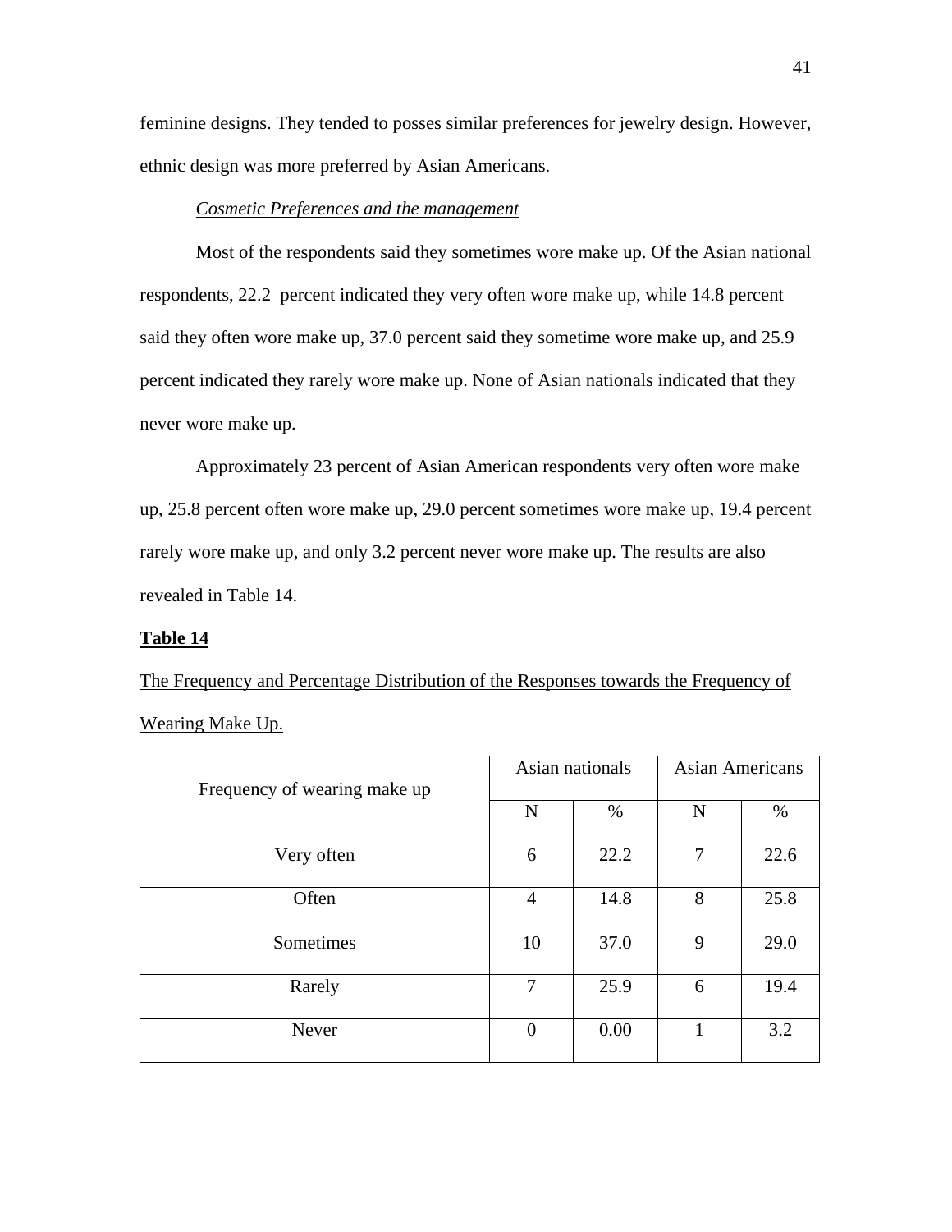feminine designs. They tended to posses similar preferences for jewelry design. However, ethnic design was more preferred by Asian Americans.

*Cosmetic Preferences and the management*

Most of the respondents said they sometimes wore make up. Of the Asian national respondents, 22.2 percent indicated they very often wore make up, while 14.8 percent said they often wore make up, 37.0 percent said they sometime wore make up, and 25.9 percent indicated they rarely wore make up. None of Asian nationals indicated that they never wore make up.

Approximately 23 percent of Asian American respondents very often wore make up, 25.8 percent often wore make up, 29.0 percent sometimes wore make up, 19.4 percent rarely wore make up, and only 3.2 percent never wore make up. The results are also revealed in Table 14.

**Table 14**

The Frequency and Percentage Distribution of the Responses towards the Frequency of Wearing Make Up.

| Frequency of wearing make up | Asian nationals | | Asian Americans | |
|---|---|---|---|---|
| | N | % | N | % |
| Very often | 6 | 22.2 | 7 | 22.6 |
| Often | 4 | 14.8 | 8 | 25.8 |
| Sometimes | 10 | 37.0 | 9 | 29.0 |
| Rarely | 7 | 25.9 | 6 | 19.4 |
| Never | 0 | 0.00 | 1 | 3.2 |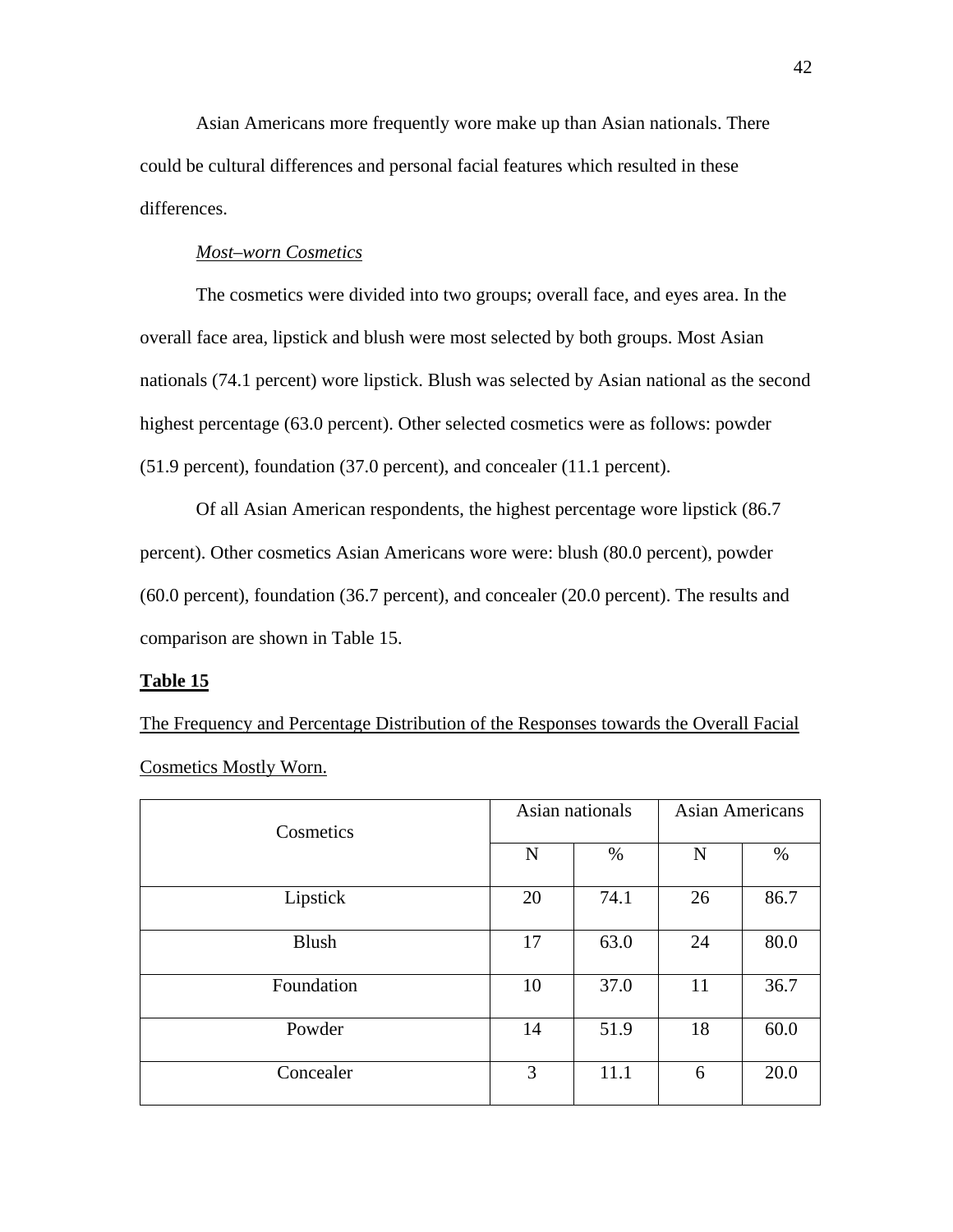Asian Americans more frequently wore make up than Asian nationals. There could be cultural differences and personal facial features which resulted in these differences.

*Most–worn Cosmetics*

The cosmetics were divided into two groups; overall face, and eyes area. In the overall face area, lipstick and blush were most selected by both groups. Most Asian nationals (74.1 percent) wore lipstick. Blush was selected by Asian national as the second highest percentage (63.0 percent). Other selected cosmetics were as follows: powder (51.9 percent), foundation (37.0 percent), and concealer (11.1 percent).

Of all Asian American respondents, the highest percentage wore lipstick (86.7 percent). Other cosmetics Asian Americans wore were: blush (80.0 percent), powder (60.0 percent), foundation (36.7 percent), and concealer (20.0 percent). The results and comparison are shown in Table 15.

**Table 15**

The Frequency and Percentage Distribution of the Responses towards the Overall Facial Cosmetics Mostly Worn.

| Cosmetics | Asian nationals | | Asian Americans | |
|---|---|---|---|---|
| | N | % | N | % |
| Lipstick | 20 | 74.1 | 26 | 86.7 |
| Blush | 17 | 63.0 | 24 | 80.0 |
| Foundation | 10 | 37.0 | 11 | 36.7 |
| Powder | 14 | 51.9 | 18 | 60.0 |
| Concealer | 3 | 11.1 | 6 | 20.0 |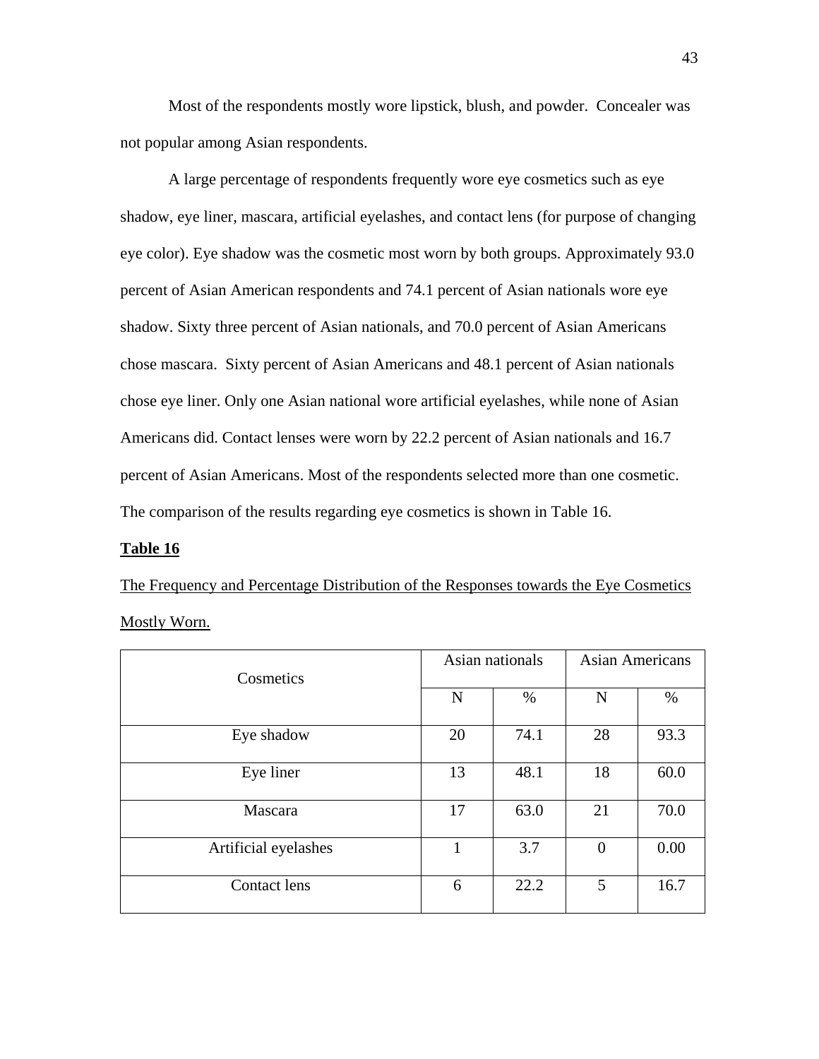Most of the respondents mostly wore lipstick, blush, and powder. Concealer was not popular among Asian respondents.

A large percentage of respondents frequently wore eye cosmetics such as eye shadow, eye liner, mascara, artificial eyelashes, and contact lens (for purpose of changing eye color). Eye shadow was the cosmetic most worn by both groups. Approximately 93.0 percent of Asian American respondents and 74.1 percent of Asian nationals wore eye shadow. Sixty three percent of Asian nationals, and 70.0 percent of Asian Americans chose mascara. Sixty percent of Asian Americans and 48.1 percent of Asian nationals chose eye liner. Only one Asian national wore artificial eyelashes, while none of Asian Americans did. Contact lenses were worn by 22.2 percent of Asian nationals and 16.7 percent of Asian Americans. Most of the respondents selected more than one cosmetic. The comparison of the results regarding eye cosmetics is shown in Table 16.

**Table 16**

The Frequency and Percentage Distribution of the Responses towards the Eye Cosmetics Mostly Worn.

| Cosmetics | Asian nationals | | Asian Americans | |
|---|---|---|---|---|
| | N | % | N | % |
| Eye shadow | 20 | 74.1 | 28 | 93.3 |
| Eye liner | 13 | 48.1 | 18 | 60.0 |
| Mascara | 17 | 63.0 | 21 | 70.0 |
| Artificial eyelashes | 1 | 3.7 | 0 | 0.00 |
| Contact lens | 6 | 22.2 | 5 | 16.7 |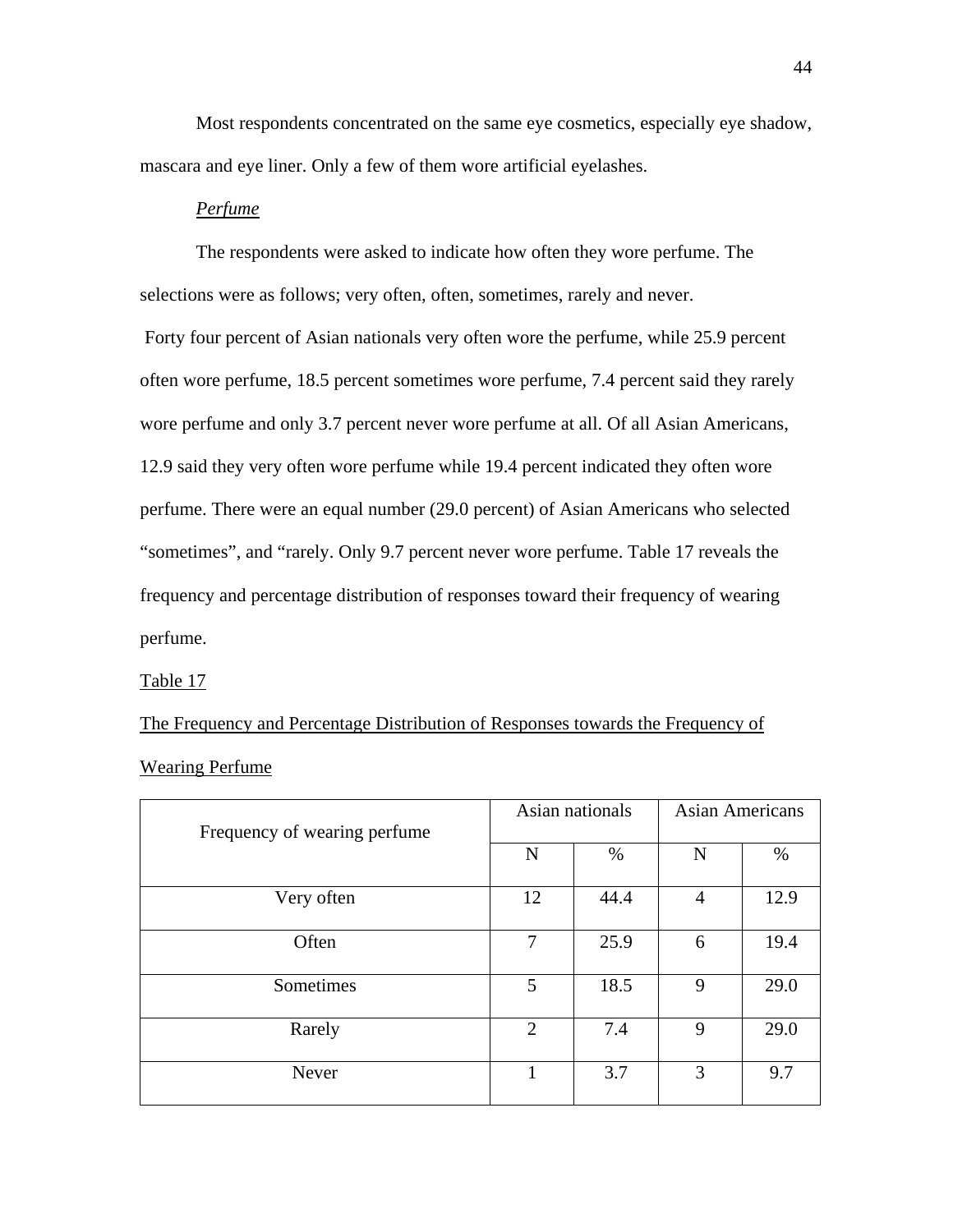Most respondents concentrated on the same eye cosmetics, especially eye shadow, mascara and eye liner. Only a few of them wore artificial eyelashes.

*Perfume*

The respondents were asked to indicate how often they wore perfume. The selections were as follows; very often, often, sometimes, rarely and never.

Forty four percent of Asian nationals very often wore the perfume, while 25.9 percent often wore perfume, 18.5 percent sometimes wore perfume, 7.4 percent said they rarely wore perfume and only 3.7 percent never wore perfume at all. Of all Asian Americans, 12.9 said they very often wore perfume while 19.4 percent indicated they often wore perfume. There were an equal number (29.0 percent) of Asian Americans who selected "sometimes", and "rarely. Only 9.7 percent never wore perfume. Table 17 reveals the frequency and percentage distribution of responses toward their frequency of wearing perfume.

Table 17

The Frequency and Percentage Distribution of Responses towards the Frequency of Wearing Perfume

| Frequency of wearing perfume | Asian nationals | | Asian Americans | |
|---|---|---|---|---|
| | N | % | N | % |
| Very often | 12 | 44.4 | 4 | 12.9 |
| Often | 7 | 25.9 | 6 | 19.4 |
| Sometimes | 5 | 18.5 | 9 | 29.0 |
| Rarely | 2 | 7.4 | 9 | 29.0 |
| Never | 1 | 3.7 | 3 | 9.7 |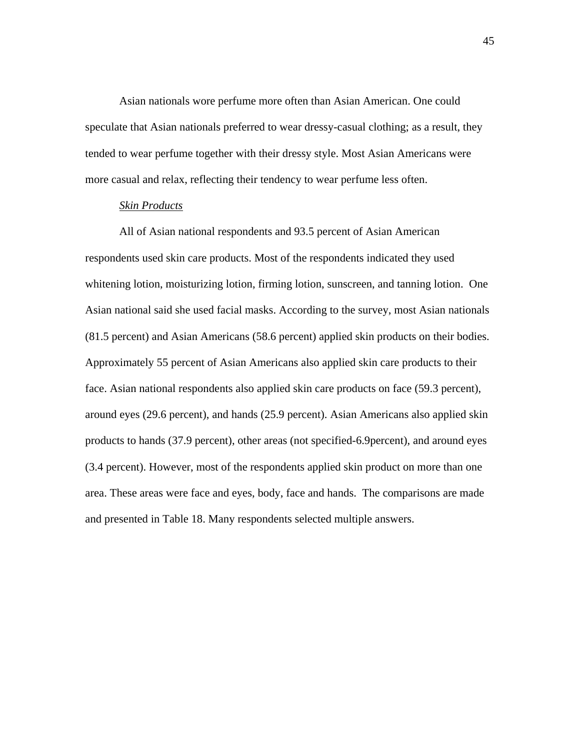Asian nationals wore perfume more often than Asian American. One could speculate that Asian nationals preferred to wear dressy-casual clothing; as a result, they tended to wear perfume together with their dressy style. Most Asian Americans were more casual and relax, reflecting their tendency to wear perfume less often.

*Skin Products*

All of Asian national respondents and 93.5 percent of Asian American respondents used skin care products. Most of the respondents indicated they used whitening lotion, moisturizing lotion, firming lotion, sunscreen, and tanning lotion. One Asian national said she used facial masks. According to the survey, most Asian nationals (81.5 percent) and Asian Americans (58.6 percent) applied skin products on their bodies. Approximately 55 percent of Asian Americans also applied skin care products to their face. Asian national respondents also applied skin care products on face (59.3 percent), around eyes (29.6 percent), and hands (25.9 percent). Asian Americans also applied skin products to hands (37.9 percent), other areas (not specified-6.9percent), and around eyes (3.4 percent). However, most of the respondents applied skin product on more than one area. These areas were face and eyes, body, face and hands. The comparisons are made and presented in Table 18. Many respondents selected multiple answers.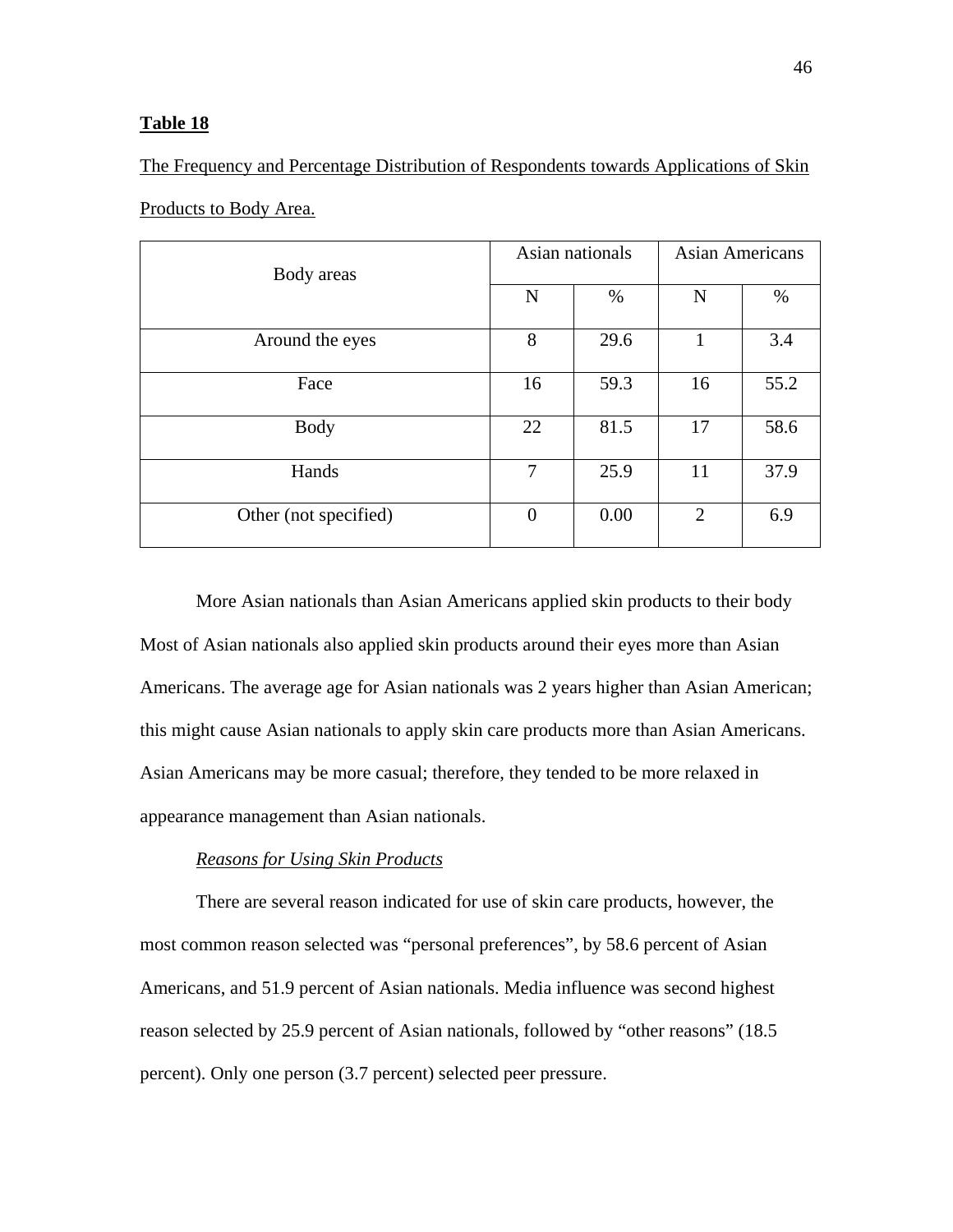**Table 18**

The Frequency and Percentage Distribution of Respondents towards Applications of Skin Products to Body Area.

| Body areas | Asian nationals | | Asian Americans | |
|---|---|---|---|---|
| | N | % | N | % |
| Around the eyes | 8 | 29.6 | 1 | 3.4 |
| Face | 16 | 59.3 | 16 | 55.2 |
| Body | 22 | 81.5 | 17 | 58.6 |
| Hands | 7 | 25.9 | 11 | 37.9 |
| Other (not specified) | 0 | 0.00 | 2 | 6.9 |

More Asian nationals than Asian Americans applied skin products to their body Most of Asian nationals also applied skin products around their eyes more than Asian Americans. The average age for Asian nationals was 2 years higher than Asian American; this might cause Asian nationals to apply skin care products more than Asian Americans. Asian Americans may be more casual; therefore, they tended to be more relaxed in appearance management than Asian nationals.

*Reasons for Using Skin Products*

There are several reason indicated for use of skin care products, however, the most common reason selected was "personal preferences", by 58.6 percent of Asian Americans, and 51.9 percent of Asian nationals. Media influence was second highest reason selected by 25.9 percent of Asian nationals, followed by "other reasons" (18.5 percent). Only one person (3.7 percent) selected peer pressure.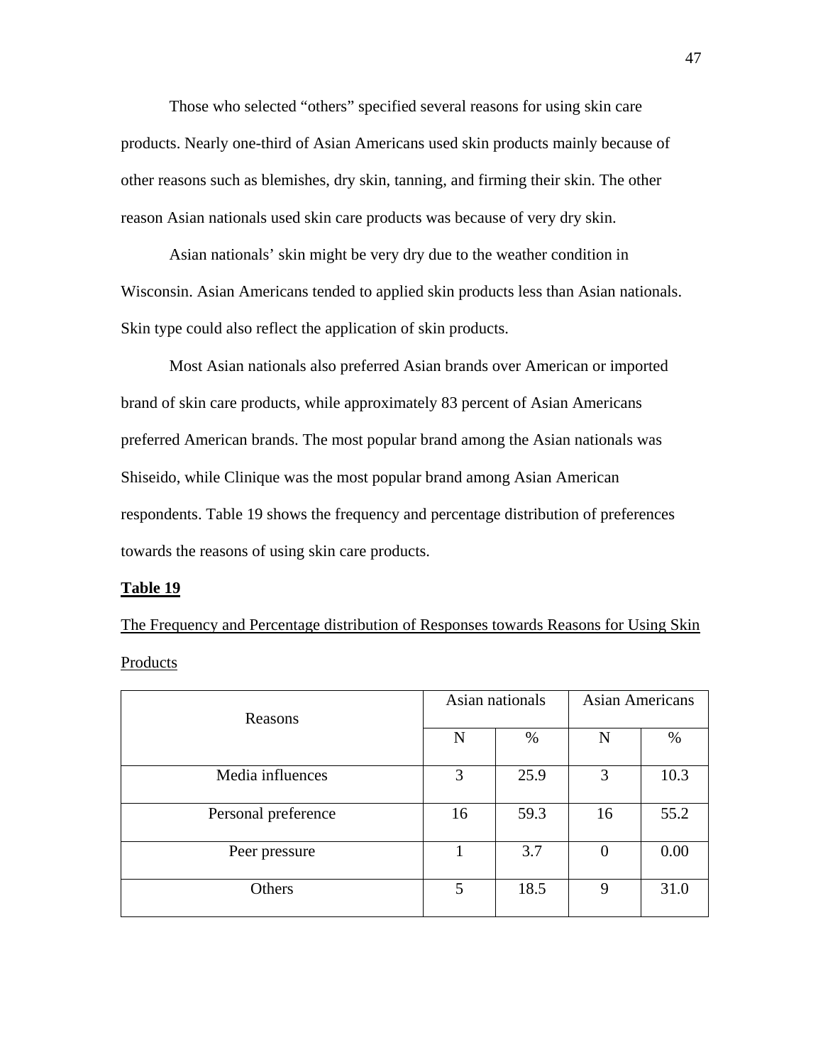Those who selected "others" specified several reasons for using skin care products. Nearly one-third of Asian Americans used skin products mainly because of other reasons such as blemishes, dry skin, tanning, and firming their skin. The other reason Asian nationals used skin care products was because of very dry skin.

Asian nationals' skin might be very dry due to the weather condition in Wisconsin. Asian Americans tended to applied skin products less than Asian nationals. Skin type could also reflect the application of skin products.

Most Asian nationals also preferred Asian brands over American or imported brand of skin care products, while approximately 83 percent of Asian Americans preferred American brands. The most popular brand among the Asian nationals was Shiseido, while Clinique was the most popular brand among Asian American respondents. Table 19 shows the frequency and percentage distribution of preferences towards the reasons of using skin care products.

**Table 19**

The Frequency and Percentage distribution of Responses towards Reasons for Using Skin Products

| Reasons | Asian nationals | | Asian Americans | |
|---|---|---|---|---|
| | N | % | N | % |
| Media influences | 3 | 25.9 | 3 | 10.3 |
| Personal preference | 16 | 59.3 | 16 | 55.2 |
| Peer pressure | 1 | 3.7 | 0 | 0.00 |
| Others | 5 | 18.5 | 9 | 31.0 |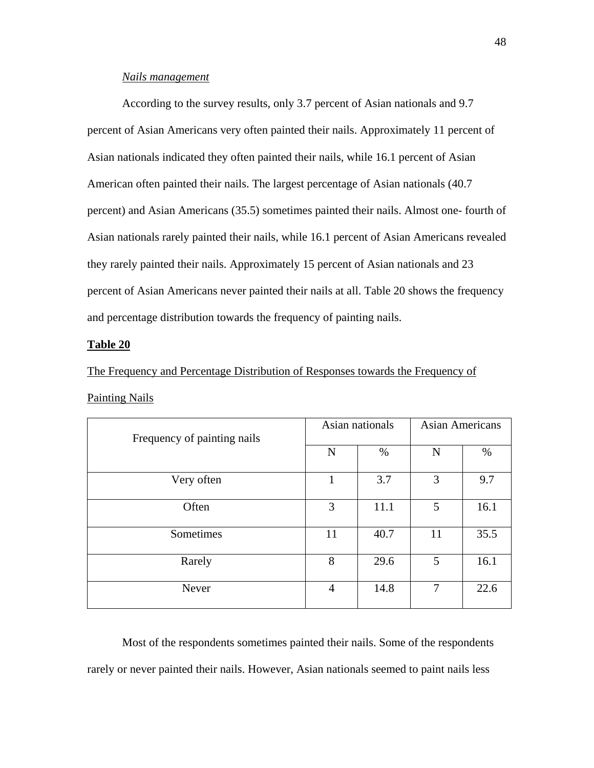*Nails management*

According to the survey results, only 3.7 percent of Asian nationals and 9.7 percent of Asian Americans very often painted their nails. Approximately 11 percent of Asian nationals indicated they often painted their nails, while 16.1 percent of Asian American often painted their nails. The largest percentage of Asian nationals (40.7 percent) and Asian Americans (35.5) sometimes painted their nails. Almost one- fourth of Asian nationals rarely painted their nails, while 16.1 percent of Asian Americans revealed they rarely painted their nails. Approximately 15 percent of Asian nationals and 23 percent of Asian Americans never painted their nails at all. Table 20 shows the frequency and percentage distribution towards the frequency of painting nails.

**Table 20**

The Frequency and Percentage Distribution of Responses towards the Frequency of Painting Nails

| Frequency of painting nails | Asian nationals | | Asian Americans | |
|---|---|---|---|---|
| | N | % | N | % |
| Very often | 1 | 3.7 | 3 | 9.7 |
| Often | 3 | 11.1 | 5 | 16.1 |
| Sometimes | 11 | 40.7 | 11 | 35.5 |
| Rarely | 8 | 29.6 | 5 | 16.1 |
| Never | 4 | 14.8 | 7 | 22.6 |

Most of the respondents sometimes painted their nails. Some of the respondents rarely or never painted their nails. However, Asian nationals seemed to paint nails less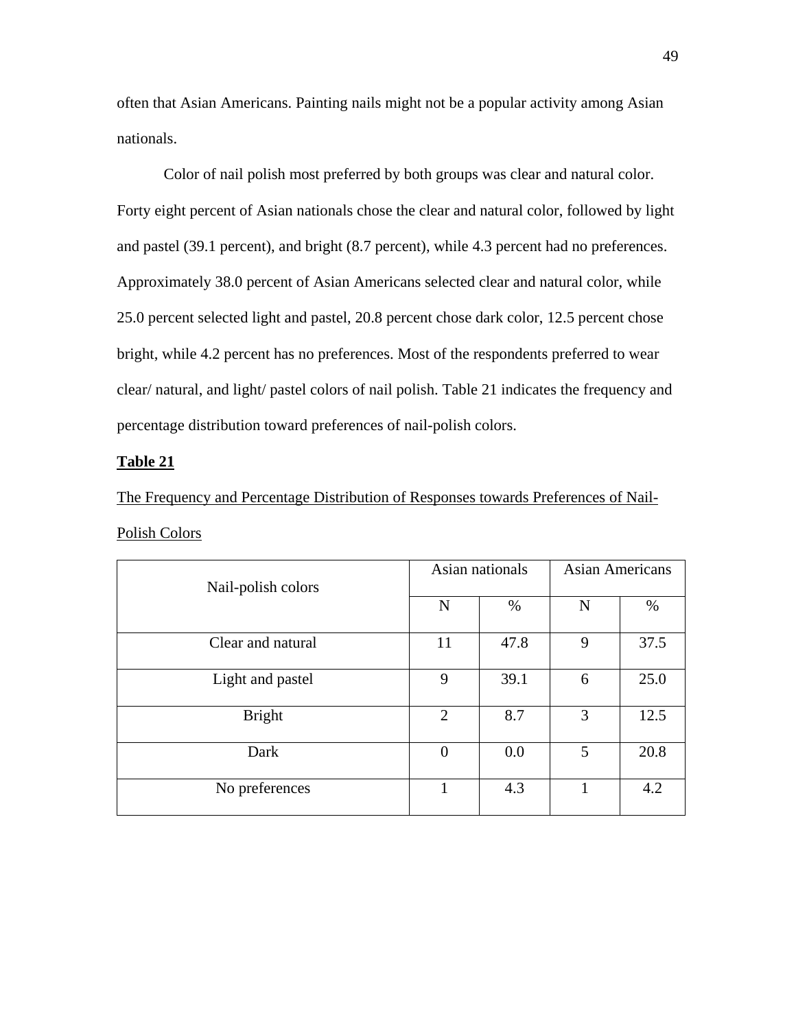often that Asian Americans. Painting nails might not be a popular activity among Asian nationals.

Color of nail polish most preferred by both groups was clear and natural color. Forty eight percent of Asian nationals chose the clear and natural color, followed by light and pastel (39.1 percent), and bright (8.7 percent), while 4.3 percent had no preferences. Approximately 38.0 percent of Asian Americans selected clear and natural color, while 25.0 percent selected light and pastel, 20.8 percent chose dark color, 12.5 percent chose bright, while 4.2 percent has no preferences. Most of the respondents preferred to wear clear/ natural, and light/ pastel colors of nail polish. Table 21 indicates the frequency and percentage distribution toward preferences of nail-polish colors.

**Table 21**

The Frequency and Percentage Distribution of Responses towards Preferences of Nail-Polish Colors

| Nail-polish colors | Asian nationals | | Asian Americans | |
|---|---|---|---|---|
| | N | % | N | % |
| Clear and natural | 11 | 47.8 | 9 | 37.5 |
| Light and pastel | 9 | 39.1 | 6 | 25.0 |
| Bright | 2 | 8.7 | 3 | 12.5 |
| Dark | 0 | 0.0 | 5 | 20.8 |
| No preferences | 1 | 4.3 | 1 | 4.2 |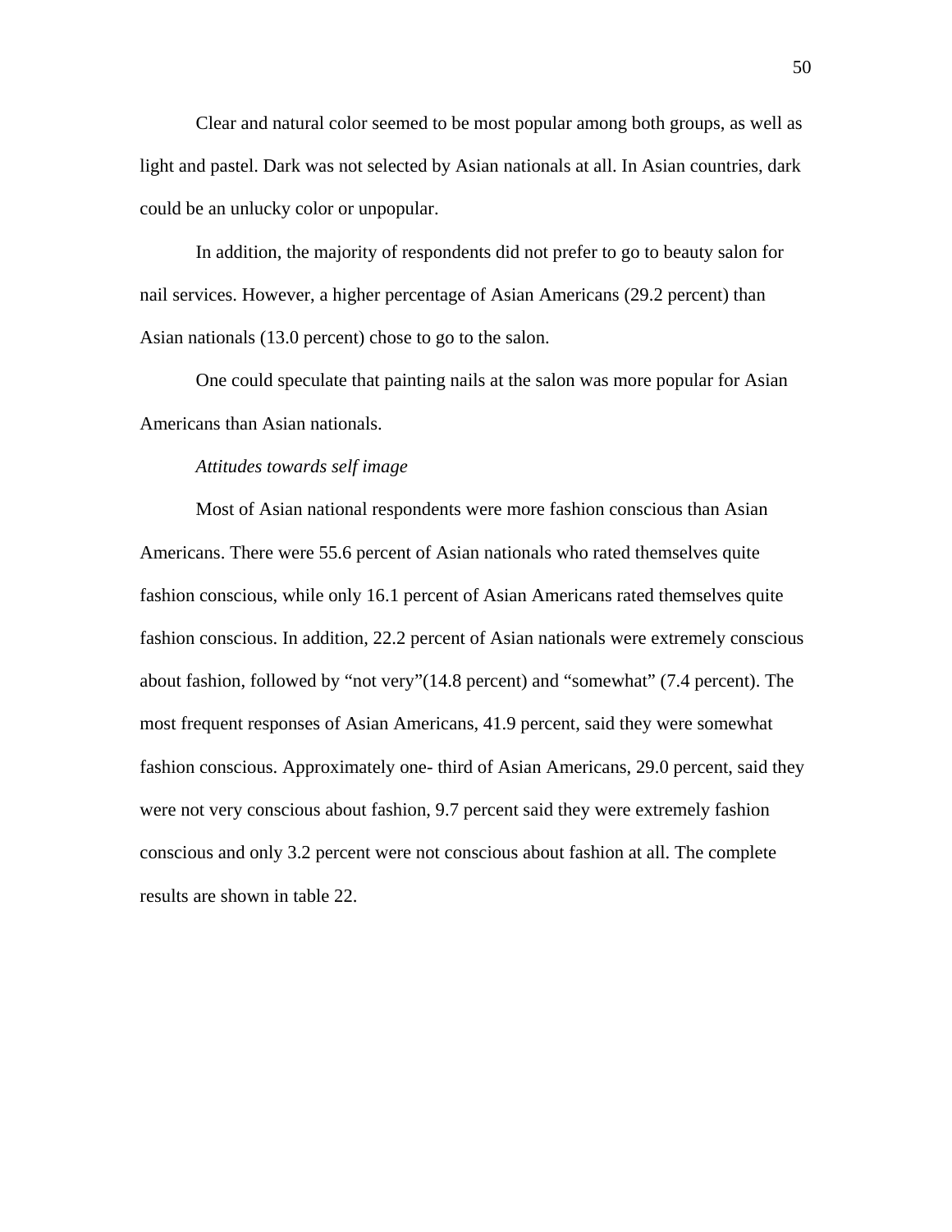Clear and natural color seemed to be most popular among both groups, as well as light and pastel. Dark was not selected by Asian nationals at all. In Asian countries, dark could be an unlucky color or unpopular.

In addition, the majority of respondents did not prefer to go to beauty salon for nail services. However, a higher percentage of Asian Americans (29.2 percent) than Asian nationals (13.0 percent) chose to go to the salon.

One could speculate that painting nails at the salon was more popular for Asian Americans than Asian nationals.

*Attitudes towards self image*

Most of Asian national respondents were more fashion conscious than Asian Americans. There were 55.6 percent of Asian nationals who rated themselves quite fashion conscious, while only 16.1 percent of Asian Americans rated themselves quite fashion conscious. In addition, 22.2 percent of Asian nationals were extremely conscious about fashion, followed by “not very”(14.8 percent) and “somewhat” (7.4 percent). The most frequent responses of Asian Americans, 41.9 percent, said they were somewhat fashion conscious. Approximately one- third of Asian Americans, 29.0 percent, said they were not very conscious about fashion, 9.7 percent said they were extremely fashion conscious and only 3.2 percent were not conscious about fashion at all. The complete results are shown in table 22.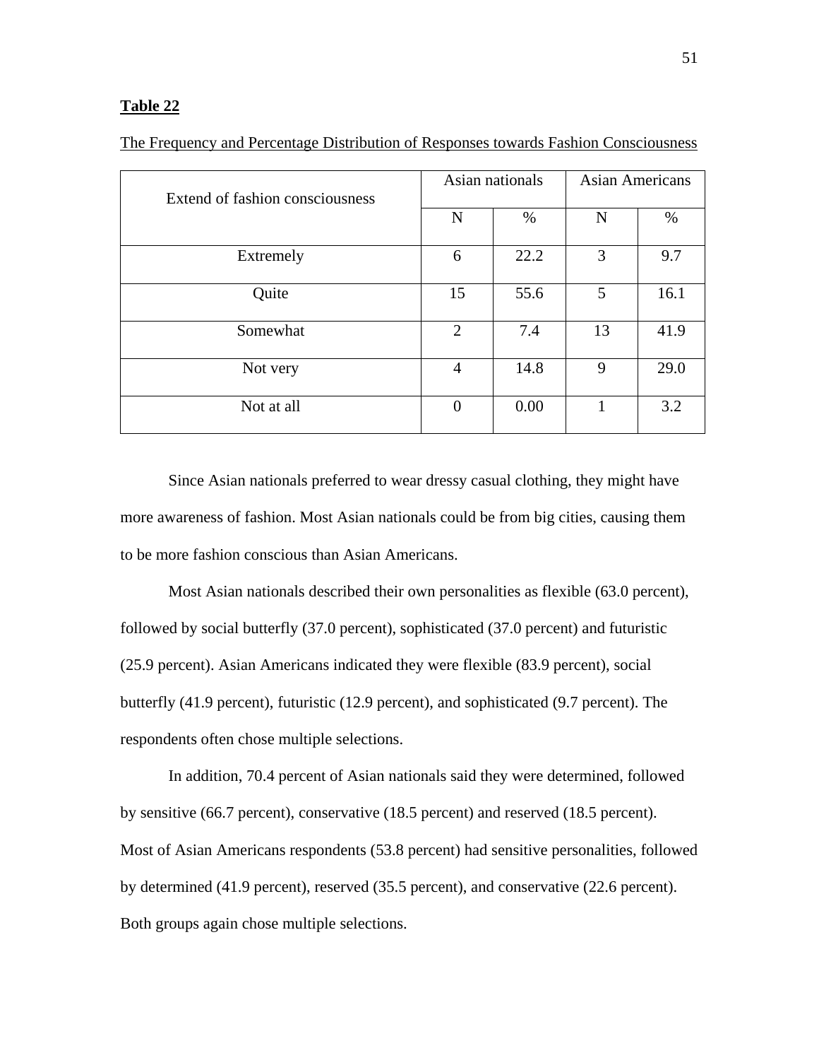**Table 22**

The Frequency and Percentage Distribution of Responses towards Fashion Consciousness

| Extend of fashion consciousness | Asian nationals | | Asian Americans | |
|---|---|---|---|---|
| | N | % | N | % |
| Extremely | 6 | 22.2 | 3 | 9.7 |
| Quite | 15 | 55.6 | 5 | 16.1 |
| Somewhat | 2 | 7.4 | 13 | 41.9 |
| Not very | 4 | 14.8 | 9 | 29.0 |
| Not at all | 0 | 0.00 | 1 | 3.2 |

Since Asian nationals preferred to wear dressy casual clothing, they might have more awareness of fashion. Most Asian nationals could be from big cities, causing them to be more fashion conscious than Asian Americans.

Most Asian nationals described their own personalities as flexible (63.0 percent), followed by social butterfly (37.0 percent), sophisticated (37.0 percent) and futuristic (25.9 percent). Asian Americans indicated they were flexible (83.9 percent), social butterfly (41.9 percent), futuristic (12.9 percent), and sophisticated (9.7 percent). The respondents often chose multiple selections.

In addition, 70.4 percent of Asian nationals said they were determined, followed by sensitive (66.7 percent), conservative (18.5 percent) and reserved (18.5 percent). Most of Asian Americans respondents (53.8 percent) had sensitive personalities, followed by determined (41.9 percent), reserved (35.5 percent), and conservative (22.6 percent). Both groups again chose multiple selections.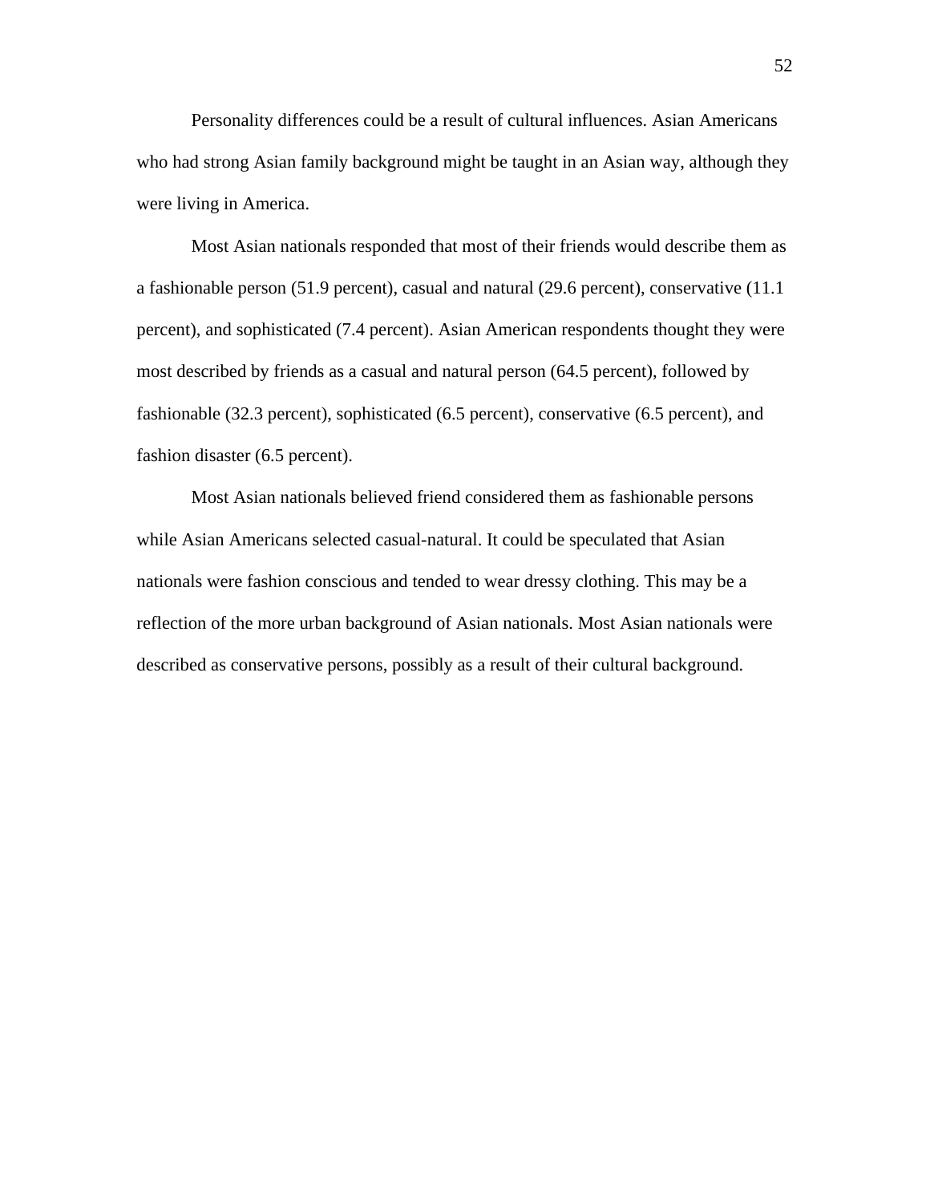Personality differences could be a result of cultural influences. Asian Americans who had strong Asian family background might be taught in an Asian way, although they were living in America.

Most Asian nationals responded that most of their friends would describe them as a fashionable person (51.9 percent), casual and natural (29.6 percent), conservative (11.1 percent), and sophisticated (7.4 percent). Asian American respondents thought they were most described by friends as a casual and natural person (64.5 percent), followed by fashionable (32.3 percent), sophisticated (6.5 percent), conservative (6.5 percent), and fashion disaster (6.5 percent).

Most Asian nationals believed friend considered them as fashionable persons while Asian Americans selected casual-natural. It could be speculated that Asian nationals were fashion conscious and tended to wear dressy clothing. This may be a reflection of the more urban background of Asian nationals. Most Asian nationals were described as conservative persons, possibly as a result of their cultural background.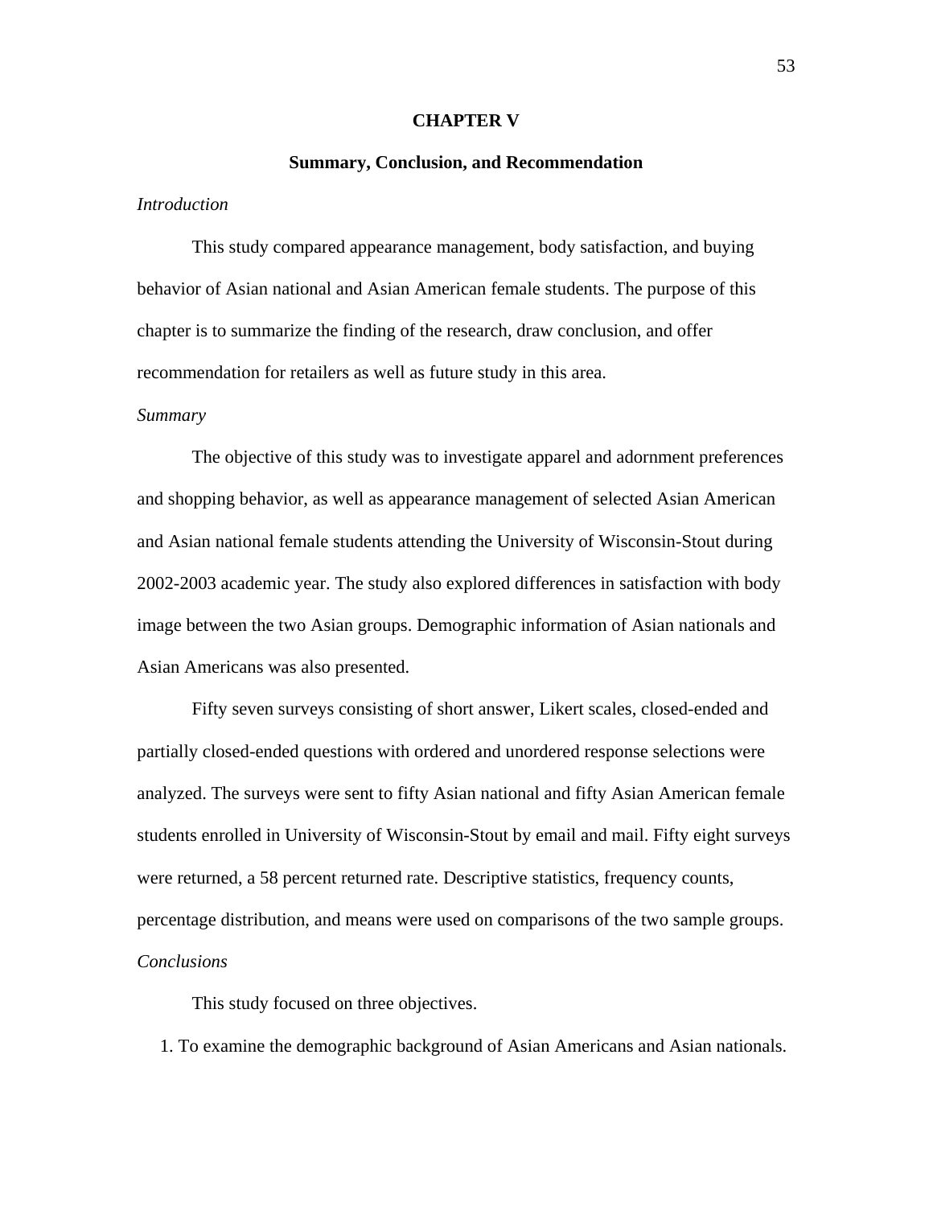# CHAPTER V

## Summary, Conclusion, and Recommendation

*Introduction*

This study compared appearance management, body satisfaction, and buying behavior of Asian national and Asian American female students. The purpose of this chapter is to summarize the finding of the research, draw conclusion, and offer recommendation for retailers as well as future study in this area.

*Summary*

The objective of this study was to investigate apparel and adornment preferences and shopping behavior, as well as appearance management of selected Asian American and Asian national female students attending the University of Wisconsin-Stout during 2002-2003 academic year. The study also explored differences in satisfaction with body image between the two Asian groups. Demographic information of Asian nationals and Asian Americans was also presented.

Fifty seven surveys consisting of short answer, Likert scales, closed-ended and partially closed-ended questions with ordered and unordered response selections were analyzed. The surveys were sent to fifty Asian national and fifty Asian American female students enrolled in University of Wisconsin-Stout by email and mail. Fifty eight surveys were returned, a 58 percent returned rate. Descriptive statistics, frequency counts, percentage distribution, and means were used on comparisons of the two sample groups.

*Conclusions*

This study focused on three objectives.

1. To examine the demographic background of Asian Americans and Asian nationals.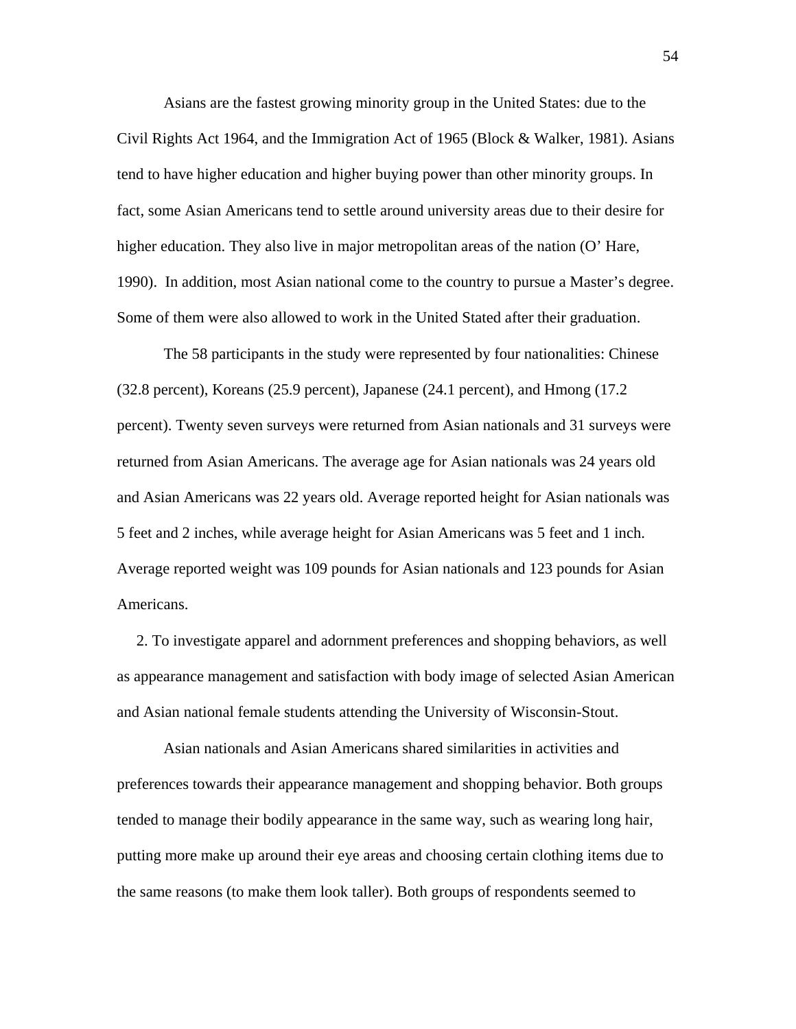Asians are the fastest growing minority group in the United States: due to the Civil Rights Act 1964, and the Immigration Act of 1965 (Block & Walker, 1981). Asians tend to have higher education and higher buying power than other minority groups. In fact, some Asian Americans tend to settle around university areas due to their desire for higher education. They also live in major metropolitan areas of the nation (O' Hare, 1990). In addition, most Asian national come to the country to pursue a Master's degree. Some of them were also allowed to work in the United Stated after their graduation.

The 58 participants in the study were represented by four nationalities: Chinese (32.8 percent), Koreans (25.9 percent), Japanese (24.1 percent), and Hmong (17.2 percent). Twenty seven surveys were returned from Asian nationals and 31 surveys were returned from Asian Americans. The average age for Asian nationals was 24 years old and Asian Americans was 22 years old. Average reported height for Asian nationals was 5 feet and 2 inches, while average height for Asian Americans was 5 feet and 1 inch. Average reported weight was 109 pounds for Asian nationals and 123 pounds for Asian Americans.

2. To investigate apparel and adornment preferences and shopping behaviors, as well as appearance management and satisfaction with body image of selected Asian American and Asian national female students attending the University of Wisconsin-Stout.

Asian nationals and Asian Americans shared similarities in activities and preferences towards their appearance management and shopping behavior. Both groups tended to manage their bodily appearance in the same way, such as wearing long hair, putting more make up around their eye areas and choosing certain clothing items due to the same reasons (to make them look taller). Both groups of respondents seemed to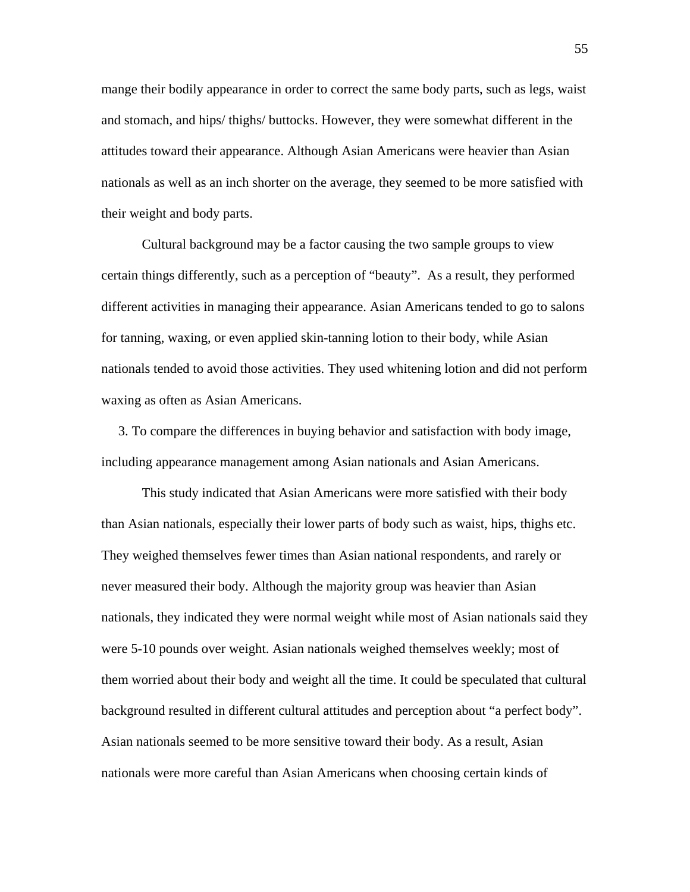mange their bodily appearance in order to correct the same body parts, such as legs, waist and stomach, and hips/ thighs/ buttocks. However, they were somewhat different in the attitudes toward their appearance. Although Asian Americans were heavier than Asian nationals as well as an inch shorter on the average, they seemed to be more satisfied with their weight and body parts.

Cultural background may be a factor causing the two sample groups to view certain things differently, such as a perception of "beauty". As a result, they performed different activities in managing their appearance. Asian Americans tended to go to salons for tanning, waxing, or even applied skin-tanning lotion to their body, while Asian nationals tended to avoid those activities. They used whitening lotion and did not perform waxing as often as Asian Americans.

3. To compare the differences in buying behavior and satisfaction with body image, including appearance management among Asian nationals and Asian Americans.

This study indicated that Asian Americans were more satisfied with their body than Asian nationals, especially their lower parts of body such as waist, hips, thighs etc. They weighed themselves fewer times than Asian national respondents, and rarely or never measured their body. Although the majority group was heavier than Asian nationals, they indicated they were normal weight while most of Asian nationals said they were 5-10 pounds over weight. Asian nationals weighed themselves weekly; most of them worried about their body and weight all the time. It could be speculated that cultural background resulted in different cultural attitudes and perception about "a perfect body". Asian nationals seemed to be more sensitive toward their body. As a result, Asian nationals were more careful than Asian Americans when choosing certain kinds of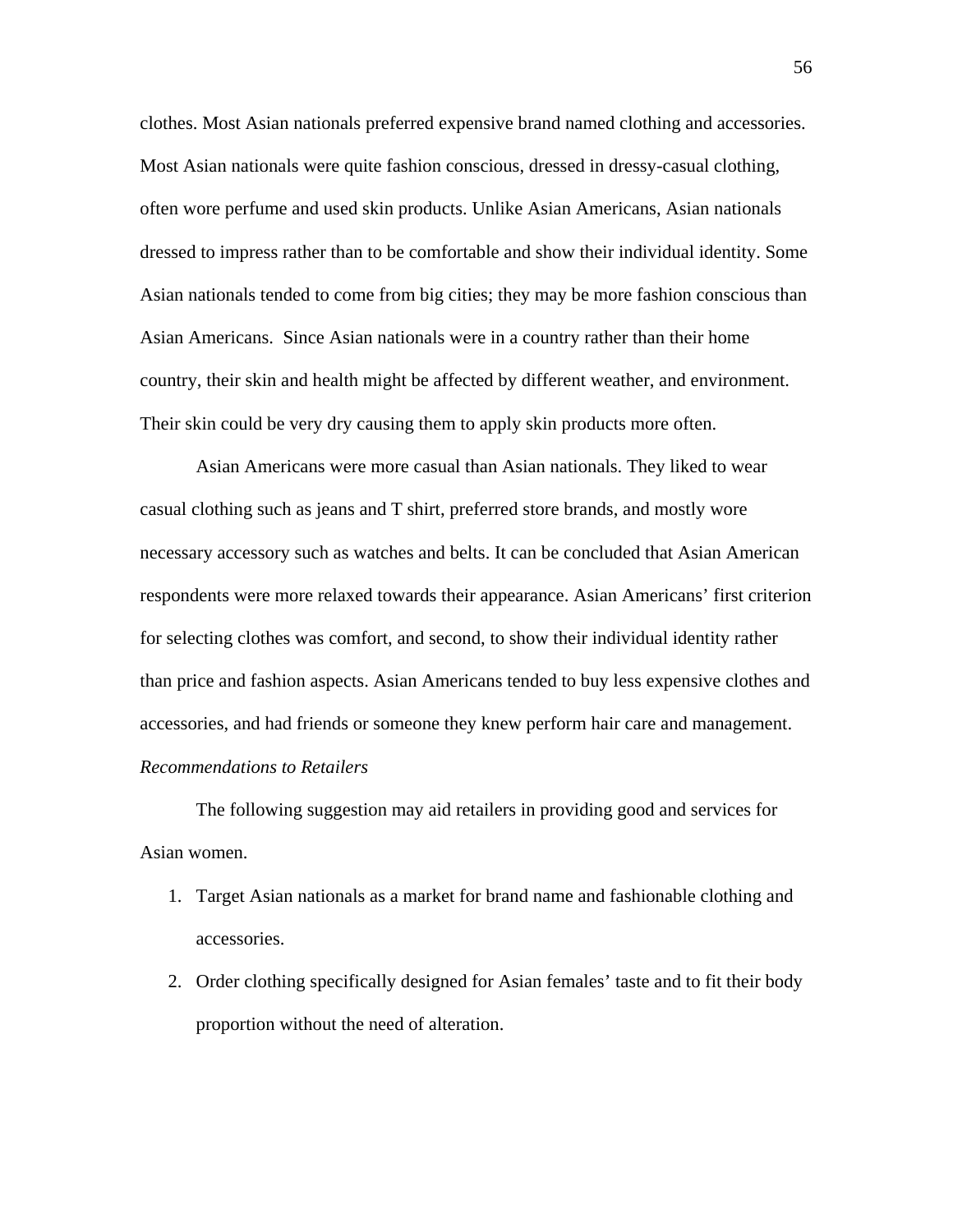clothes. Most Asian nationals preferred expensive brand named clothing and accessories. Most Asian nationals were quite fashion conscious, dressed in dressy-casual clothing, often wore perfume and used skin products. Unlike Asian Americans, Asian nationals dressed to impress rather than to be comfortable and show their individual identity. Some Asian nationals tended to come from big cities; they may be more fashion conscious than Asian Americans.  Since Asian nationals were in a country rather than their home country, their skin and health might be affected by different weather, and environment. Their skin could be very dry causing them to apply skin products more often.

Asian Americans were more casual than Asian nationals. They liked to wear casual clothing such as jeans and T shirt, preferred store brands, and mostly wore necessary accessory such as watches and belts. It can be concluded that Asian American respondents were more relaxed towards their appearance. Asian Americans' first criterion for selecting clothes was comfort, and second, to show their individual identity rather than price and fashion aspects. Asian Americans tended to buy less expensive clothes and accessories, and had friends or someone they knew perform hair care and management.

*Recommendations to Retailers*

The following suggestion may aid retailers in providing good and services for Asian women.

1. Target Asian nationals as a market for brand name and fashionable clothing and accessories.
2. Order clothing specifically designed for Asian females' taste and to fit their body proportion without the need of alteration.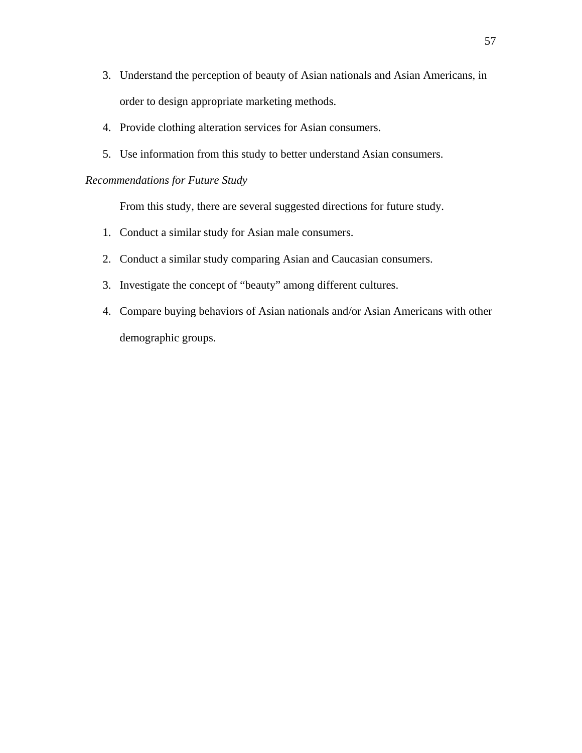3. Understand the perception of beauty of Asian nationals and Asian Americans, in order to design appropriate marketing methods.
4. Provide clothing alteration services for Asian consumers.
5. Use information from this study to better understand Asian consumers.

*Recommendations for Future Study*

From this study, there are several suggested directions for future study.

1. Conduct a similar study for Asian male consumers.
2. Conduct a similar study comparing Asian and Caucasian consumers.
3. Investigate the concept of "beauty" among different cultures.
4. Compare buying behaviors of Asian nationals and/or Asian Americans with other demographic groups.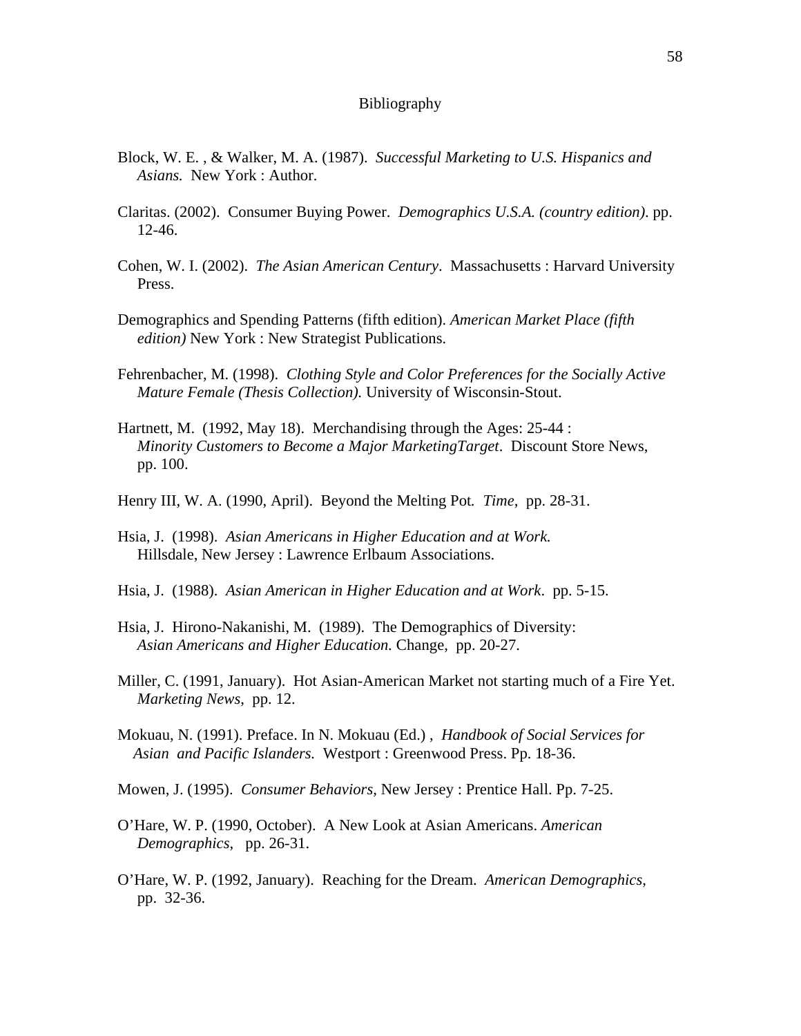# Bibliography

Block, W. E. , & Walker, M. A. (1987). *Successful Marketing to U.S. Hispanics and Asians.* New York : Author.

Claritas. (2002). Consumer Buying Power. *Demographics U.S.A. (country edition)*. pp. 12-46.

Cohen, W. I. (2002). *The Asian American Century*. Massachusetts : Harvard University Press.

Demographics and Spending Patterns (fifth edition). *American Market Place (fifth edition)* New York : New Strategist Publications.

Fehrenbacher, M. (1998). *Clothing Style and Color Preferences for the Socially Active Mature Female (Thesis Collection).* University of Wisconsin-Stout.

Hartnett, M. (1992, May 18). Merchandising through the Ages: 25-44 : *Minority Customers to Become a Major MarketingTarget*. Discount Store News, pp. 100.

Henry III, W. A. (1990, April). Beyond the Melting Pot. *Time*, pp. 28-31.

Hsia, J. (1998). *Asian Americans in Higher Education and at Work.* Hillsdale, New Jersey : Lawrence Erlbaum Associations.

Hsia, J. (1988). *Asian American in Higher Education and at Work*. pp. 5-15.

Hsia, J. Hirono-Nakanishi, M. (1989). The Demographics of Diversity: *Asian Americans and Higher Education.* Change, pp. 20-27.

Miller, C. (1991, January). Hot Asian-American Market not starting much of a Fire Yet. *Marketing News*, pp. 12.

Mokuau, N. (1991). Preface. In N. Mokuau (Ed.) , *Handbook of Social Services for Asian and Pacific Islanders.* Westport : Greenwood Press. Pp. 18-36.

Mowen, J. (1995). *Consumer Behaviors*, New Jersey : Prentice Hall. Pp. 7-25.

O'Hare, W. P. (1990, October). A New Look at Asian Americans. *American Demographics*, pp. 26-31.

O'Hare, W. P. (1992, January). Reaching for the Dream. *American Demographics*, pp. 32-36.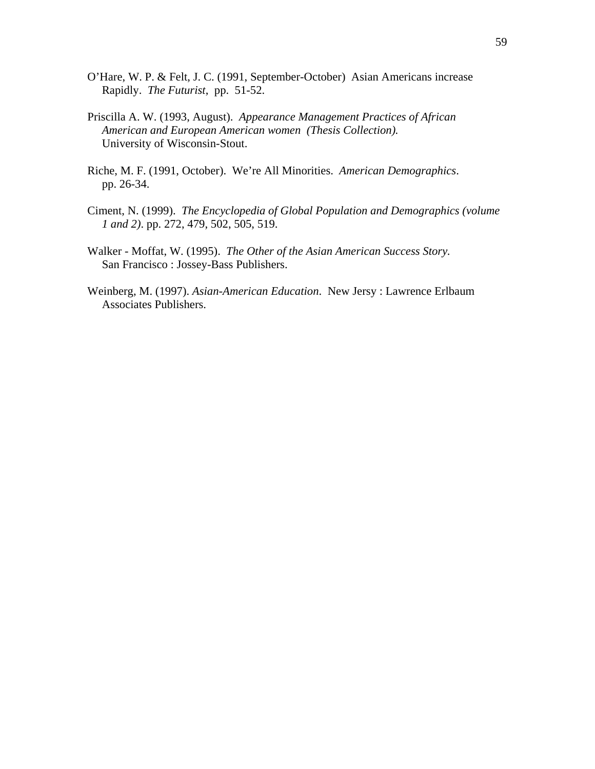O'Hare, W. P. & Felt, J. C. (1991, September-October) Asian Americans increase Rapidly. *The Futurist*, pp. 51-52.

Priscilla A. W. (1993, August). *Appearance Management Practices of African American and European American women (Thesis Collection).* University of Wisconsin-Stout.

Riche, M. F. (1991, October). We're All Minorities. *American Demographics*. pp. 26-34.

Ciment, N. (1999). *The Encyclopedia of Global Population and Demographics (volume 1 and 2)*. pp. 272, 479, 502, 505, 519.

Walker - Moffat, W. (1995). *The Other of the Asian American Success Story.* San Francisco : Jossey-Bass Publishers.

Weinberg, M. (1997). *Asian-American Education*. New Jersy : Lawrence Erlbaum Associates Publishers.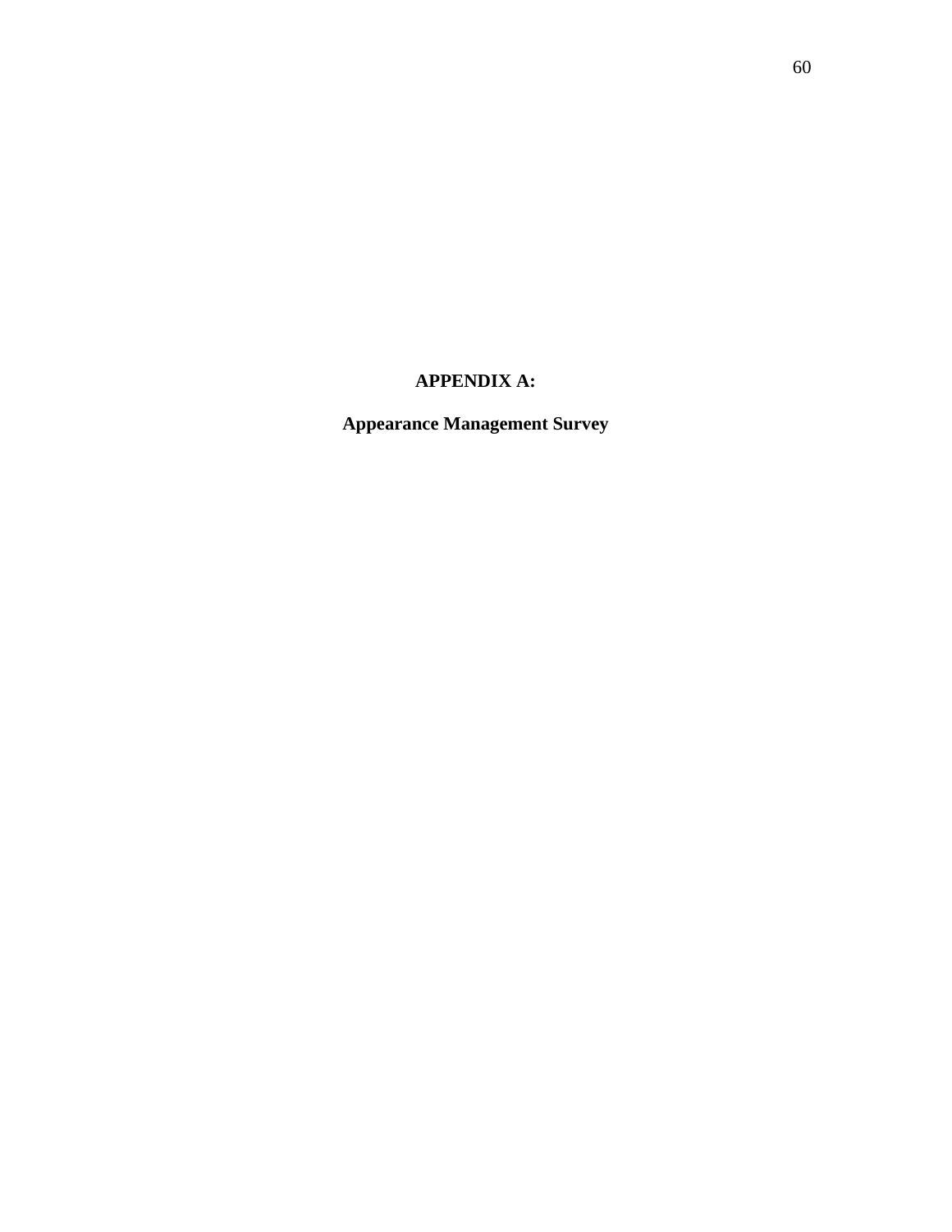# APPENDIX A:

## Appearance Management Survey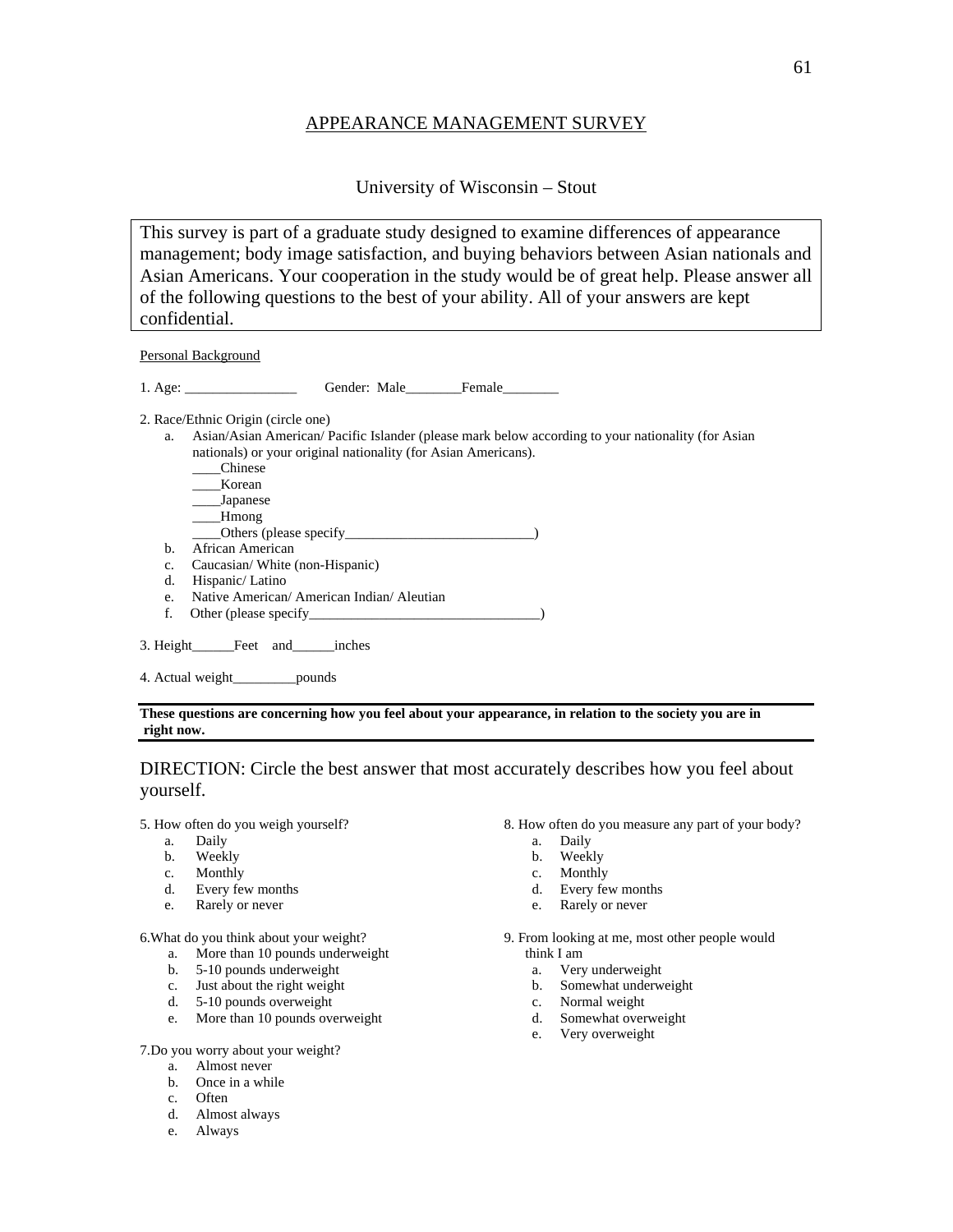# APPEARANCE MANAGEMENT SURVEY

## University of Wisconsin – Stout

> This survey is part of a graduate study designed to examine differences of appearance management; body image satisfaction, and buying behaviors between Asian nationals and Asian Americans. Your cooperation in the study would be of great help. Please answer all of the following questions to the best of your ability. All of your answers are kept confidential.

Personal Background

1. Age: ________________ Gender: Male________Female________

2. Race/Ethnic Origin (circle one)
   a. Asian/Asian American/ Pacific Islander (please mark below according to your nationality (for Asian nationals) or your original nationality (for Asian Americans).
      ____Chinese
      ____Korean
      ____Japanese
      ____Hmong
      ____Others (please specify___________________________)
   b. African American
   c. Caucasian/ White (non-Hispanic)
   d. Hispanic/ Latino
   e. Native American/ American Indian/ Aleutian
   f. Other (please specify_________________________________)

3. Height______Feet and______inches

4. Actual weight_________pounds

---

**These questions are concerning how you feel about your appearance, in relation to the society you are in right now.**

---

DIRECTION: Circle the best answer that most accurately describes how you feel about yourself.

5. How often do you weigh yourself?
   a. Daily
   b. Weekly
   c. Monthly
   d. Every few months
   e. Rarely or never

6. What do you think about your weight?
   a. More than 10 pounds underweight
   b. 5-10 pounds underweight
   c. Just about the right weight
   d. 5-10 pounds overweight
   e. More than 10 pounds overweight

7. Do you worry about your weight?
   a. Almost never
   b. Once in a while
   c. Often
   d. Almost always
   e. Always

8. How often do you measure any part of your body?
   a. Daily
   b. Weekly
   c. Monthly
   d. Every few months
   e. Rarely or never

9. From looking at me, most other people would think I am
   a. Very underweight
   b. Somewhat underweight
   c. Normal weight
   d. Somewhat overweight
   e. Very overweight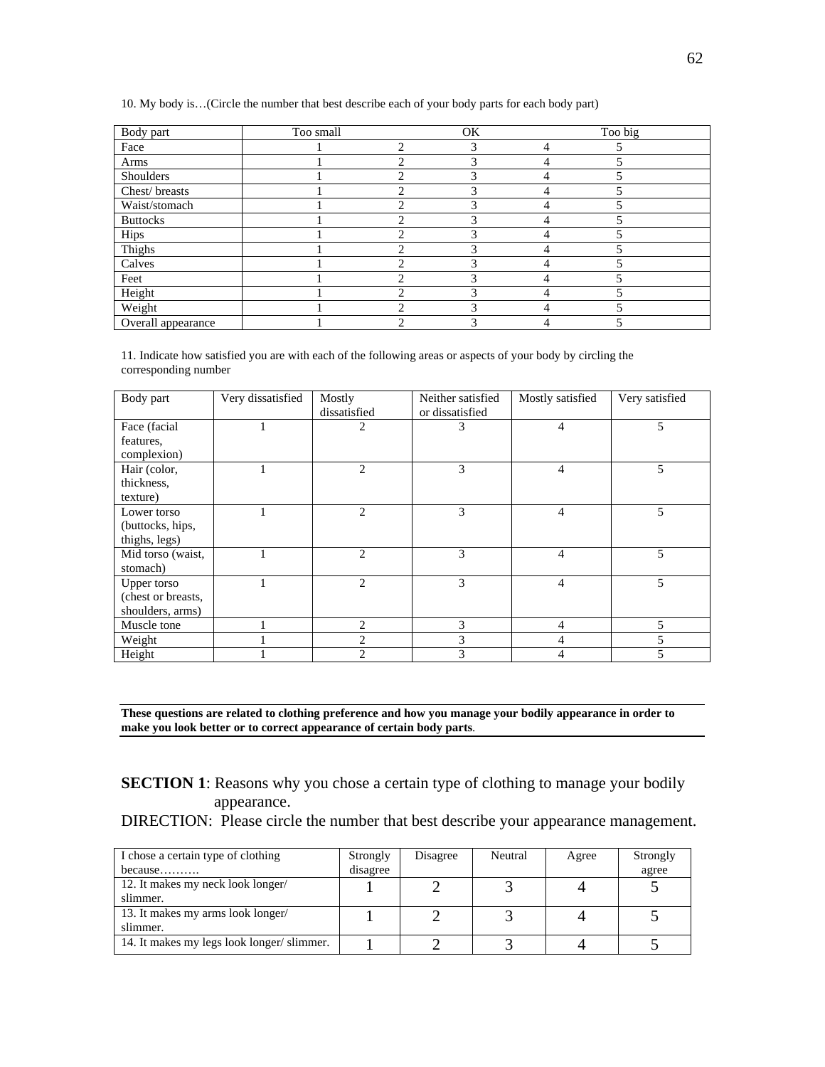10. My body is…(Circle the number that best describe each of your body parts for each body part)

| Body part | Too small | | OK | | Too big |
|---|---|---|---|---|---|
| Face | 1 | 2 | 3 | 4 | 5 |
| Arms | 1 | 2 | 3 | 4 | 5 |
| Shoulders | 1 | 2 | 3 | 4 | 5 |
| Chest/ breasts | 1 | 2 | 3 | 4 | 5 |
| Waist/stomach | 1 | 2 | 3 | 4 | 5 |
| Buttocks | 1 | 2 | 3 | 4 | 5 |
| Hips | 1 | 2 | 3 | 4 | 5 |
| Thighs | 1 | 2 | 3 | 4 | 5 |
| Calves | 1 | 2 | 3 | 4 | 5 |
| Feet | 1 | 2 | 3 | 4 | 5 |
| Height | 1 | 2 | 3 | 4 | 5 |
| Weight | 1 | 2 | 3 | 4 | 5 |
| Overall appearance | 1 | 2 | 3 | 4 | 5 |

11. Indicate how satisfied you are with each of the following areas or aspects of your body by circling the corresponding number

| Body part | Very dissatisfied | Mostly dissatisfied | Neither satisfied or dissatisfied | Mostly satisfied | Very satisfied |
|---|---|---|---|---|---|
| Face (facial features, complexion) | 1 | 2 | 3 | 4 | 5 |
| Hair (color, thickness, texture) | 1 | 2 | 3 | 4 | 5 |
| Lower torso (buttocks, hips, thighs, legs) | 1 | 2 | 3 | 4 | 5 |
| Mid torso (waist, stomach) | 1 | 2 | 3 | 4 | 5 |
| Upper torso (chest or breasts, shoulders, arms) | 1 | 2 | 3 | 4 | 5 |
| Muscle tone | 1 | 2 | 3 | 4 | 5 |
| Weight | 1 | 2 | 3 | 4 | 5 |
| Height | 1 | 2 | 3 | 4 | 5 |

**These questions are related to clothing preference and how you manage your bodily appearance in order to make you look better or to correct appearance of certain body parts**.

**SECTION 1**: Reasons why you chose a certain type of clothing to manage your bodily appearance.

DIRECTION: Please circle the number that best describe your appearance management.

| I chose a certain type of clothing because………. | Strongly disagree | Disagree | Neutral | Agree | Strongly agree |
|---|---|---|---|---|---|
| 12. It makes my neck look longer/ slimmer. | 1 | 2 | 3 | 4 | 5 |
| 13. It makes my arms look longer/ slimmer. | 1 | 2 | 3 | 4 | 5 |
| 14. It makes my legs look longer/ slimmer. | 1 | 2 | 3 | 4 | 5 |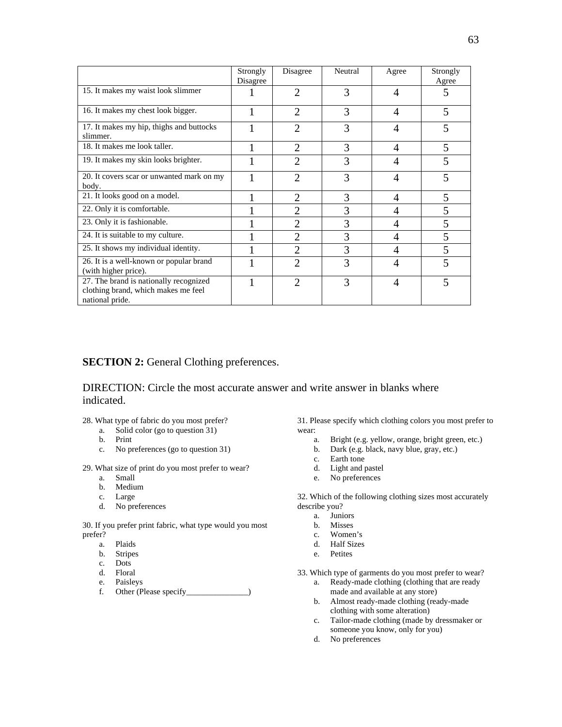| | Strongly Disagree | Disagree | Neutral | Agree | Strongly Agree |
|---|---|---|---|---|---|
| 15. It makes my waist look slimmer | 1 | 2 | 3 | 4 | 5 |
| 16. It makes my chest look bigger. | 1 | 2 | 3 | 4 | 5 |
| 17. It makes my hip, thighs and buttocks slimmer. | 1 | 2 | 3 | 4 | 5 |
| 18. It makes me look taller. | 1 | 2 | 3 | 4 | 5 |
| 19. It makes my skin looks brighter. | 1 | 2 | 3 | 4 | 5 |
| 20. It covers scar or unwanted mark on my body. | 1 | 2 | 3 | 4 | 5 |
| 21. It looks good on a model. | 1 | 2 | 3 | 4 | 5 |
| 22. Only it is comfortable. | 1 | 2 | 3 | 4 | 5 |
| 23. Only it is fashionable. | 1 | 2 | 3 | 4 | 5 |
| 24. It is suitable to my culture. | 1 | 2 | 3 | 4 | 5 |
| 25. It shows my individual identity. | 1 | 2 | 3 | 4 | 5 |
| 26. It is a well-known or popular brand (with higher price). | 1 | 2 | 3 | 4 | 5 |
| 27. The brand is nationally recognized clothing brand, which makes me feel national pride. | 1 | 2 | 3 | 4 | 5 |

**SECTION 2:** General Clothing preferences.

DIRECTION: Circle the most accurate answer and write answer in blanks where indicated.

28. What type of fabric do you most prefer?
   a. Solid color (go to question 31)
   b. Print
   c. No preferences (go to question 31)

29. What size of print do you most prefer to wear?
   a. Small
   b. Medium
   c. Large
   d. No preferences

30. If you prefer print fabric, what type would you most prefer?
   a. Plaids
   b. Stripes
   c. Dots
   d. Floral
   e. Paisleys
   f. Other (Please specify_______________)

31. Please specify which clothing colors you most prefer to wear:
   a. Bright (e.g. yellow, orange, bright green, etc.)
   b. Dark (e.g. black, navy blue, gray, etc.)
   c. Earth tone
   d. Light and pastel
   e. No preferences

32. Which of the following clothing sizes most accurately describe you?
   a. Juniors
   b. Misses
   c. Women's
   d. Half Sizes
   e. Petites

33. Which type of garments do you most prefer to wear?
   a. Ready-made clothing (clothing that are ready made and available at any store)
   b. Almost ready-made clothing (ready-made clothing with some alteration)
   c. Tailor-made clothing (made by dressmaker or someone you know, only for you)
   d. No preferences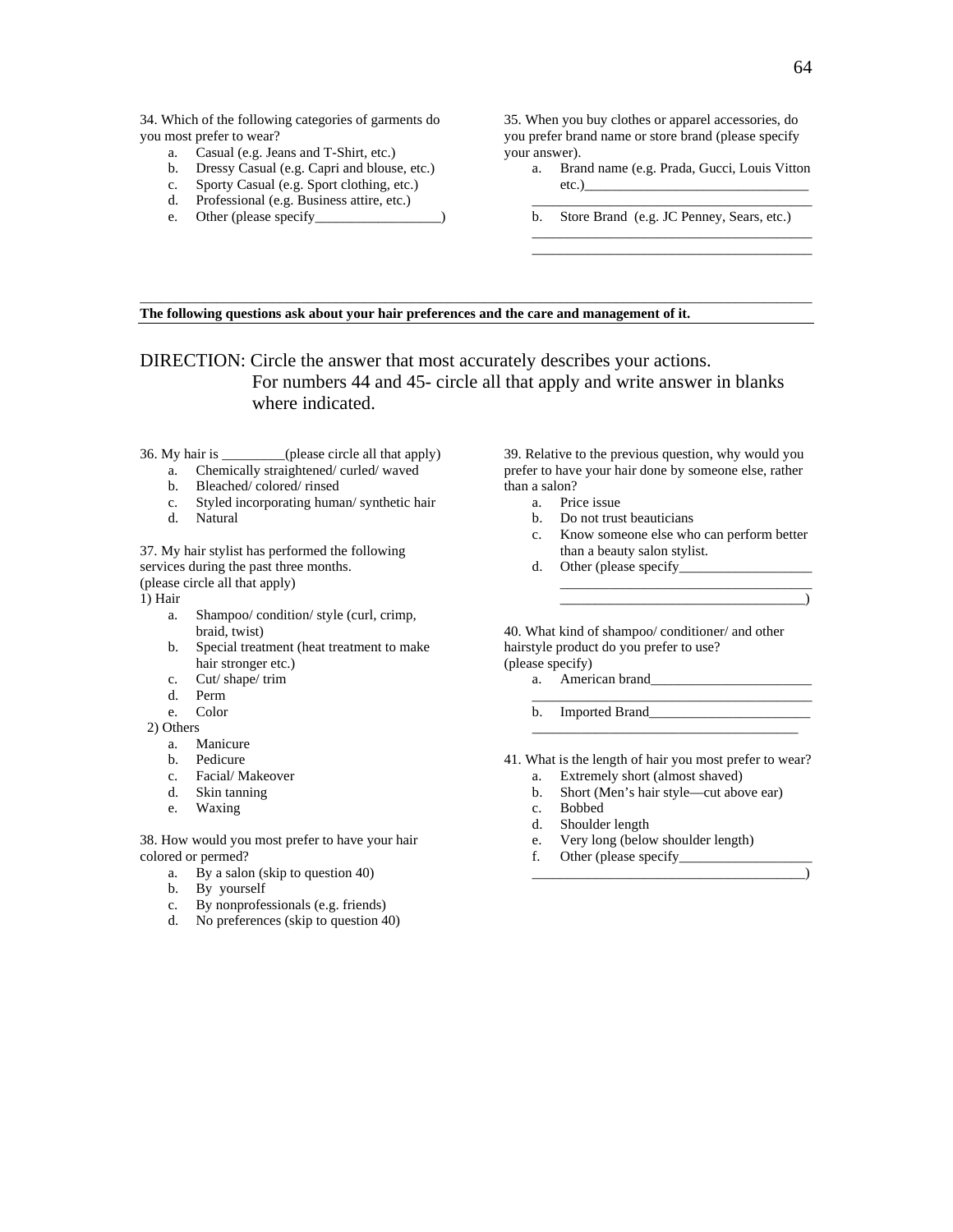34. Which of the following categories of garments do you most prefer to wear?

a. Casual (e.g. Jeans and T-Shirt, etc.)
b. Dressy Casual (e.g. Capri and blouse, etc.)
c. Sporty Casual (e.g. Sport clothing, etc.)
d. Professional (e.g. Business attire, etc.)
e. Other (please specify__________________)

35. When you buy clothes or apparel accessories, do you prefer brand name or store brand (please specify your answer).

a. Brand name (e.g. Prada, Gucci, Louis Vitton etc.)________________________________
________________________________________
b. Store Brand (e.g. JC Penney, Sears, etc.)
________________________________________
________________________________________

---

**The following questions ask about your hair preferences and the care and management of it.**

---

DIRECTION: Circle the answer that most accurately describes your actions. For numbers 44 and 45- circle all that apply and write answer in blanks where indicated.

36. My hair is _________(please circle all that apply)

a. Chemically straightened/ curled/ waved
b. Bleached/ colored/ rinsed
c. Styled incorporating human/ synthetic hair
d. Natural

37. My hair stylist has performed the following services during the past three months. (please circle all that apply)

1) Hair

a. Shampoo/ condition/ style (curl, crimp, braid, twist)
b. Special treatment (heat treatment to make hair stronger etc.)
c. Cut/ shape/ trim
d. Perm
e. Color

2) Others

a. Manicure
b. Pedicure
c. Facial/ Makeover
d. Skin tanning
e. Waxing

38. How would you most prefer to have your hair colored or permed?

a. By a salon (skip to question 40)
b. By yourself
c. By nonprofessionals (e.g. friends)
d. No preferences (skip to question 40)

39. Relative to the previous question, why would you prefer to have your hair done by someone else, rather than a salon?

a. Price issue
b. Do not trust beauticians
c. Know someone else who can perform better than a beauty salon stylist.
d. Other (please specify___________________
____________________________________
____________________________________)

40. What kind of shampoo/ conditioner/ and other hairstyle product do you prefer to use? (please specify)

a. American brand_______________________
________________________________________
b. Imported Brand_______________________
______________________________________

41. What is the length of hair you most prefer to wear?

a. Extremely short (almost shaved)
b. Short (Men's hair style—cut above ear)
c. Bobbed
d. Shoulder length
e. Very long (below shoulder length)
f. Other (please specify___________________
________________________________________)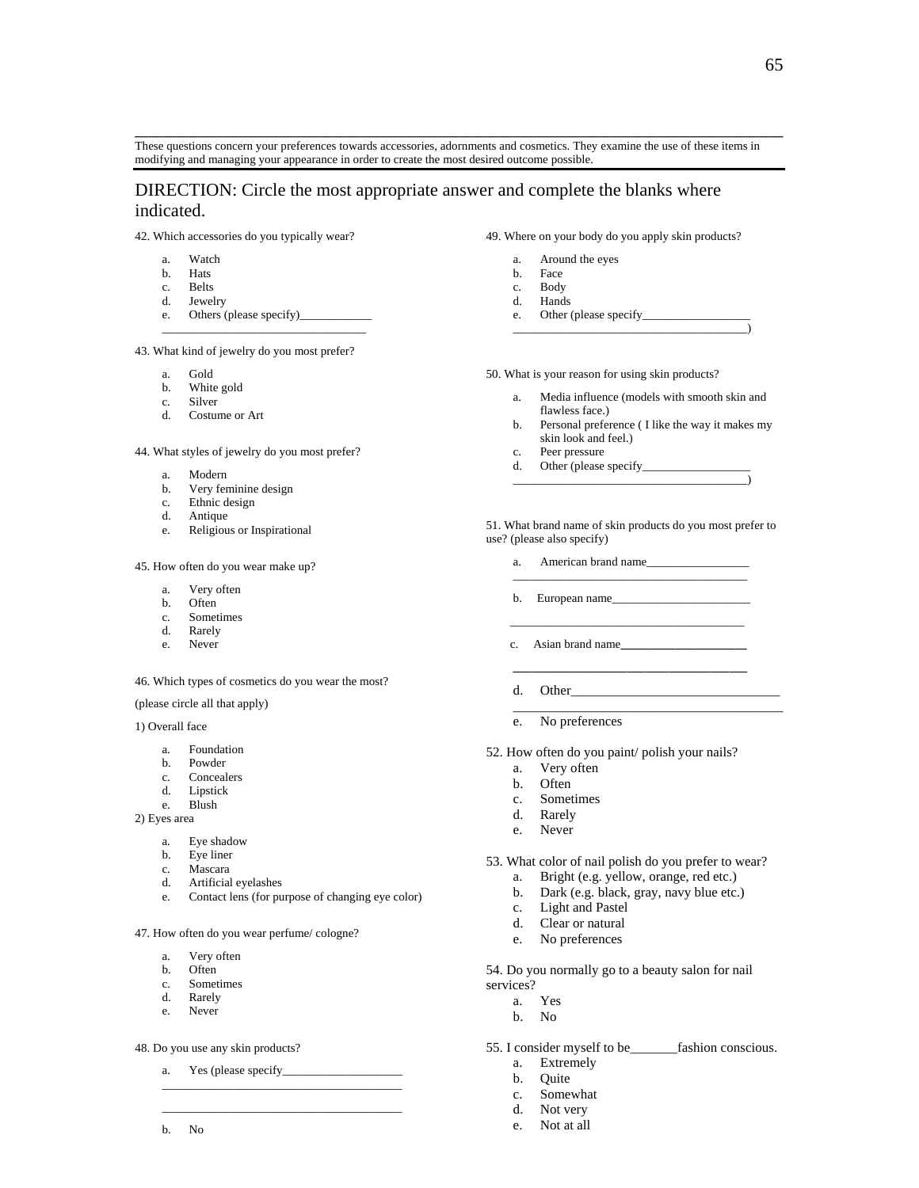These questions concern your preferences towards accessories, adornments and cosmetics. They examine the use of these items in modifying and managing your appearance in order to create the most desired outcome possible.

## DIRECTION: Circle the most appropriate answer and complete the blanks where indicated.

42. Which accessories do you typically wear?

   a. Watch
   b. Hats
   c. Belts
   d. Jewelry
   e. Others (please specify)____________
   ________________________________

43. What kind of jewelry do you most prefer?

   a. Gold
   b. White gold
   c. Silver
   d. Costume or Art

44. What styles of jewelry do you most prefer?

   a. Modern
   b. Very feminine design
   c. Ethnic design
   d. Antique
   e. Religious or Inspirational

45. How often do you wear make up?

   a. Very often
   b. Often
   c. Sometimes
   d. Rarely
   e. Never

46. Which types of cosmetics do you wear the most?

(please circle all that apply)

1) Overall face

   a. Foundation
   b. Powder
   c. Concealers
   d. Lipstick
   e. Blush

2) Eyes area

   a. Eye shadow
   b. Eye liner
   c. Mascara
   d. Artificial eyelashes
   e. Contact lens (for purpose of changing eye color)

47. How often do you wear perfume/ cologne?

   a. Very often
   b. Often
   c. Sometimes
   d. Rarely
   e. Never

48. Do you use any skin products?

   a. Yes (please specify___________________
   _____________________________________
   _____________________________________
   b. No

49. Where on your body do you apply skin products?

   a. Around the eyes
   b. Face
   c. Body
   d. Hands
   e. Other (please specify_________________
   _____________________________________)

50. What is your reason for using skin products?

   a. Media influence (models with smooth skin and flawless face.)
   b. Personal preference ( I like the way it makes my skin look and feel.)
   c. Peer pressure
   d. Other (please specify_________________
   _____________________________________)

51. What brand name of skin products do you most prefer to use? (please also specify)

   a. American brand name_________________
   _____________________________________
   b. European name______________________
   _____________________________________
   c. Asian brand name____________________
   _____________________________________
   d. Other______________________________
   _____________________________________
   e. No preferences

52. How often do you paint/ polish your nails?

   a. Very often
   b. Often
   c. Sometimes
   d. Rarely
   e. Never

53. What color of nail polish do you prefer to wear?

   a. Bright (e.g. yellow, orange, red etc.)
   b. Dark (e.g. black, gray, navy blue etc.)
   c. Light and Pastel
   d. Clear or natural
   e. No preferences

54. Do you normally go to a beauty salon for nail services?

   a. Yes
   b. No

55. I consider myself to be_______fashion conscious.

   a. Extremely
   b. Quite
   c. Somewhat
   d. Not very
   e. Not at all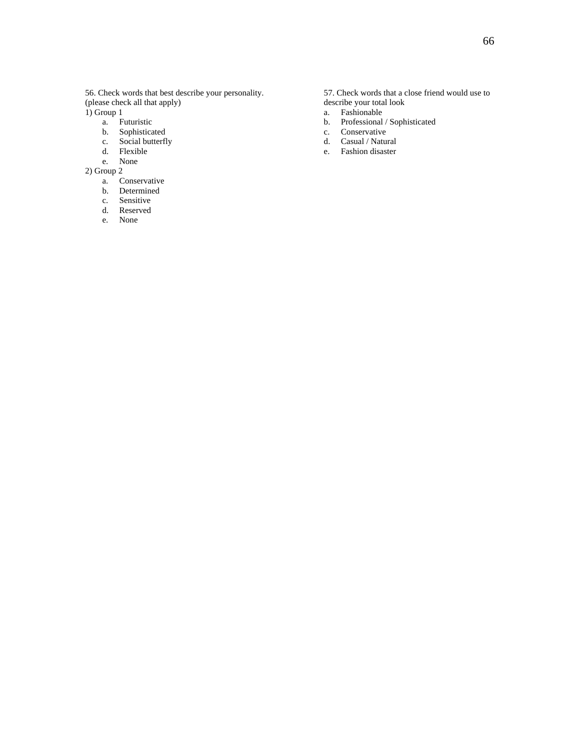56. Check words that best describe your personality. (please check all that apply)

1) Group 1
   a. Futuristic
   b. Sophisticated
   c. Social butterfly
   d. Flexible
   e. None

2) Group 2
   a. Conservative
   b. Determined
   c. Sensitive
   d. Reserved
   e. None

57. Check words that a close friend would use to describe your total look

a. Fashionable
b. Professional / Sophisticated
c. Conservative
d. Casual / Natural
e. Fashion disaster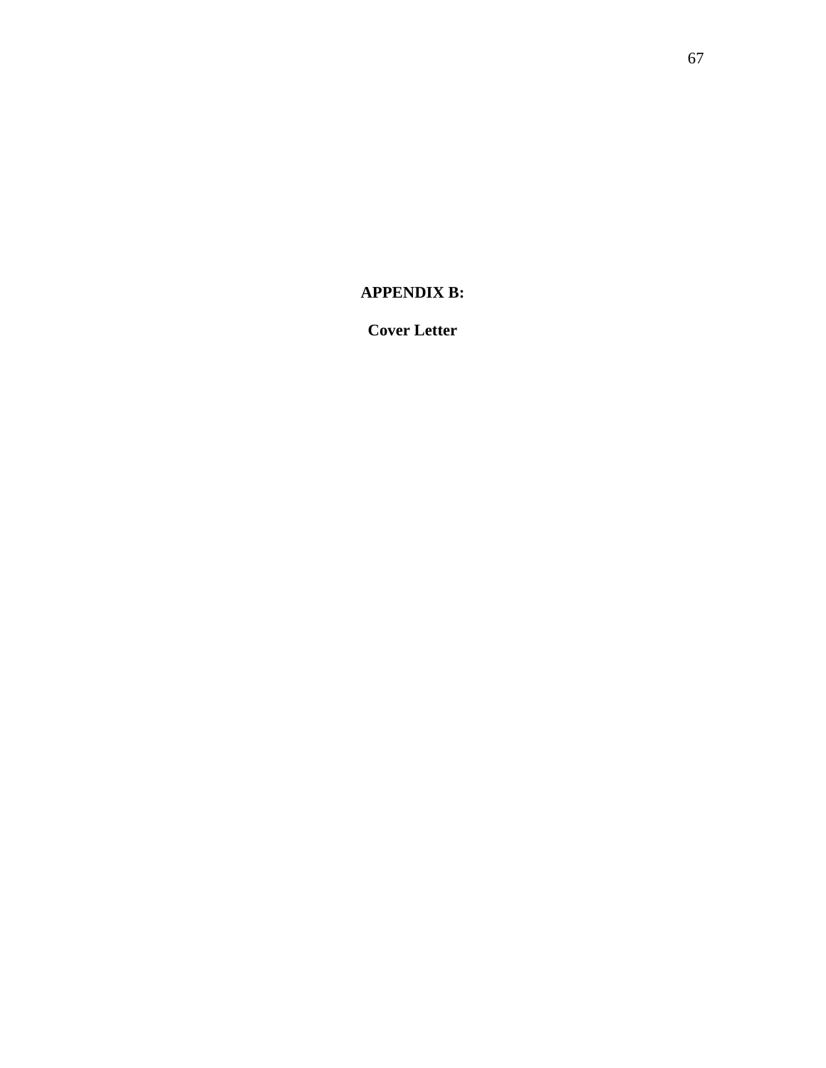# APPENDIX B:

## Cover Letter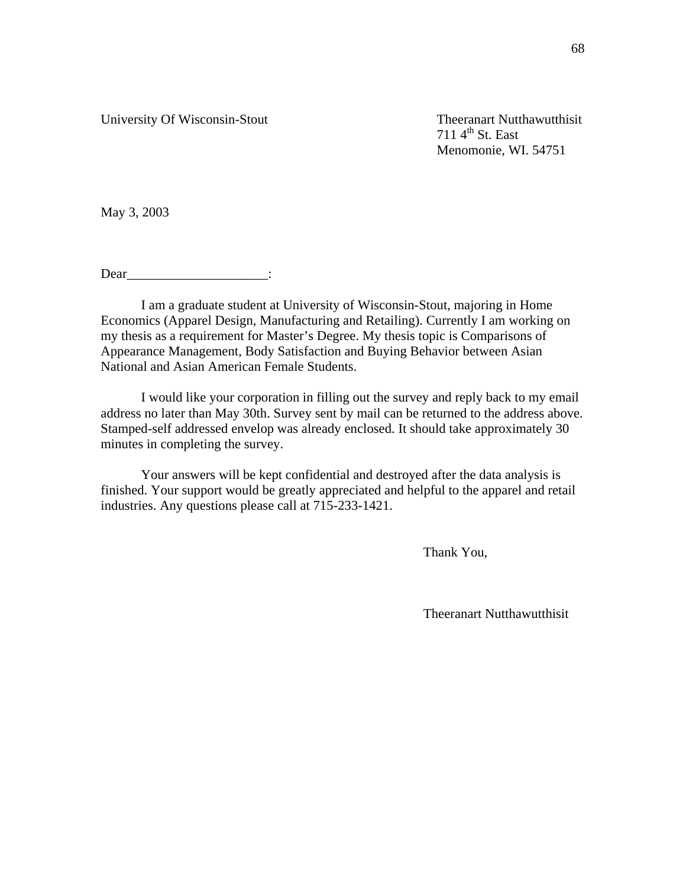University Of Wisconsin-Stout

Theeranart Nutthawutthisit
711 4th St. East
Menomonie, WI. 54751

May 3, 2003

Dear_____________________:

I am a graduate student at University of Wisconsin-Stout, majoring in Home Economics (Apparel Design, Manufacturing and Retailing). Currently I am working on my thesis as a requirement for Master's Degree. My thesis topic is Comparisons of Appearance Management, Body Satisfaction and Buying Behavior between Asian National and Asian American Female Students.

I would like your corporation in filling out the survey and reply back to my email address no later than May 30th. Survey sent by mail can be returned to the address above. Stamped-self addressed envelop was already enclosed. It should take approximately 30 minutes in completing the survey.

Your answers will be kept confidential and destroyed after the data analysis is finished. Your support would be greatly appreciated and helpful to the apparel and retail industries. Any questions please call at 715-233-1421.

Thank You,

Theeranart Nutthawutthisit